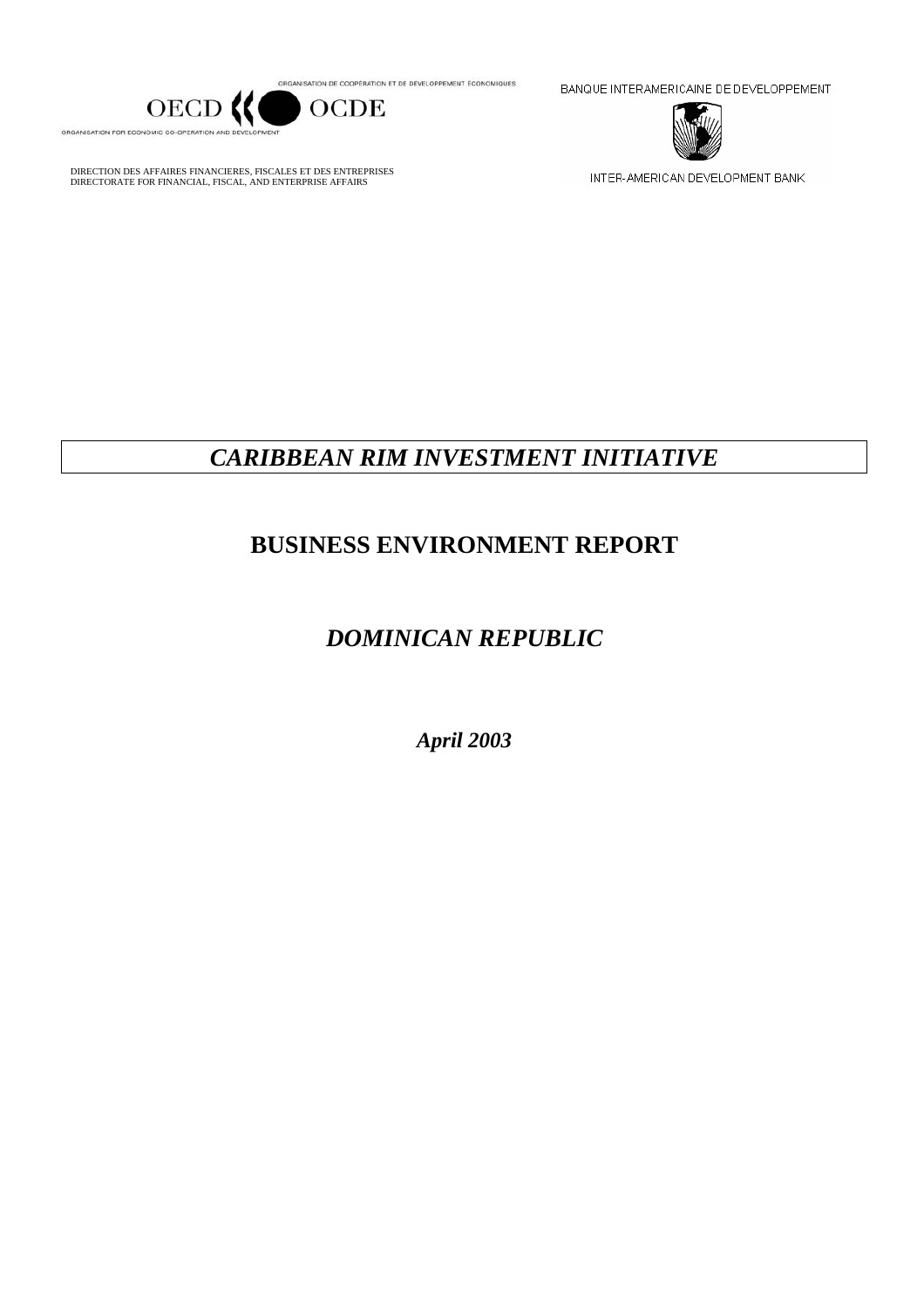ORGANISATION DE COOPÉRATION ET DE DÉVELOPPEMENT ÉCONOMIQUES

OECD OCDE

ORGANISATION FOR ECONOMIC CO-OPERATION AND DEVELOPMENT

DIRECTION DES AFFAIRES FINANCIERES, FISCALES ET DES ENTREPRISES
DIRECTORATE FOR FINANCIAL, FISCAL, AND ENTERPRISE AFFAIRS

BANQUE INTERAMERICAINE DE DEVELOPPEMENT

INTER-AMERICAN DEVELOPMENT BANK

# *CARIBBEAN RIM INVESTMENT INITIATIVE*

## BUSINESS ENVIRONMENT REPORT

## *DOMINICAN REPUBLIC*

***April 2003***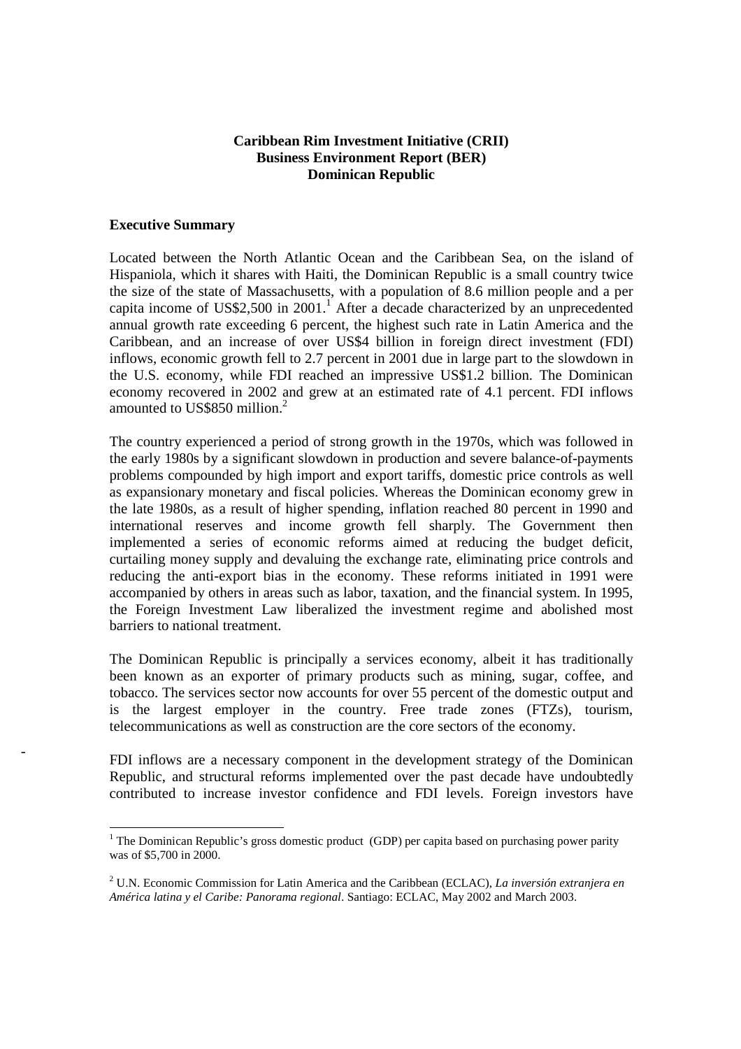**Caribbean Rim Investment Initiative (CRII)**
**Business Environment Report (BER)**
**Dominican Republic**

## Executive Summary

Located between the North Atlantic Ocean and the Caribbean Sea, on the island of Hispaniola, which it shares with Haiti, the Dominican Republic is a small country twice the size of the state of Massachusetts, with a population of 8.6 million people and a per capita income of US$2,500 in 2001.[1] After a decade characterized by an unprecedented annual growth rate exceeding 6 percent, the highest such rate in Latin America and the Caribbean, and an increase of over US$4 billion in foreign direct investment (FDI) inflows, economic growth fell to 2.7 percent in 2001 due in large part to the slowdown in the U.S. economy, while FDI reached an impressive US$1.2 billion. The Dominican economy recovered in 2002 and grew at an estimated rate of 4.1 percent. FDI inflows amounted to US$850 million.[2]

The country experienced a period of strong growth in the 1970s, which was followed in the early 1980s by a significant slowdown in production and severe balance-of-payments problems compounded by high import and export tariffs, domestic price controls as well as expansionary monetary and fiscal policies. Whereas the Dominican economy grew in the late 1980s, as a result of higher spending, inflation reached 80 percent in 1990 and international reserves and income growth fell sharply. The Government then implemented a series of economic reforms aimed at reducing the budget deficit, curtailing money supply and devaluing the exchange rate, eliminating price controls and reducing the anti-export bias in the economy. These reforms initiated in 1991 were accompanied by others in areas such as labor, taxation, and the financial system. In 1995, the Foreign Investment Law liberalized the investment regime and abolished most barriers to national treatment.

The Dominican Republic is principally a services economy, albeit it has traditionally been known as an exporter of primary products such as mining, sugar, coffee, and tobacco. The services sector now accounts for over 55 percent of the domestic output and is the largest employer in the country. Free trade zones (FTZs), tourism, telecommunications as well as construction are the core sectors of the economy.

FDI inflows are a necessary component in the development strategy of the Dominican Republic, and structural reforms implemented over the past decade have undoubtedly contributed to increase investor confidence and FDI levels. Foreign investors have

---

[1] The Dominican Republic's gross domestic product (GDP) per capita based on purchasing power parity was of $5,700 in 2000.

[2] U.N. Economic Commission for Latin America and the Caribbean (ECLAC), *La inversión extranjera en América latina y el Caribe: Panorama regional*. Santiago: ECLAC, May 2002 and March 2003.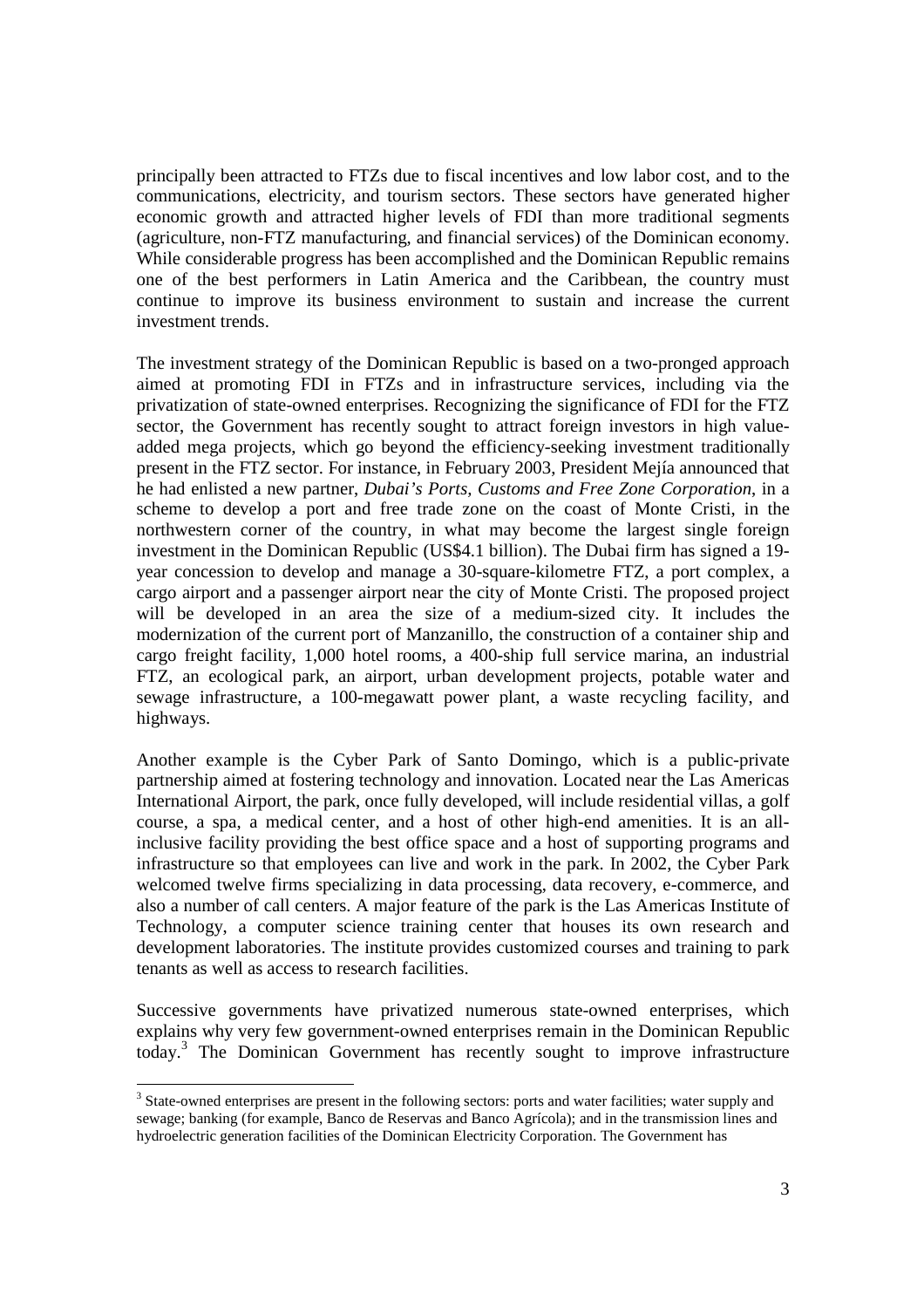principally been attracted to FTZs due to fiscal incentives and low labor cost, and to the communications, electricity, and tourism sectors. These sectors have generated higher economic growth and attracted higher levels of FDI than more traditional segments (agriculture, non-FTZ manufacturing, and financial services) of the Dominican economy. While considerable progress has been accomplished and the Dominican Republic remains one of the best performers in Latin America and the Caribbean, the country must continue to improve its business environment to sustain and increase the current investment trends.

The investment strategy of the Dominican Republic is based on a two-pronged approach aimed at promoting FDI in FTZs and in infrastructure services, including via the privatization of state-owned enterprises. Recognizing the significance of FDI for the FTZ sector, the Government has recently sought to attract foreign investors in high value-added mega projects, which go beyond the efficiency-seeking investment traditionally present in the FTZ sector. For instance, in February 2003, President Mejía announced that he had enlisted a new partner, *Dubai's Ports, Customs and Free Zone Corporation*, in a scheme to develop a port and free trade zone on the coast of Monte Cristi, in the northwestern corner of the country, in what may become the largest single foreign investment in the Dominican Republic (US$4.1 billion). The Dubai firm has signed a 19-year concession to develop and manage a 30-square-kilometre FTZ, a port complex, a cargo airport and a passenger airport near the city of Monte Cristi. The proposed project will be developed in an area the size of a medium-sized city. It includes the modernization of the current port of Manzanillo, the construction of a container ship and cargo freight facility, 1,000 hotel rooms, a 400-ship full service marina, an industrial FTZ, an ecological park, an airport, urban development projects, potable water and sewage infrastructure, a 100-megawatt power plant, a waste recycling facility, and highways.

Another example is the Cyber Park of Santo Domingo, which is a public-private partnership aimed at fostering technology and innovation. Located near the Las Americas International Airport, the park, once fully developed, will include residential villas, a golf course, a spa, a medical center, and a host of other high-end amenities. It is an all-inclusive facility providing the best office space and a host of supporting programs and infrastructure so that employees can live and work in the park. In 2002, the Cyber Park welcomed twelve firms specializing in data processing, data recovery, e-commerce, and also a number of call centers. A major feature of the park is the Las Americas Institute of Technology, a computer science training center that houses its own research and development laboratories. The institute provides customized courses and training to park tenants as well as access to research facilities.

Successive governments have privatized numerous state-owned enterprises, which explains why very few government-owned enterprises remain in the Dominican Republic today.[3] The Dominican Government has recently sought to improve infrastructure

---

[3] State-owned enterprises are present in the following sectors: ports and water facilities; water supply and sewage; banking (for example, Banco de Reservas and Banco Agrícola); and in the transmission lines and hydroelectric generation facilities of the Dominican Electricity Corporation. The Government has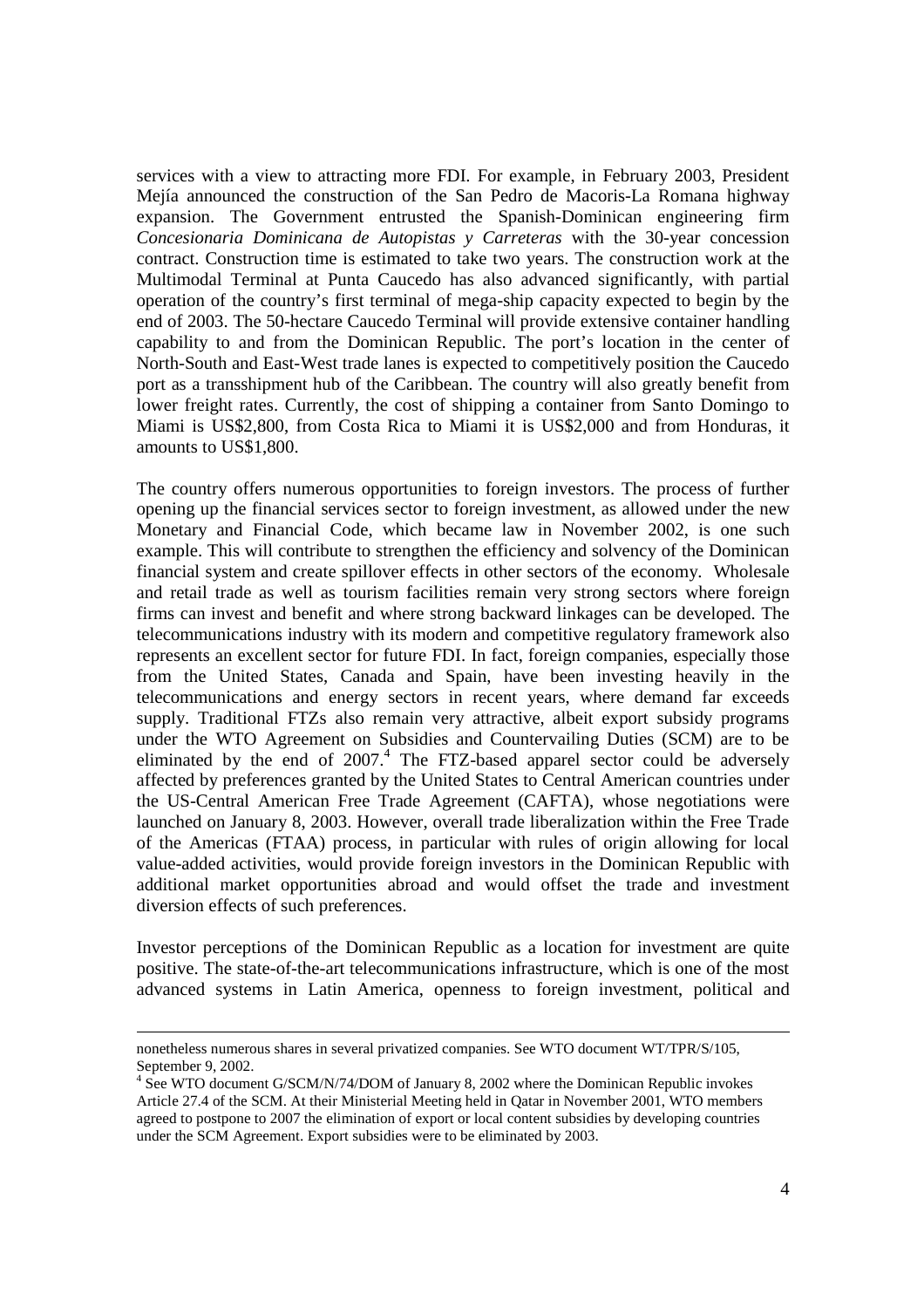services with a view to attracting more FDI. For example, in February 2003, President Mejía announced the construction of the San Pedro de Macoris-La Romana highway expansion. The Government entrusted the Spanish-Dominican engineering firm *Concesionaria Dominicana de Autopistas y Carreteras* with the 30-year concession contract. Construction time is estimated to take two years. The construction work at the Multimodal Terminal at Punta Caucedo has also advanced significantly, with partial operation of the country's first terminal of mega-ship capacity expected to begin by the end of 2003. The 50-hectare Caucedo Terminal will provide extensive container handling capability to and from the Dominican Republic. The port's location in the center of North-South and East-West trade lanes is expected to competitively position the Caucedo port as a transshipment hub of the Caribbean. The country will also greatly benefit from lower freight rates. Currently, the cost of shipping a container from Santo Domingo to Miami is US$2,800, from Costa Rica to Miami it is US$2,000 and from Honduras, it amounts to US$1,800.

The country offers numerous opportunities to foreign investors. The process of further opening up the financial services sector to foreign investment, as allowed under the new Monetary and Financial Code, which became law in November 2002, is one such example. This will contribute to strengthen the efficiency and solvency of the Dominican financial system and create spillover effects in other sectors of the economy. Wholesale and retail trade as well as tourism facilities remain very strong sectors where foreign firms can invest and benefit and where strong backward linkages can be developed. The telecommunications industry with its modern and competitive regulatory framework also represents an excellent sector for future FDI. In fact, foreign companies, especially those from the United States, Canada and Spain, have been investing heavily in the telecommunications and energy sectors in recent years, where demand far exceeds supply. Traditional FTZs also remain very attractive, albeit export subsidy programs under the WTO Agreement on Subsidies and Countervailing Duties (SCM) are to be eliminated by the end of 2007.[4] The FTZ-based apparel sector could be adversely affected by preferences granted by the United States to Central American countries under the US-Central American Free Trade Agreement (CAFTA), whose negotiations were launched on January 8, 2003. However, overall trade liberalization within the Free Trade of the Americas (FTAA) process, in particular with rules of origin allowing for local value-added activities, would provide foreign investors in the Dominican Republic with additional market opportunities abroad and would offset the trade and investment diversion effects of such preferences.

Investor perceptions of the Dominican Republic as a location for investment are quite positive. The state-of-the-art telecommunications infrastructure, which is one of the most advanced systems in Latin America, openness to foreign investment, political and

---

nonetheless numerous shares in several privatized companies. See WTO document WT/TPR/S/105, September 9, 2002.

[4] See WTO document G/SCM/N/74/DOM of January 8, 2002 where the Dominican Republic invokes Article 27.4 of the SCM. At their Ministerial Meeting held in Qatar in November 2001, WTO members agreed to postpone to 2007 the elimination of export or local content subsidies by developing countries under the SCM Agreement. Export subsidies were to be eliminated by 2003.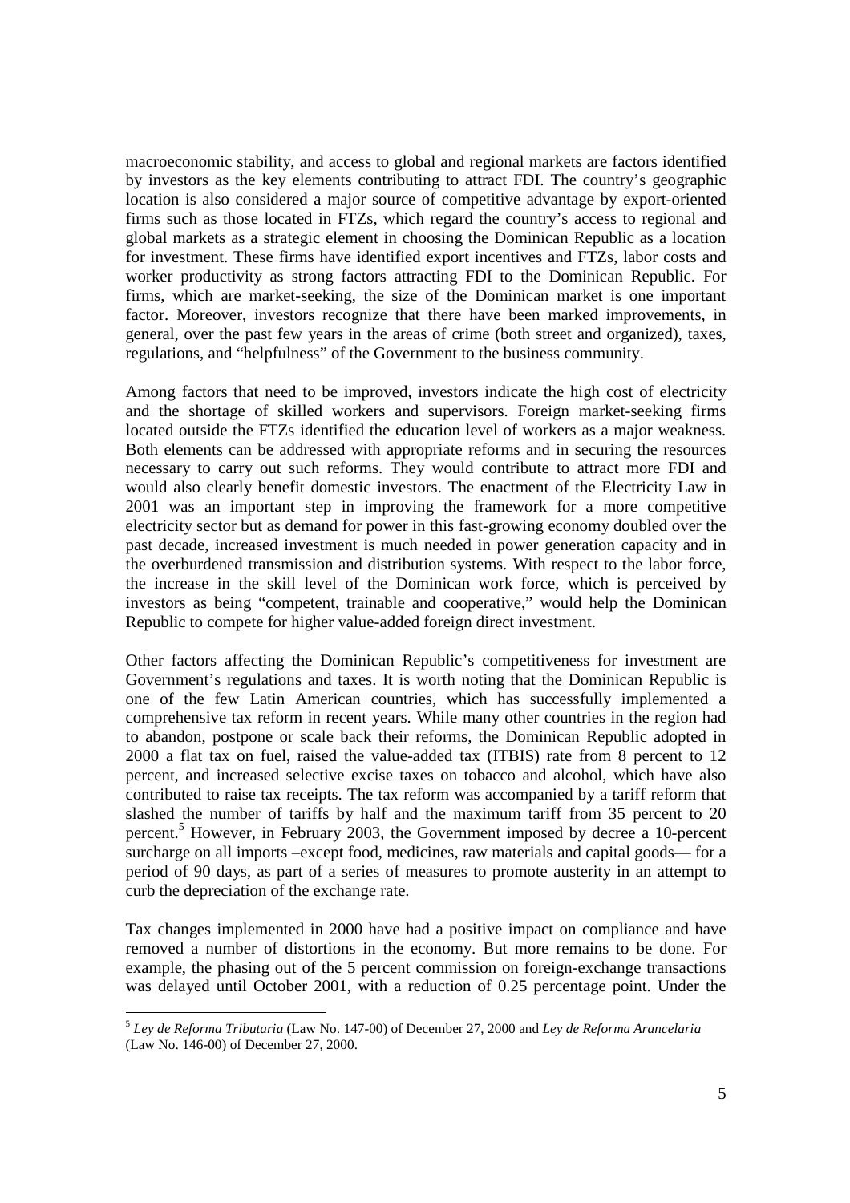macroeconomic stability, and access to global and regional markets are factors identified by investors as the key elements contributing to attract FDI. The country's geographic location is also considered a major source of competitive advantage by export-oriented firms such as those located in FTZs, which regard the country's access to regional and global markets as a strategic element in choosing the Dominican Republic as a location for investment. These firms have identified export incentives and FTZs, labor costs and worker productivity as strong factors attracting FDI to the Dominican Republic. For firms, which are market-seeking, the size of the Dominican market is one important factor. Moreover, investors recognize that there have been marked improvements, in general, over the past few years in the areas of crime (both street and organized), taxes, regulations, and "helpfulness" of the Government to the business community.

Among factors that need to be improved, investors indicate the high cost of electricity and the shortage of skilled workers and supervisors. Foreign market-seeking firms located outside the FTZs identified the education level of workers as a major weakness. Both elements can be addressed with appropriate reforms and in securing the resources necessary to carry out such reforms. They would contribute to attract more FDI and would also clearly benefit domestic investors. The enactment of the Electricity Law in 2001 was an important step in improving the framework for a more competitive electricity sector but as demand for power in this fast-growing economy doubled over the past decade, increased investment is much needed in power generation capacity and in the overburdened transmission and distribution systems. With respect to the labor force, the increase in the skill level of the Dominican work force, which is perceived by investors as being "competent, trainable and cooperative," would help the Dominican Republic to compete for higher value-added foreign direct investment.

Other factors affecting the Dominican Republic's competitiveness for investment are Government's regulations and taxes. It is worth noting that the Dominican Republic is one of the few Latin American countries, which has successfully implemented a comprehensive tax reform in recent years. While many other countries in the region had to abandon, postpone or scale back their reforms, the Dominican Republic adopted in 2000 a flat tax on fuel, raised the value-added tax (ITBIS) rate from 8 percent to 12 percent, and increased selective excise taxes on tobacco and alcohol, which have also contributed to raise tax receipts. The tax reform was accompanied by a tariff reform that slashed the number of tariffs by half and the maximum tariff from 35 percent to 20 percent.[5] However, in February 2003, the Government imposed by decree a 10-percent surcharge on all imports –except food, medicines, raw materials and capital goods— for a period of 90 days, as part of a series of measures to promote austerity in an attempt to curb the depreciation of the exchange rate.

Tax changes implemented in 2000 have had a positive impact on compliance and have removed a number of distortions in the economy. But more remains to be done. For example, the phasing out of the 5 percent commission on foreign-exchange transactions was delayed until October 2001, with a reduction of 0.25 percentage point. Under the

[5] *Ley de Reforma Tributaria* (Law No. 147-00) of December 27, 2000 and *Ley de Reforma Arancelaria* (Law No. 146-00) of December 27, 2000.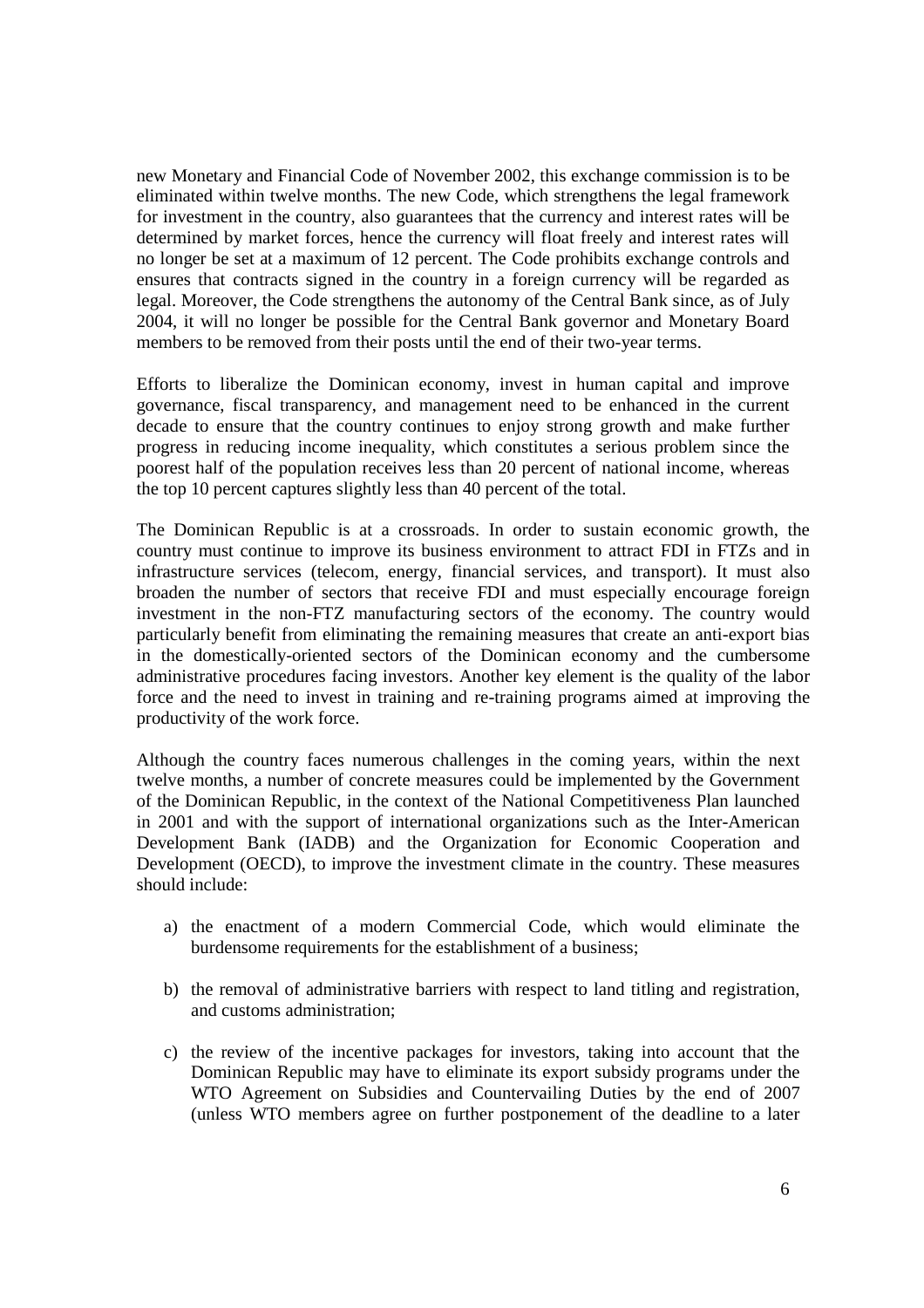new Monetary and Financial Code of November 2002, this exchange commission is to be eliminated within twelve months. The new Code, which strengthens the legal framework for investment in the country, also guarantees that the currency and interest rates will be determined by market forces, hence the currency will float freely and interest rates will no longer be set at a maximum of 12 percent. The Code prohibits exchange controls and ensures that contracts signed in the country in a foreign currency will be regarded as legal. Moreover, the Code strengthens the autonomy of the Central Bank since, as of July 2004, it will no longer be possible for the Central Bank governor and Monetary Board members to be removed from their posts until the end of their two-year terms.

Efforts to liberalize the Dominican economy, invest in human capital and improve governance, fiscal transparency, and management need to be enhanced in the current decade to ensure that the country continues to enjoy strong growth and make further progress in reducing income inequality, which constitutes a serious problem since the poorest half of the population receives less than 20 percent of national income, whereas the top 10 percent captures slightly less than 40 percent of the total.

The Dominican Republic is at a crossroads. In order to sustain economic growth, the country must continue to improve its business environment to attract FDI in FTZs and in infrastructure services (telecom, energy, financial services, and transport). It must also broaden the number of sectors that receive FDI and must especially encourage foreign investment in the non-FTZ manufacturing sectors of the economy. The country would particularly benefit from eliminating the remaining measures that create an anti-export bias in the domestically-oriented sectors of the Dominican economy and the cumbersome administrative procedures facing investors. Another key element is the quality of the labor force and the need to invest in training and re-training programs aimed at improving the productivity of the work force.

Although the country faces numerous challenges in the coming years, within the next twelve months, a number of concrete measures could be implemented by the Government of the Dominican Republic, in the context of the National Competitiveness Plan launched in 2001 and with the support of international organizations such as the Inter-American Development Bank (IADB) and the Organization for Economic Cooperation and Development (OECD), to improve the investment climate in the country. These measures should include:

a) the enactment of a modern Commercial Code, which would eliminate the burdensome requirements for the establishment of a business;

b) the removal of administrative barriers with respect to land titling and registration, and customs administration;

c) the review of the incentive packages for investors, taking into account that the Dominican Republic may have to eliminate its export subsidy programs under the WTO Agreement on Subsidies and Countervailing Duties by the end of 2007 (unless WTO members agree on further postponement of the deadline to a later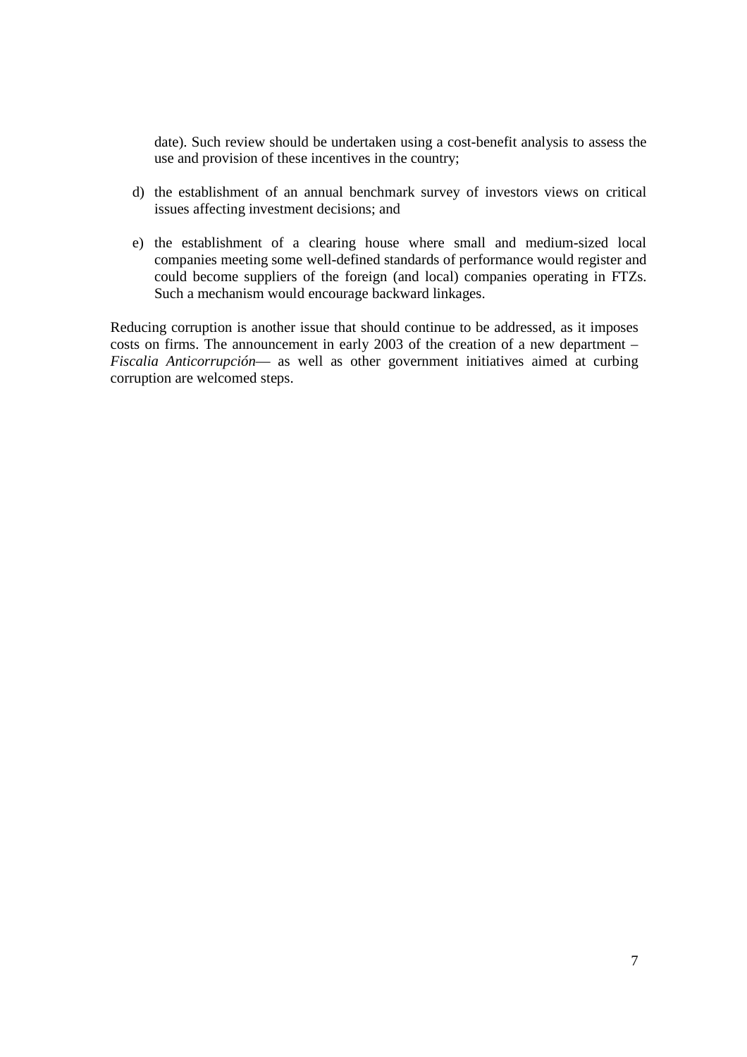date). Such review should be undertaken using a cost-benefit analysis to assess the use and provision of these incentives in the country;

d) the establishment of an annual benchmark survey of investors views on critical issues affecting investment decisions; and

e) the establishment of a clearing house where small and medium-sized local companies meeting some well-defined standards of performance would register and could become suppliers of the foreign (and local) companies operating in FTZs. Such a mechanism would encourage backward linkages.

Reducing corruption is another issue that should continue to be addressed, as it imposes costs on firms. The announcement in early 2003 of the creation of a new department – *Fiscalia Anticorrupción*— as well as other government initiatives aimed at curbing corruption are welcomed steps.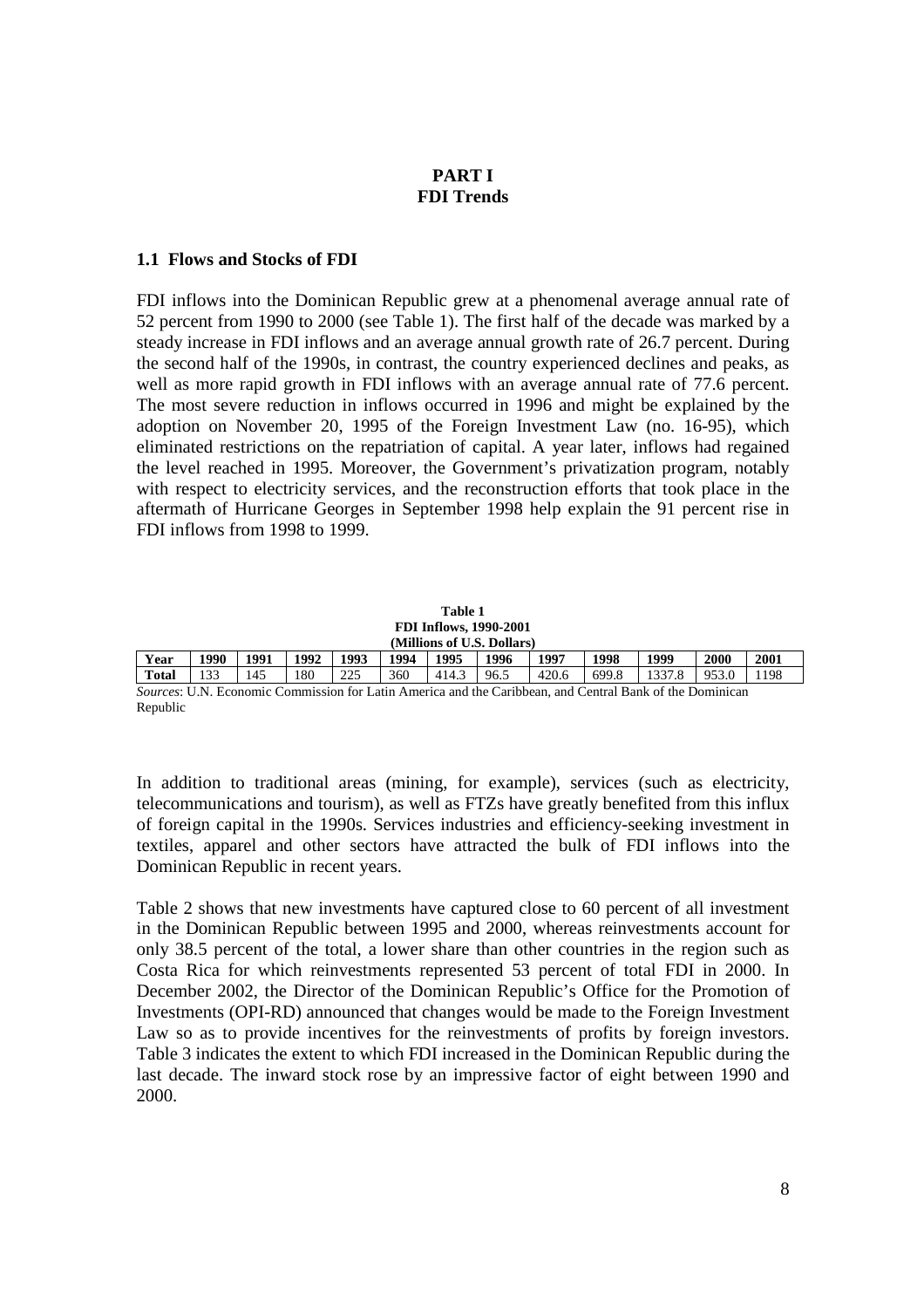# PART I
# FDI Trends

## 1.1 Flows and Stocks of FDI

FDI inflows into the Dominican Republic grew at a phenomenal average annual rate of 52 percent from 1990 to 2000 (see Table 1). The first half of the decade was marked by a steady increase in FDI inflows and an average annual growth rate of 26.7 percent. During the second half of the 1990s, in contrast, the country experienced declines and peaks, as well as more rapid growth in FDI inflows with an average annual rate of 77.6 percent. The most severe reduction in inflows occurred in 1996 and might be explained by the adoption on November 20, 1995 of the Foreign Investment Law (no. 16-95), which eliminated restrictions on the repatriation of capital. A year later, inflows had regained the level reached in 1995. Moreover, the Government's privatization program, notably with respect to electricity services, and the reconstruction efforts that took place in the aftermath of Hurricane Georges in September 1998 help explain the 91 percent rise in FDI inflows from 1998 to 1999.

**Table 1**
**FDI Inflows, 1990-2001**
**(Millions of U.S. Dollars)**

| Year | 1990 | 1991 | 1992 | 1993 | 1994 | 1995 | 1996 | 1997 | 1998 | 1999 | 2000 | 2001 |
|---|---|---|---|---|---|---|---|---|---|---|---|---|
| **Total** | 133 | 145 | 180 | 225 | 360 | 414.3 | 96.5 | 420.6 | 699.8 | 1337.8 | 953.0 | 1198 |

*Sources*: U.N. Economic Commission for Latin America and the Caribbean, and Central Bank of the Dominican Republic

In addition to traditional areas (mining, for example), services (such as electricity, telecommunications and tourism), as well as FTZs have greatly benefited from this influx of foreign capital in the 1990s. Services industries and efficiency-seeking investment in textiles, apparel and other sectors have attracted the bulk of FDI inflows into the Dominican Republic in recent years.

Table 2 shows that new investments have captured close to 60 percent of all investment in the Dominican Republic between 1995 and 2000, whereas reinvestments account for only 38.5 percent of the total, a lower share than other countries in the region such as Costa Rica for which reinvestments represented 53 percent of total FDI in 2000. In December 2002, the Director of the Dominican Republic's Office for the Promotion of Investments (OPI-RD) announced that changes would be made to the Foreign Investment Law so as to provide incentives for the reinvestments of profits by foreign investors. Table 3 indicates the extent to which FDI increased in the Dominican Republic during the last decade. The inward stock rose by an impressive factor of eight between 1990 and 2000.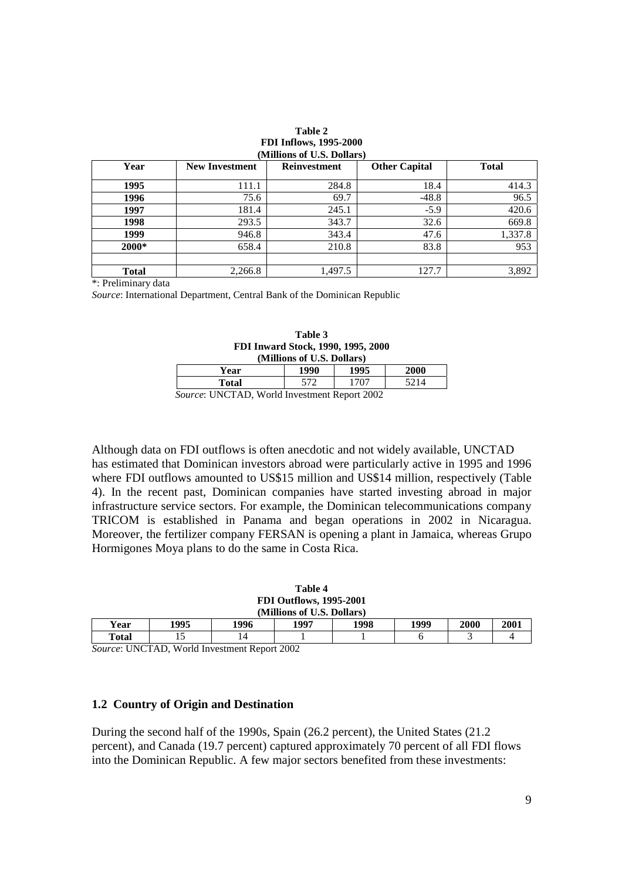**Table 2**
**FDI Inflows, 1995-2000**
**(Millions of U.S. Dollars)**

| Year | New Investment | Reinvestment | Other Capital | Total |
|---|---|---|---|---|
| **1995** | 111.1 | 284.8 | 18.4 | 414.3 |
| **1996** | 75.6 | 69.7 | -48.8 | 96.5 |
| **1997** | 181.4 | 245.1 | -5.9 | 420.6 |
| **1998** | 293.5 | 343.7 | 32.6 | 669.8 |
| **1999** | 946.8 | 343.4 | 47.6 | 1,337.8 |
| **2000*** | 658.4 | 210.8 | 83.8 | 953 |
| | | | | |
| **Total** | 2,266.8 | 1,497.5 | 127.7 | 3,892 |

*: Preliminary data

*Source*: International Department, Central Bank of the Dominican Republic

**Table 3**
**FDI Inward Stock, 1990, 1995, 2000**
**(Millions of U.S. Dollars)**

| Year | 1990 | 1995 | 2000 |
|---|---|---|---|
| **Total** | 572 | 1707 | 5214 |

*Source*: UNCTAD, World Investment Report 2002

Although data on FDI outflows is often anecdotic and not widely available, UNCTAD has estimated that Dominican investors abroad were particularly active in 1995 and 1996 where FDI outflows amounted to US$15 million and US$14 million, respectively (Table 4). In the recent past, Dominican companies have started investing abroad in major infrastructure service sectors. For example, the Dominican telecommunications company TRICOM is established in Panama and began operations in 2002 in Nicaragua. Moreover, the fertilizer company FERSAN is opening a plant in Jamaica, whereas Grupo Hormigones Moya plans to do the same in Costa Rica.

**Table 4**
**FDI Outflows, 1995-2001**
**(Millions of U.S. Dollars)**

| Year | 1995 | 1996 | 1997 | 1998 | 1999 | 2000 | 2001 |
|---|---|---|---|---|---|---|---|
| **Total** | 15 | 14 | 1 | 1 | 6 | 3 | 4 |

*Source*: UNCTAD, World Investment Report 2002

### 1.2 Country of Origin and Destination

During the second half of the 1990s, Spain (26.2 percent), the United States (21.2 percent), and Canada (19.7 percent) captured approximately 70 percent of all FDI flows into the Dominican Republic. A few major sectors benefited from these investments: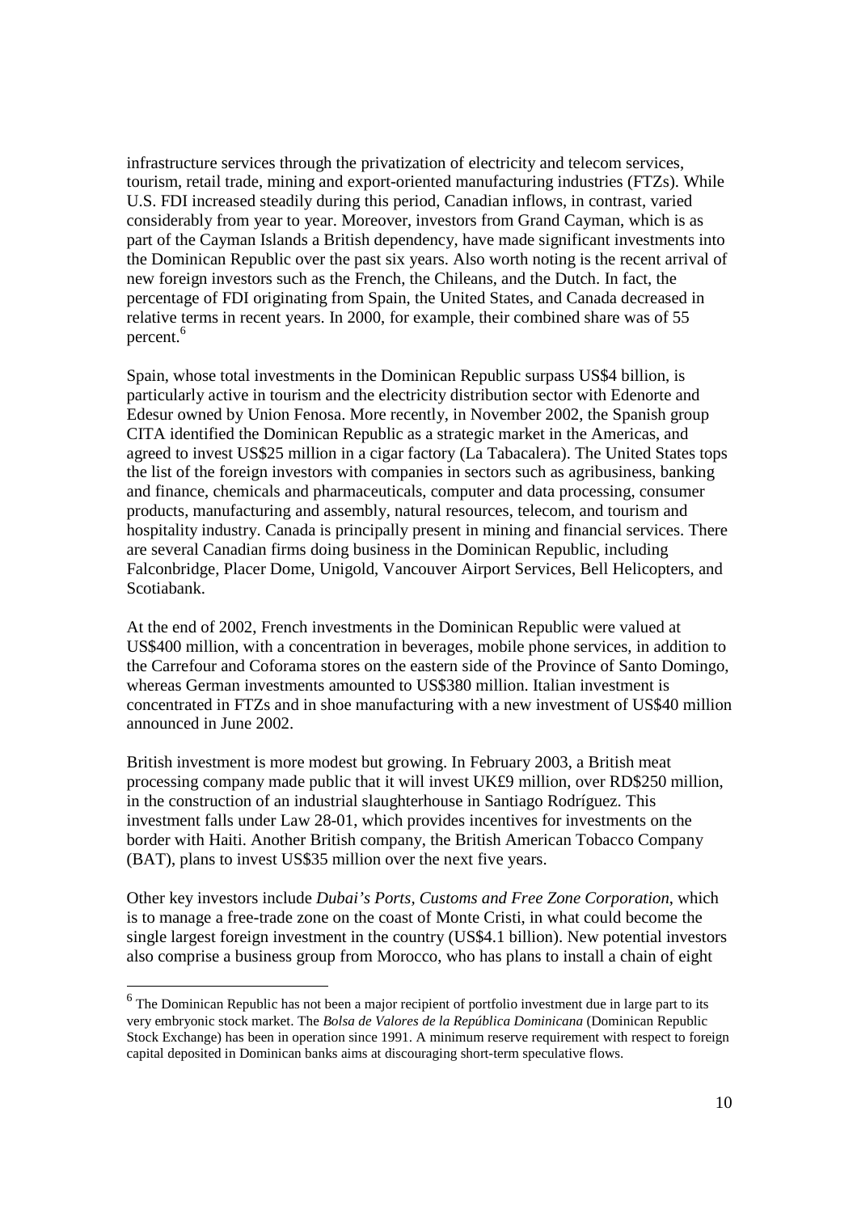infrastructure services through the privatization of electricity and telecom services, tourism, retail trade, mining and export-oriented manufacturing industries (FTZs). While U.S. FDI increased steadily during this period, Canadian inflows, in contrast, varied considerably from year to year. Moreover, investors from Grand Cayman, which is as part of the Cayman Islands a British dependency, have made significant investments into the Dominican Republic over the past six years. Also worth noting is the recent arrival of new foreign investors such as the French, the Chileans, and the Dutch. In fact, the percentage of FDI originating from Spain, the United States, and Canada decreased in relative terms in recent years. In 2000, for example, their combined share was of 55 percent.[6]

Spain, whose total investments in the Dominican Republic surpass US$4 billion, is particularly active in tourism and the electricity distribution sector with Edenorte and Edesur owned by Union Fenosa. More recently, in November 2002, the Spanish group CITA identified the Dominican Republic as a strategic market in the Americas, and agreed to invest US$25 million in a cigar factory (La Tabacalera). The United States tops the list of the foreign investors with companies in sectors such as agribusiness, banking and finance, chemicals and pharmaceuticals, computer and data processing, consumer products, manufacturing and assembly, natural resources, telecom, and tourism and hospitality industry. Canada is principally present in mining and financial services. There are several Canadian firms doing business in the Dominican Republic, including Falconbridge, Placer Dome, Unigold, Vancouver Airport Services, Bell Helicopters, and Scotiabank.

At the end of 2002, French investments in the Dominican Republic were valued at US$400 million, with a concentration in beverages, mobile phone services, in addition to the Carrefour and Coforama stores on the eastern side of the Province of Santo Domingo, whereas German investments amounted to US$380 million. Italian investment is concentrated in FTZs and in shoe manufacturing with a new investment of US$40 million announced in June 2002.

British investment is more modest but growing. In February 2003, a British meat processing company made public that it will invest UK£9 million, over RD$250 million, in the construction of an industrial slaughterhouse in Santiago Rodríguez. This investment falls under Law 28-01, which provides incentives for investments on the border with Haiti. Another British company, the British American Tobacco Company (BAT), plans to invest US$35 million over the next five years.

Other key investors include *Dubai's Ports, Customs and Free Zone Corporation*, which is to manage a free-trade zone on the coast of Monte Cristi, in what could become the single largest foreign investment in the country (US$4.1 billion). New potential investors also comprise a business group from Morocco, who has plans to install a chain of eight

---

[6] The Dominican Republic has not been a major recipient of portfolio investment due in large part to its very embryonic stock market. The *Bolsa de Valores de la República Dominicana* (Dominican Republic Stock Exchange) has been in operation since 1991. A minimum reserve requirement with respect to foreign capital deposited in Dominican banks aims at discouraging short-term speculative flows.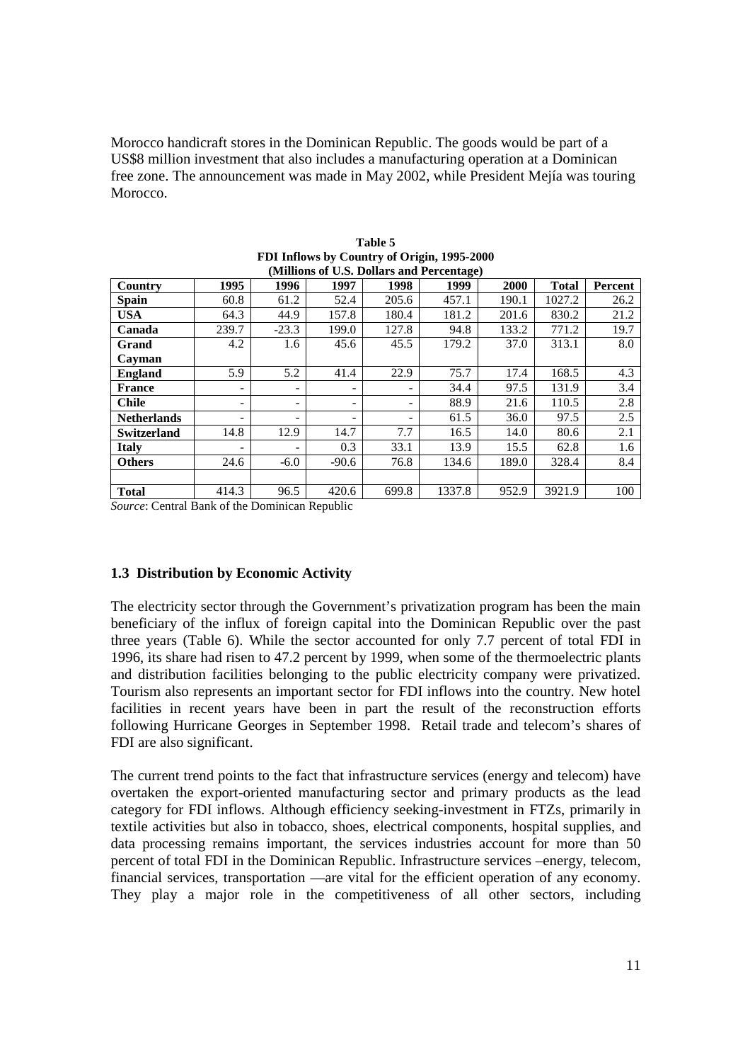Morocco handicraft stores in the Dominican Republic. The goods would be part of a US$8 million investment that also includes a manufacturing operation at a Dominican free zone. The announcement was made in May 2002, while President Mejía was touring Morocco.

**Table 5**
**FDI Inflows by Country of Origin, 1995-2000**
**(Millions of U.S. Dollars and Percentage)**

| Country | 1995 | 1996 | 1997 | 1998 | 1999 | 2000 | Total | Percent |
|---|---|---|---|---|---|---|---|---|
| **Spain** | 60.8 | 61.2 | 52.4 | 205.6 | 457.1 | 190.1 | 1027.2 | 26.2 |
| **USA** | 64.3 | 44.9 | 157.8 | 180.4 | 181.2 | 201.6 | 830.2 | 21.2 |
| **Canada** | 239.7 | -23.3 | 199.0 | 127.8 | 94.8 | 133.2 | 771.2 | 19.7 |
| **Grand Cayman** | 4.2 | 1.6 | 45.6 | 45.5 | 179.2 | 37.0 | 313.1 | 8.0 |
| **England** | 5.9 | 5.2 | 41.4 | 22.9 | 75.7 | 17.4 | 168.5 | 4.3 |
| **France** | - | - | - | - | 34.4 | 97.5 | 131.9 | 3.4 |
| **Chile** | - | - | - | - | 88.9 | 21.6 | 110.5 | 2.8 |
| **Netherlands** | - | - | - | - | 61.5 | 36.0 | 97.5 | 2.5 |
| **Switzerland** | 14.8 | 12.9 | 14.7 | 7.7 | 16.5 | 14.0 | 80.6 | 2.1 |
| **Italy** | - | - | 0.3 | 33.1 | 13.9 | 15.5 | 62.8 | 1.6 |
| **Others** | 24.6 | -6.0 | -90.6 | 76.8 | 134.6 | 189.0 | 328.4 | 8.4 |
| | | | | | | | | |
| **Total** | 414.3 | 96.5 | 420.6 | 699.8 | 1337.8 | 952.9 | 3921.9 | 100 |

*Source*: Central Bank of the Dominican Republic

### 1.3 Distribution by Economic Activity

The electricity sector through the Government's privatization program has been the main beneficiary of the influx of foreign capital into the Dominican Republic over the past three years (Table 6). While the sector accounted for only 7.7 percent of total FDI in 1996, its share had risen to 47.2 percent by 1999, when some of the thermoelectric plants and distribution facilities belonging to the public electricity company were privatized. Tourism also represents an important sector for FDI inflows into the country. New hotel facilities in recent years have been in part the result of the reconstruction efforts following Hurricane Georges in September 1998. Retail trade and telecom's shares of FDI are also significant.

The current trend points to the fact that infrastructure services (energy and telecom) have overtaken the export-oriented manufacturing sector and primary products as the lead category for FDI inflows. Although efficiency seeking-investment in FTZs, primarily in textile activities but also in tobacco, shoes, electrical components, hospital supplies, and data processing remains important, the services industries account for more than 50 percent of total FDI in the Dominican Republic. Infrastructure services –energy, telecom, financial services, transportation —are vital for the efficient operation of any economy. They play a major role in the competitiveness of all other sectors, including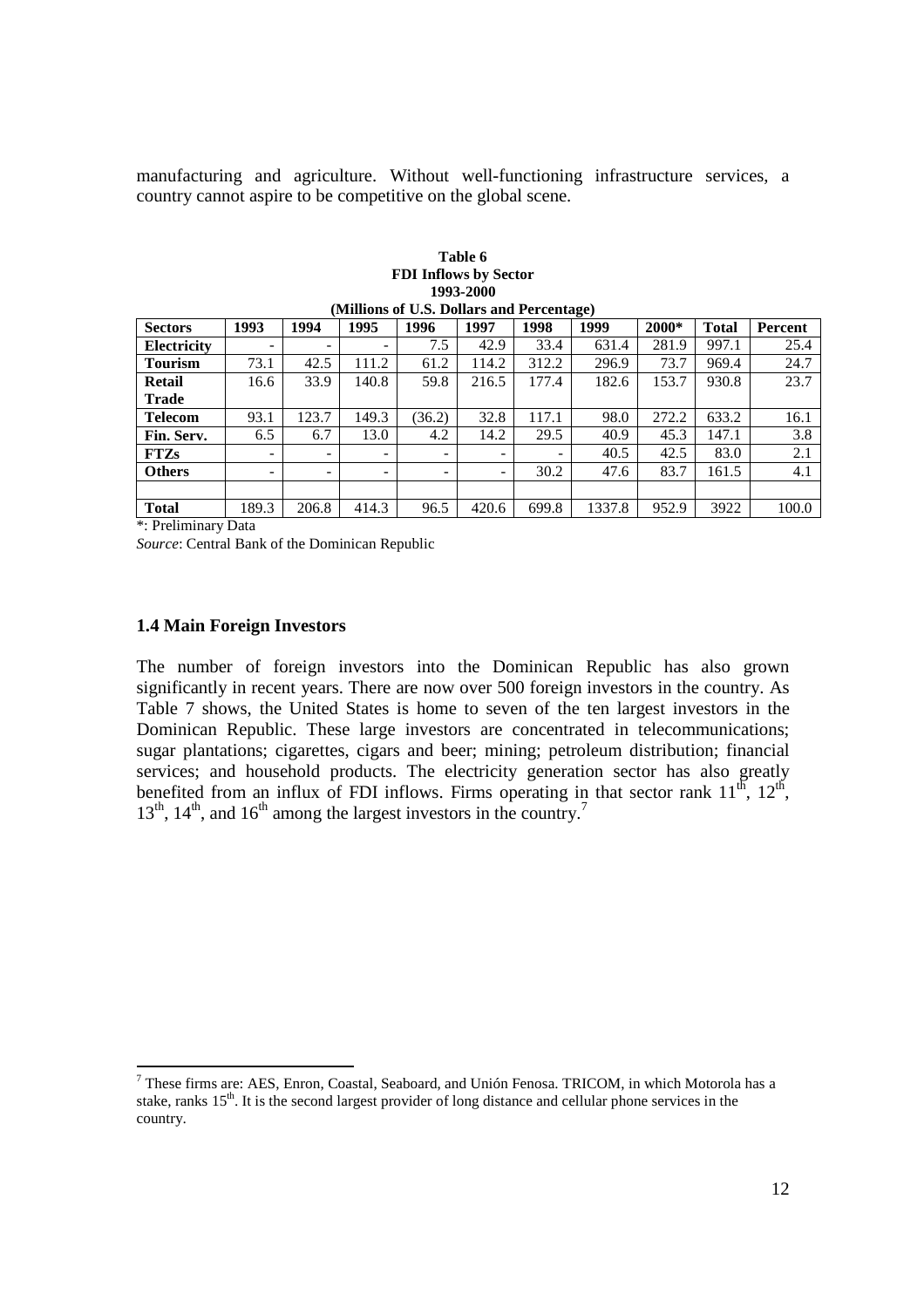manufacturing and agriculture. Without well-functioning infrastructure services, a country cannot aspire to be competitive on the global scene.

**Table 6**
**FDI Inflows by Sector**
**1993-2000**
**(Millions of U.S. Dollars and Percentage)**

| Sectors | 1993 | 1994 | 1995 | 1996 | 1997 | 1998 | 1999 | 2000* | Total | Percent |
|---|---|---|---|---|---|---|---|---|---|---|
| **Electricity** | - | - | - | 7.5 | 42.9 | 33.4 | 631.4 | 281.9 | 997.1 | 25.4 |
| **Tourism** | 73.1 | 42.5 | 111.2 | 61.2 | 114.2 | 312.2 | 296.9 | 73.7 | 969.4 | 24.7 |
| **Retail Trade** | 16.6 | 33.9 | 140.8 | 59.8 | 216.5 | 177.4 | 182.6 | 153.7 | 930.8 | 23.7 |
| **Telecom** | 93.1 | 123.7 | 149.3 | (36.2) | 32.8 | 117.1 | 98.0 | 272.2 | 633.2 | 16.1 |
| **Fin. Serv.** | 6.5 | 6.7 | 13.0 | 4.2 | 14.2 | 29.5 | 40.9 | 45.3 | 147.1 | 3.8 |
| **FTZs** | - | - | - | - | - | - | 40.5 | 42.5 | 83.0 | 2.1 |
| **Others** | - | - | - | - | - | 30.2 | 47.6 | 83.7 | 161.5 | 4.1 |
| | | | | | | | | | | |
| **Total** | 189.3 | 206.8 | 414.3 | 96.5 | 420.6 | 699.8 | 1337.8 | 952.9 | 3922 | 100.0 |

*: Preliminary Data

*Source*: Central Bank of the Dominican Republic

### 1.4 Main Foreign Investors

The number of foreign investors into the Dominican Republic has also grown significantly in recent years. There are now over 500 foreign investors in the country. As Table 7 shows, the United States is home to seven of the ten largest investors in the Dominican Republic. These large investors are concentrated in telecommunications; sugar plantations; cigarettes, cigars and beer; mining; petroleum distribution; financial services; and household products. The electricity generation sector has also greatly benefited from an influx of FDI inflows. Firms operating in that sector rank 11th, 12th, 13th, 14th, and 16th among the largest investors in the country.[7]

[7] These firms are: AES, Enron, Coastal, Seaboard, and Unión Fenosa. TRICOM, in which Motorola has a stake, ranks 15th. It is the second largest provider of long distance and cellular phone services in the country.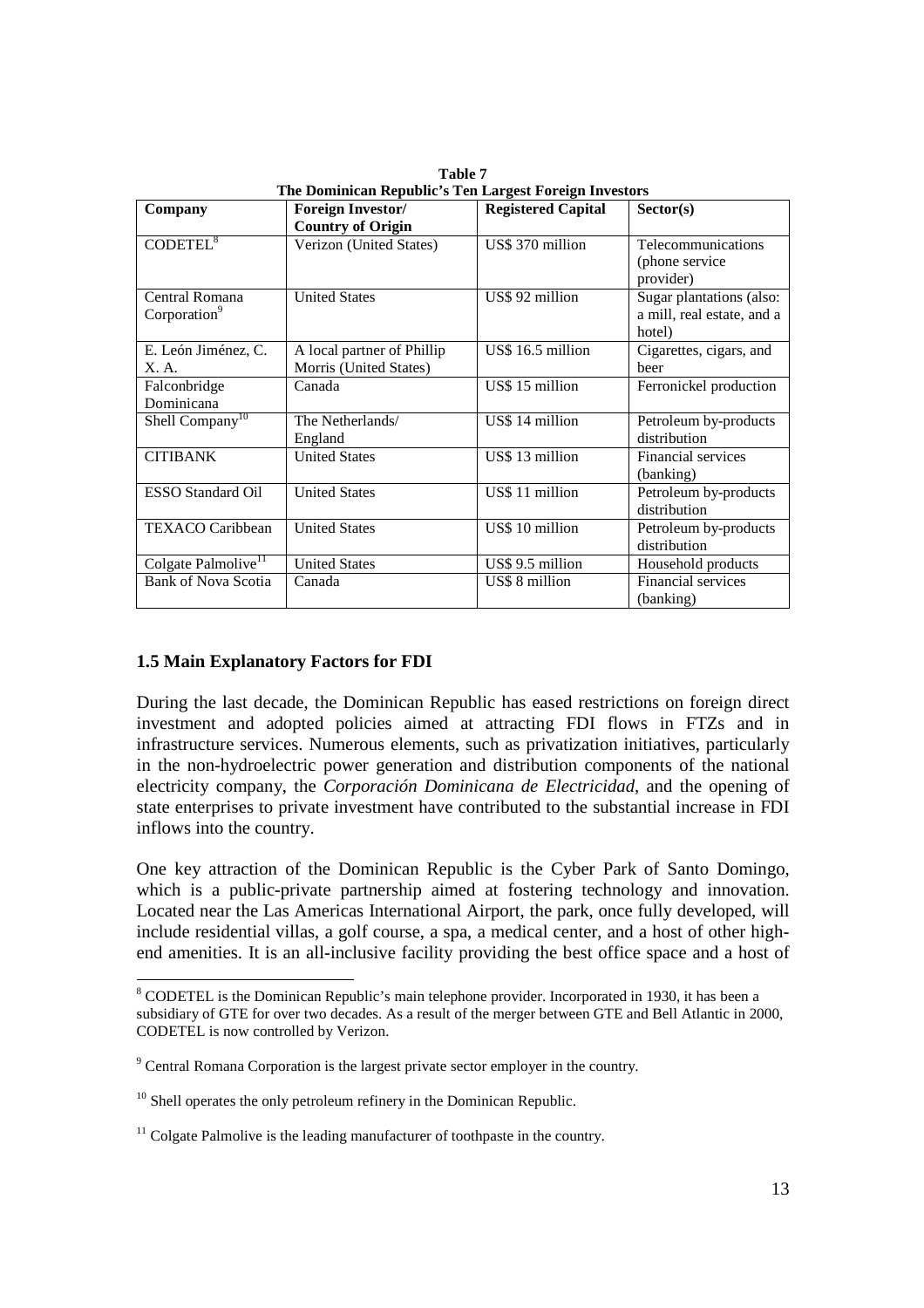**Table 7**
**The Dominican Republic's Ten Largest Foreign Investors**

| Company | Foreign Investor/ Country of Origin | Registered Capital | Sector(s) |
|---|---|---|---|
| CODETEL[8] | Verizon (United States) | US$ 370 million | Telecommunications (phone service provider) |
| Central Romana Corporation[9] | United States | US$ 92 million | Sugar plantations (also: a mill, real estate, and a hotel) |
| E. León Jiménez, C. X. A. | A local partner of Phillip Morris (United States) | US$ 16.5 million | Cigarettes, cigars, and beer |
| Falconbridge Dominicana | Canada | US$ 15 million | Ferronickel production |
| Shell Company[10] | The Netherlands/ England | US$ 14 million | Petroleum by-products distribution |
| CITIBANK | United States | US$ 13 million | Financial services (banking) |
| ESSO Standard Oil | United States | US$ 11 million | Petroleum by-products distribution |
| TEXACO Caribbean | United States | US$ 10 million | Petroleum by-products distribution |
| Colgate Palmolive[11] | United States | US$ 9.5 million | Household products |
| Bank of Nova Scotia | Canada | US$ 8 million | Financial services (banking) |

### 1.5 Main Explanatory Factors for FDI

During the last decade, the Dominican Republic has eased restrictions on foreign direct investment and adopted policies aimed at attracting FDI flows in FTZs and in infrastructure services. Numerous elements, such as privatization initiatives, particularly in the non-hydroelectric power generation and distribution components of the national electricity company, the *Corporación Dominicana de Electricidad*, and the opening of state enterprises to private investment have contributed to the substantial increase in FDI inflows into the country.

One key attraction of the Dominican Republic is the Cyber Park of Santo Domingo, which is a public-private partnership aimed at fostering technology and innovation. Located near the Las Americas International Airport, the park, once fully developed, will include residential villas, a golf course, a spa, a medical center, and a host of other high-end amenities. It is an all-inclusive facility providing the best office space and a host of

---

[8] CODETEL is the Dominican Republic's main telephone provider. Incorporated in 1930, it has been a subsidiary of GTE for over two decades. As a result of the merger between GTE and Bell Atlantic in 2000, CODETEL is now controlled by Verizon.

[9] Central Romana Corporation is the largest private sector employer in the country.

[10] Shell operates the only petroleum refinery in the Dominican Republic.

[11] Colgate Palmolive is the leading manufacturer of toothpaste in the country.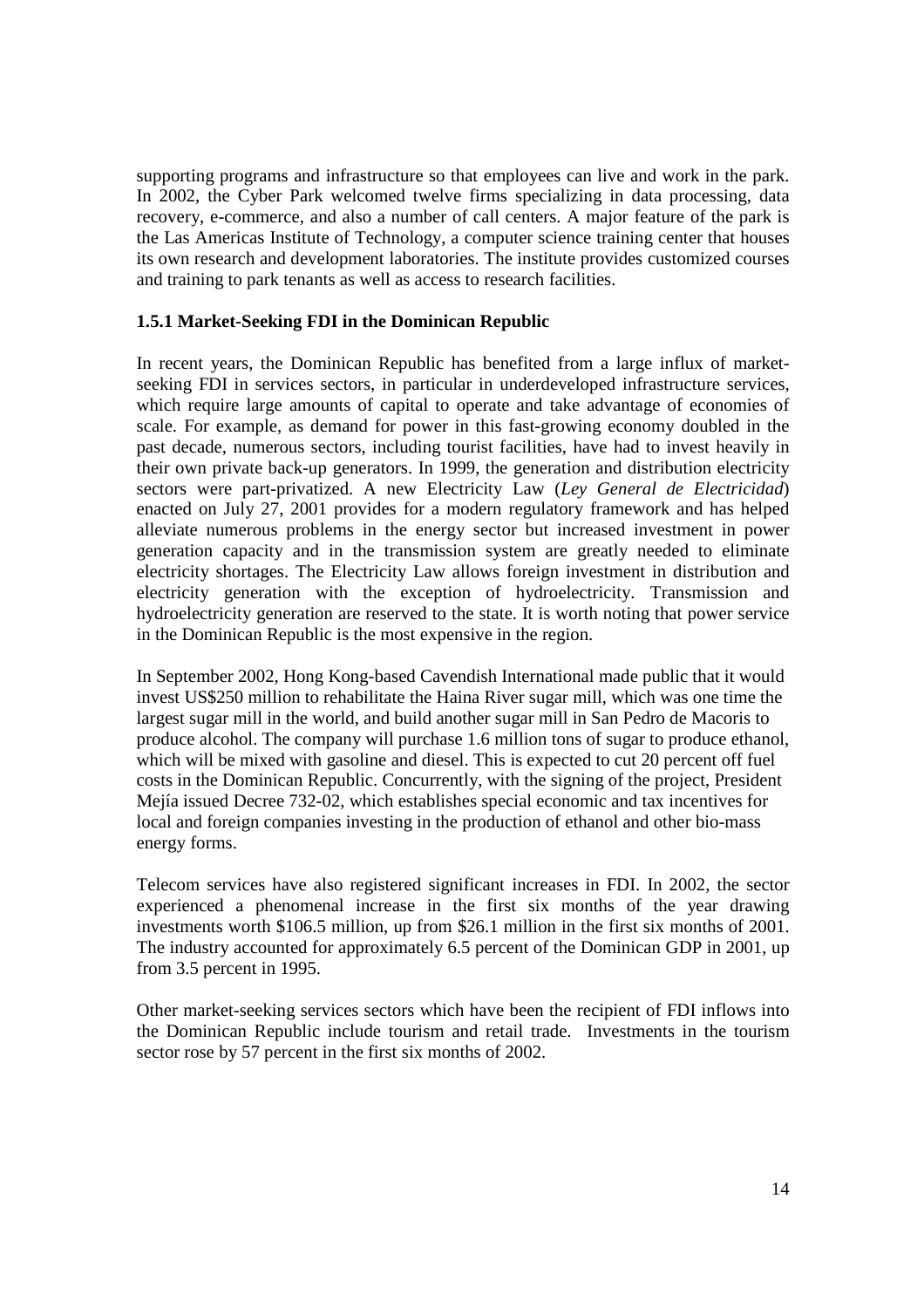supporting programs and infrastructure so that employees can live and work in the park. In 2002, the Cyber Park welcomed twelve firms specializing in data processing, data recovery, e-commerce, and also a number of call centers. A major feature of the park is the Las Americas Institute of Technology, a computer science training center that houses its own research and development laboratories. The institute provides customized courses and training to park tenants as well as access to research facilities.

### 1.5.1 Market-Seeking FDI in the Dominican Republic

In recent years, the Dominican Republic has benefited from a large influx of market-seeking FDI in services sectors, in particular in underdeveloped infrastructure services, which require large amounts of capital to operate and take advantage of economies of scale. For example, as demand for power in this fast-growing economy doubled in the past decade, numerous sectors, including tourist facilities, have had to invest heavily in their own private back-up generators. In 1999, the generation and distribution electricity sectors were part-privatized. A new Electricity Law (*Ley General de Electricidad*) enacted on July 27, 2001 provides for a modern regulatory framework and has helped alleviate numerous problems in the energy sector but increased investment in power generation capacity and in the transmission system are greatly needed to eliminate electricity shortages. The Electricity Law allows foreign investment in distribution and electricity generation with the exception of hydroelectricity. Transmission and hydroelectricity generation are reserved to the state. It is worth noting that power service in the Dominican Republic is the most expensive in the region.

In September 2002, Hong Kong-based Cavendish International made public that it would invest US$250 million to rehabilitate the Haina River sugar mill, which was one time the largest sugar mill in the world, and build another sugar mill in San Pedro de Macoris to produce alcohol. The company will purchase 1.6 million tons of sugar to produce ethanol, which will be mixed with gasoline and diesel. This is expected to cut 20 percent off fuel costs in the Dominican Republic. Concurrently, with the signing of the project, President Mejía issued Decree 732-02, which establishes special economic and tax incentives for local and foreign companies investing in the production of ethanol and other bio-mass energy forms.

Telecom services have also registered significant increases in FDI. In 2002, the sector experienced a phenomenal increase in the first six months of the year drawing investments worth $106.5 million, up from $26.1 million in the first six months of 2001. The industry accounted for approximately 6.5 percent of the Dominican GDP in 2001, up from 3.5 percent in 1995.

Other market-seeking services sectors which have been the recipient of FDI inflows into the Dominican Republic include tourism and retail trade. Investments in the tourism sector rose by 57 percent in the first six months of 2002.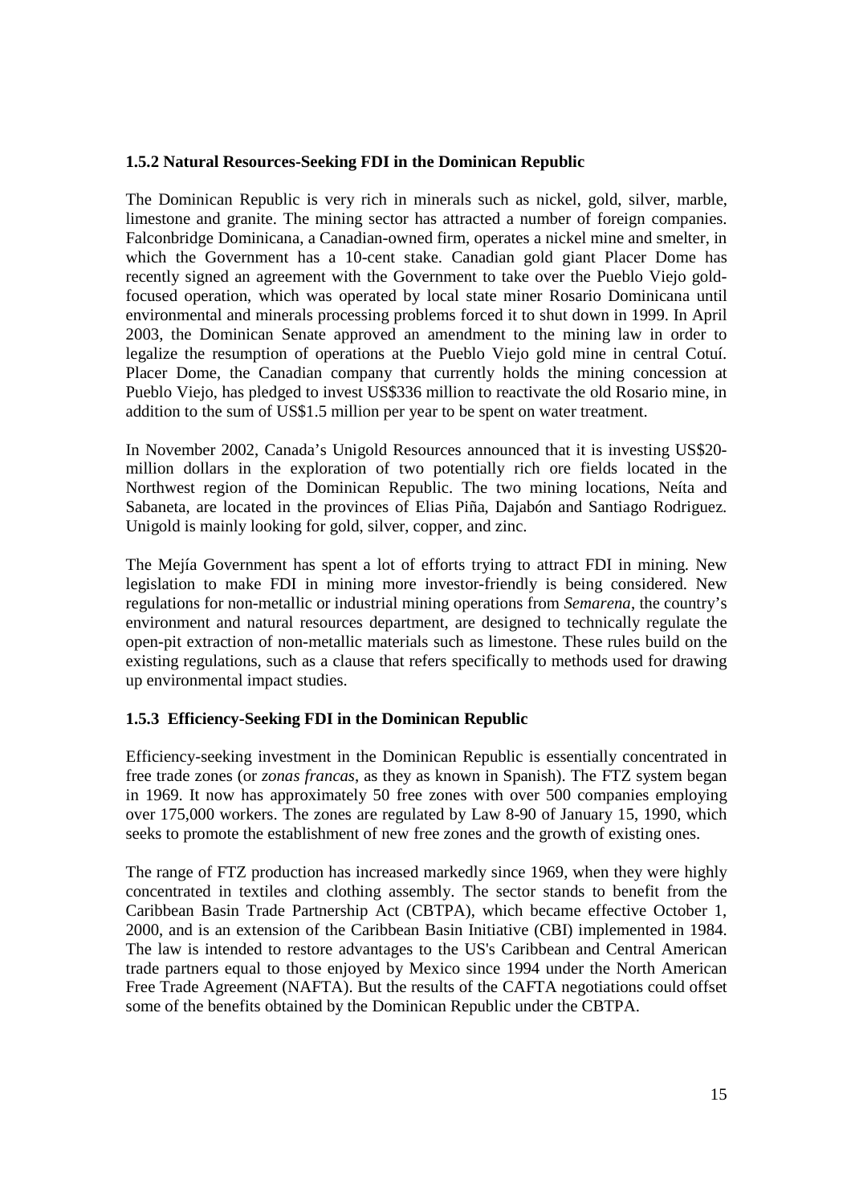### 1.5.2 Natural Resources-Seeking FDI in the Dominican Republic

The Dominican Republic is very rich in minerals such as nickel, gold, silver, marble, limestone and granite. The mining sector has attracted a number of foreign companies. Falconbridge Dominicana, a Canadian-owned firm, operates a nickel mine and smelter, in which the Government has a 10-cent stake. Canadian gold giant Placer Dome has recently signed an agreement with the Government to take over the Pueblo Viejo gold-focused operation, which was operated by local state miner Rosario Dominicana until environmental and minerals processing problems forced it to shut down in 1999. In April 2003, the Dominican Senate approved an amendment to the mining law in order to legalize the resumption of operations at the Pueblo Viejo gold mine in central Cotuí. Placer Dome, the Canadian company that currently holds the mining concession at Pueblo Viejo, has pledged to invest US$336 million to reactivate the old Rosario mine, in addition to the sum of US$1.5 million per year to be spent on water treatment.

In November 2002, Canada's Unigold Resources announced that it is investing US$20-million dollars in the exploration of two potentially rich ore fields located in the Northwest region of the Dominican Republic. The two mining locations, Neíta and Sabaneta, are located in the provinces of Elias Piña, Dajabón and Santiago Rodriguez. Unigold is mainly looking for gold, silver, copper, and zinc.

The Mejía Government has spent a lot of efforts trying to attract FDI in mining. New legislation to make FDI in mining more investor-friendly is being considered. New regulations for non-metallic or industrial mining operations from *Semarena*, the country's environment and natural resources department, are designed to technically regulate the open-pit extraction of non-metallic materials such as limestone. These rules build on the existing regulations, such as a clause that refers specifically to methods used for drawing up environmental impact studies.

### 1.5.3 Efficiency-Seeking FDI in the Dominican Republic

Efficiency-seeking investment in the Dominican Republic is essentially concentrated in free trade zones (or *zonas francas*, as they as known in Spanish). The FTZ system began in 1969. It now has approximately 50 free zones with over 500 companies employing over 175,000 workers. The zones are regulated by Law 8-90 of January 15, 1990, which seeks to promote the establishment of new free zones and the growth of existing ones.

The range of FTZ production has increased markedly since 1969, when they were highly concentrated in textiles and clothing assembly. The sector stands to benefit from the Caribbean Basin Trade Partnership Act (CBTPA), which became effective October 1, 2000, and is an extension of the Caribbean Basin Initiative (CBI) implemented in 1984. The law is intended to restore advantages to the US's Caribbean and Central American trade partners equal to those enjoyed by Mexico since 1994 under the North American Free Trade Agreement (NAFTA). But the results of the CAFTA negotiations could offset some of the benefits obtained by the Dominican Republic under the CBTPA.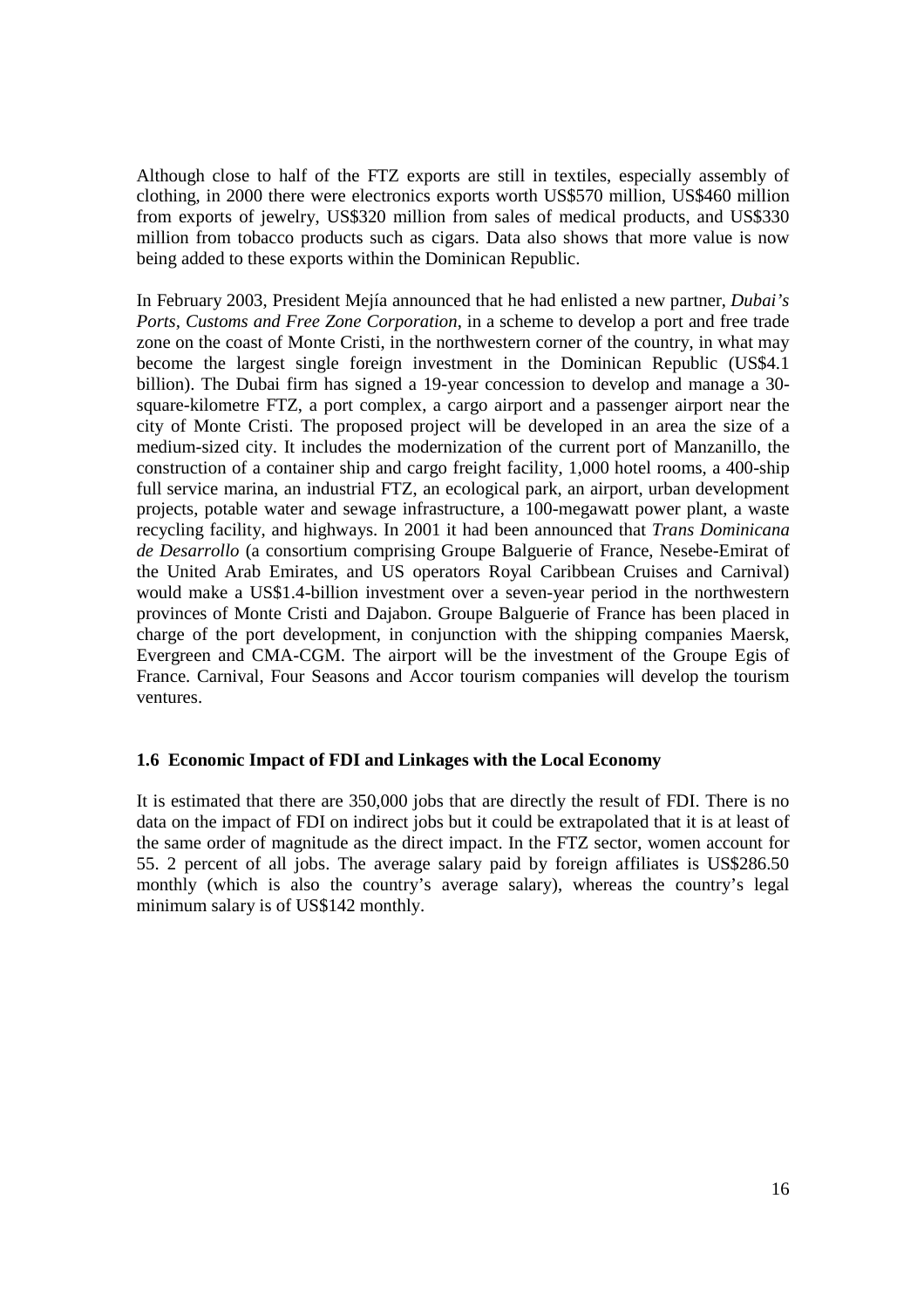Although close to half of the FTZ exports are still in textiles, especially assembly of clothing, in 2000 there were electronics exports worth US$570 million, US$460 million from exports of jewelry, US$320 million from sales of medical products, and US$330 million from tobacco products such as cigars. Data also shows that more value is now being added to these exports within the Dominican Republic.

In February 2003, President Mejía announced that he had enlisted a new partner, *Dubai's Ports, Customs and Free Zone Corporation*, in a scheme to develop a port and free trade zone on the coast of Monte Cristi, in the northwestern corner of the country, in what may become the largest single foreign investment in the Dominican Republic (US$4.1 billion). The Dubai firm has signed a 19-year concession to develop and manage a 30-square-kilometre FTZ, a port complex, a cargo airport and a passenger airport near the city of Monte Cristi. The proposed project will be developed in an area the size of a medium-sized city. It includes the modernization of the current port of Manzanillo, the construction of a container ship and cargo freight facility, 1,000 hotel rooms, a 400-ship full service marina, an industrial FTZ, an ecological park, an airport, urban development projects, potable water and sewage infrastructure, a 100-megawatt power plant, a waste recycling facility, and highways. In 2001 it had been announced that *Trans Dominicana de Desarrollo* (a consortium comprising Groupe Balguerie of France, Nesebe-Emirat of the United Arab Emirates, and US operators Royal Caribbean Cruises and Carnival) would make a US$1.4-billion investment over a seven-year period in the northwestern provinces of Monte Cristi and Dajabon. Groupe Balguerie of France has been placed in charge of the port development, in conjunction with the shipping companies Maersk, Evergreen and CMA-CGM. The airport will be the investment of the Groupe Egis of France. Carnival, Four Seasons and Accor tourism companies will develop the tourism ventures.

### 1.6 Economic Impact of FDI and Linkages with the Local Economy

It is estimated that there are 350,000 jobs that are directly the result of FDI. There is no data on the impact of FDI on indirect jobs but it could be extrapolated that it is at least of the same order of magnitude as the direct impact. In the FTZ sector, women account for 55. 2 percent of all jobs. The average salary paid by foreign affiliates is US$286.50 monthly (which is also the country's average salary), whereas the country's legal minimum salary is of US$142 monthly.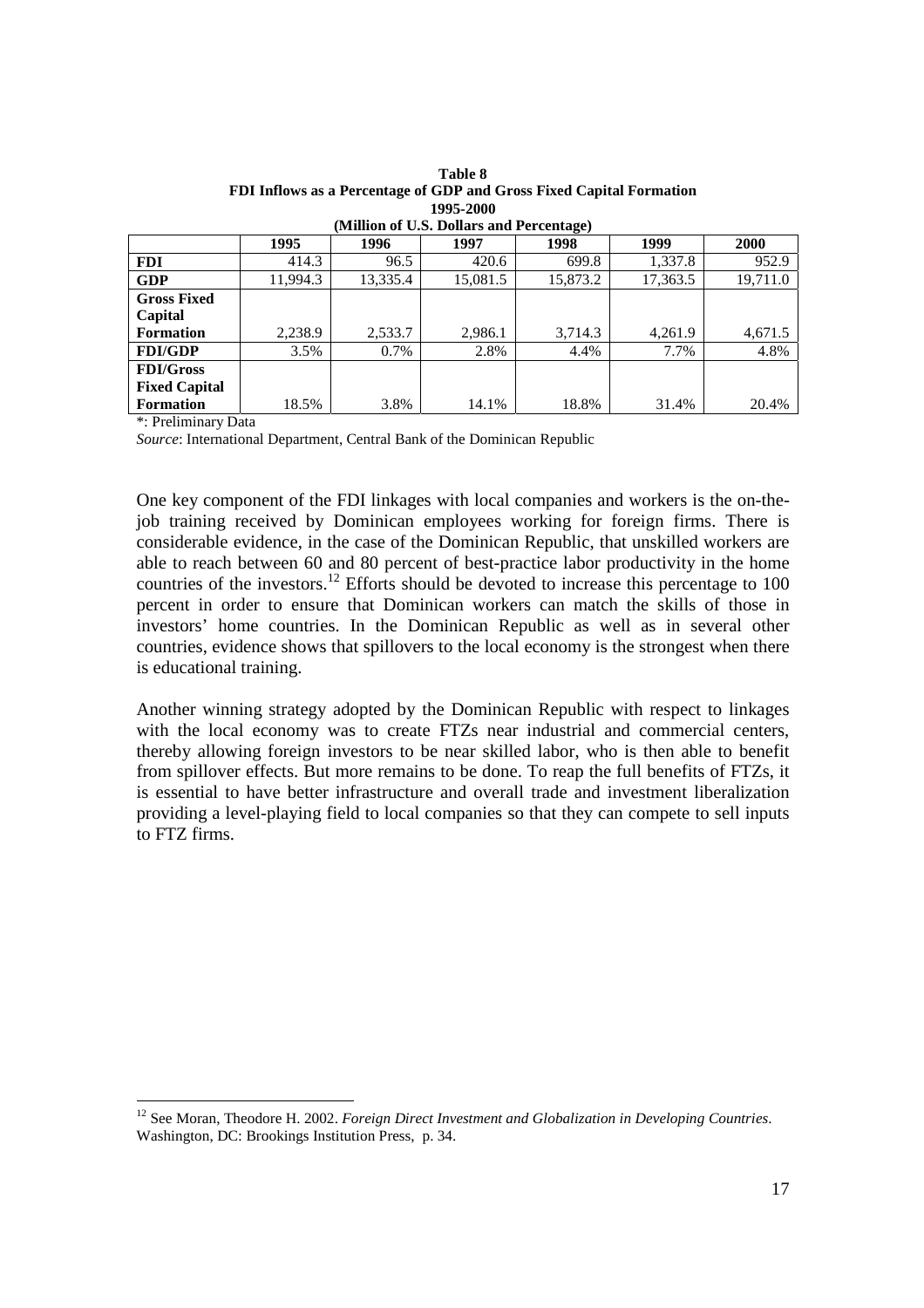**Table 8**
**FDI Inflows as a Percentage of GDP and Gross Fixed Capital Formation**
**1995-2000**
**(Million of U.S. Dollars and Percentage)**

| | 1995 | 1996 | 1997 | 1998 | 1999 | 2000 |
|---|---|---|---|---|---|---|
| **FDI** | 414.3 | 96.5 | 420.6 | 699.8 | 1,337.8 | 952.9 |
| **GDP** | 11,994.3 | 13,335.4 | 15,081.5 | 15,873.2 | 17,363.5 | 19,711.0 |
| **Gross Fixed Capital Formation** | 2,238.9 | 2,533.7 | 2,986.1 | 3,714.3 | 4,261.9 | 4,671.5 |
| **FDI/GDP** | 3.5% | 0.7% | 2.8% | 4.4% | 7.7% | 4.8% |
| **FDI/Gross Fixed Capital Formation** | 18.5% | 3.8% | 14.1% | 18.8% | 31.4% | 20.4% |

*: Preliminary Data

*Source*: International Department, Central Bank of the Dominican Republic

One key component of the FDI linkages with local companies and workers is the on-the-job training received by Dominican employees working for foreign firms. There is considerable evidence, in the case of the Dominican Republic, that unskilled workers are able to reach between 60 and 80 percent of best-practice labor productivity in the home countries of the investors.[12] Efforts should be devoted to increase this percentage to 100 percent in order to ensure that Dominican workers can match the skills of those in investors' home countries. In the Dominican Republic as well as in several other countries, evidence shows that spillovers to the local economy is the strongest when there is educational training.

Another winning strategy adopted by the Dominican Republic with respect to linkages with the local economy was to create FTZs near industrial and commercial centers, thereby allowing foreign investors to be near skilled labor, who is then able to benefit from spillover effects. But more remains to be done. To reap the full benefits of FTZs, it is essential to have better infrastructure and overall trade and investment liberalization providing a level-playing field to local companies so that they can compete to sell inputs to FTZ firms.

[12] See Moran, Theodore H. 2002. *Foreign Direct Investment and Globalization in Developing Countries*. Washington, DC: Brookings Institution Press, p. 34.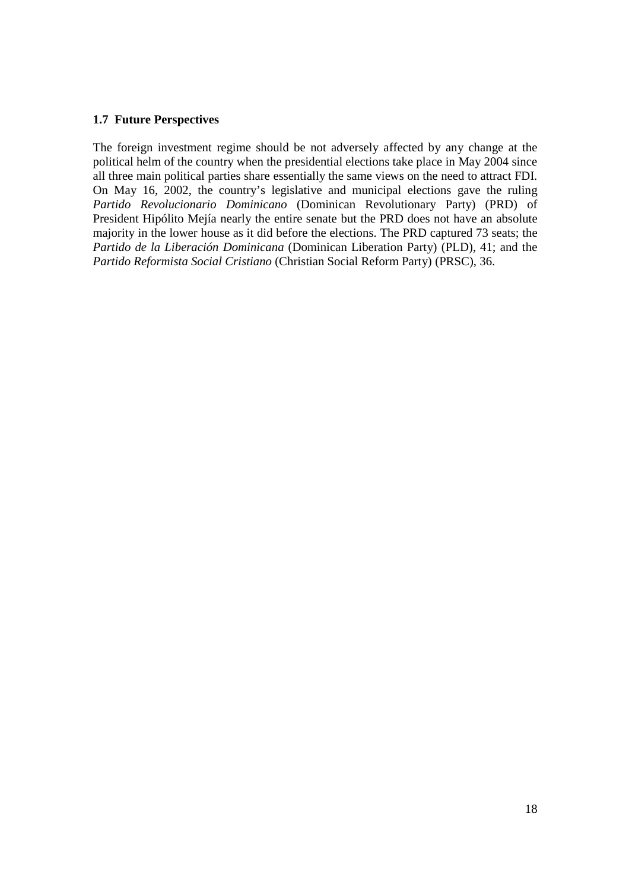### 1.7 Future Perspectives

The foreign investment regime should be not adversely affected by any change at the political helm of the country when the presidential elections take place in May 2004 since all three main political parties share essentially the same views on the need to attract FDI. On May 16, 2002, the country's legislative and municipal elections gave the ruling *Partido Revolucionario Dominicano* (Dominican Revolutionary Party) (PRD) of President Hipólito Mejía nearly the entire senate but the PRD does not have an absolute majority in the lower house as it did before the elections. The PRD captured 73 seats; the *Partido de la Liberación Dominicana* (Dominican Liberation Party) (PLD), 41; and the *Partido Reformista Social Cristiano* (Christian Social Reform Party) (PRSC), 36.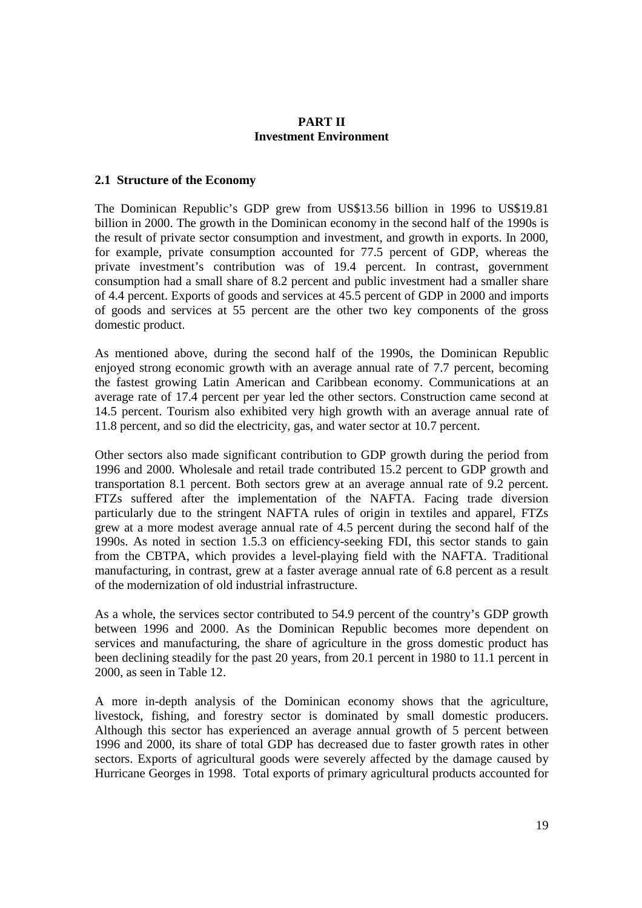# PART II
# Investment Environment

## 2.1 Structure of the Economy

The Dominican Republic's GDP grew from US$13.56 billion in 1996 to US$19.81 billion in 2000. The growth in the Dominican economy in the second half of the 1990s is the result of private sector consumption and investment, and growth in exports. In 2000, for example, private consumption accounted for 77.5 percent of GDP, whereas the private investment's contribution was of 19.4 percent. In contrast, government consumption had a small share of 8.2 percent and public investment had a smaller share of 4.4 percent. Exports of goods and services at 45.5 percent of GDP in 2000 and imports of goods and services at 55 percent are the other two key components of the gross domestic product.

As mentioned above, during the second half of the 1990s, the Dominican Republic enjoyed strong economic growth with an average annual rate of 7.7 percent, becoming the fastest growing Latin American and Caribbean economy. Communications at an average rate of 17.4 percent per year led the other sectors. Construction came second at 14.5 percent. Tourism also exhibited very high growth with an average annual rate of 11.8 percent, and so did the electricity, gas, and water sector at 10.7 percent.

Other sectors also made significant contribution to GDP growth during the period from 1996 and 2000. Wholesale and retail trade contributed 15.2 percent to GDP growth and transportation 8.1 percent. Both sectors grew at an average annual rate of 9.2 percent. FTZs suffered after the implementation of the NAFTA. Facing trade diversion particularly due to the stringent NAFTA rules of origin in textiles and apparel, FTZs grew at a more modest average annual rate of 4.5 percent during the second half of the 1990s. As noted in section 1.5.3 on efficiency-seeking FDI, this sector stands to gain from the CBTPA, which provides a level-playing field with the NAFTA. Traditional manufacturing, in contrast, grew at a faster average annual rate of 6.8 percent as a result of the modernization of old industrial infrastructure.

As a whole, the services sector contributed to 54.9 percent of the country's GDP growth between 1996 and 2000. As the Dominican Republic becomes more dependent on services and manufacturing, the share of agriculture in the gross domestic product has been declining steadily for the past 20 years, from 20.1 percent in 1980 to 11.1 percent in 2000, as seen in Table 12.

A more in-depth analysis of the Dominican economy shows that the agriculture, livestock, fishing, and forestry sector is dominated by small domestic producers. Although this sector has experienced an average annual growth of 5 percent between 1996 and 2000, its share of total GDP has decreased due to faster growth rates in other sectors. Exports of agricultural goods were severely affected by the damage caused by Hurricane Georges in 1998. Total exports of primary agricultural products accounted for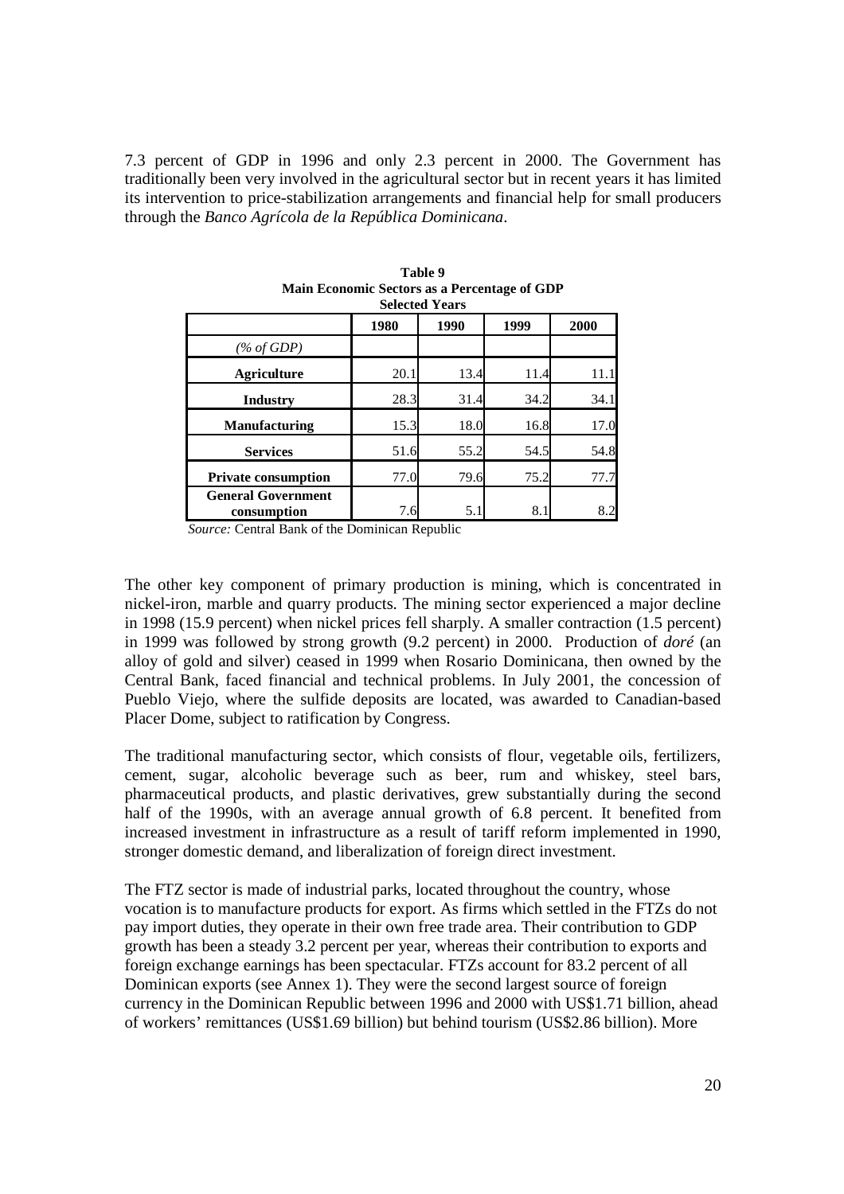7.3 percent of GDP in 1996 and only 2.3 percent in 2000. The Government has traditionally been very involved in the agricultural sector but in recent years it has limited its intervention to price-stabilization arrangements and financial help for small producers through the *Banco Agrícola de la República Dominicana*.

**Table 9**
**Main Economic Sectors as a Percentage of GDP**
**Selected Years**

| | 1980 | 1990 | 1999 | 2000 |
|---|---|---|---|---|
| *(% of GDP)* | | | | |
| **Agriculture** | 20.1 | 13.4 | 11.4 | 11.1 |
| **Industry** | 28.3 | 31.4 | 34.2 | 34.1 |
| **Manufacturing** | 15.3 | 18.0 | 16.8 | 17.0 |
| **Services** | 51.6 | 55.2 | 54.5 | 54.8 |
| **Private consumption** | 77.0 | 79.6 | 75.2 | 77.7 |
| **General Government consumption** | 7.6 | 5.1 | 8.1 | 8.2 |

*Source:* Central Bank of the Dominican Republic

The other key component of primary production is mining, which is concentrated in nickel-iron, marble and quarry products. The mining sector experienced a major decline in 1998 (15.9 percent) when nickel prices fell sharply. A smaller contraction (1.5 percent) in 1999 was followed by strong growth (9.2 percent) in 2000. Production of *doré* (an alloy of gold and silver) ceased in 1999 when Rosario Dominicana, then owned by the Central Bank, faced financial and technical problems. In July 2001, the concession of Pueblo Viejo, where the sulfide deposits are located, was awarded to Canadian-based Placer Dome, subject to ratification by Congress.

The traditional manufacturing sector, which consists of flour, vegetable oils, fertilizers, cement, sugar, alcoholic beverage such as beer, rum and whiskey, steel bars, pharmaceutical products, and plastic derivatives, grew substantially during the second half of the 1990s, with an average annual growth of 6.8 percent. It benefited from increased investment in infrastructure as a result of tariff reform implemented in 1990, stronger domestic demand, and liberalization of foreign direct investment.

The FTZ sector is made of industrial parks, located throughout the country, whose vocation is to manufacture products for export. As firms which settled in the FTZs do not pay import duties, they operate in their own free trade area. Their contribution to GDP growth has been a steady 3.2 percent per year, whereas their contribution to exports and foreign exchange earnings has been spectacular. FTZs account for 83.2 percent of all Dominican exports (see Annex 1). They were the second largest source of foreign currency in the Dominican Republic between 1996 and 2000 with US$1.71 billion, ahead of workers' remittances (US$1.69 billion) but behind tourism (US$2.86 billion). More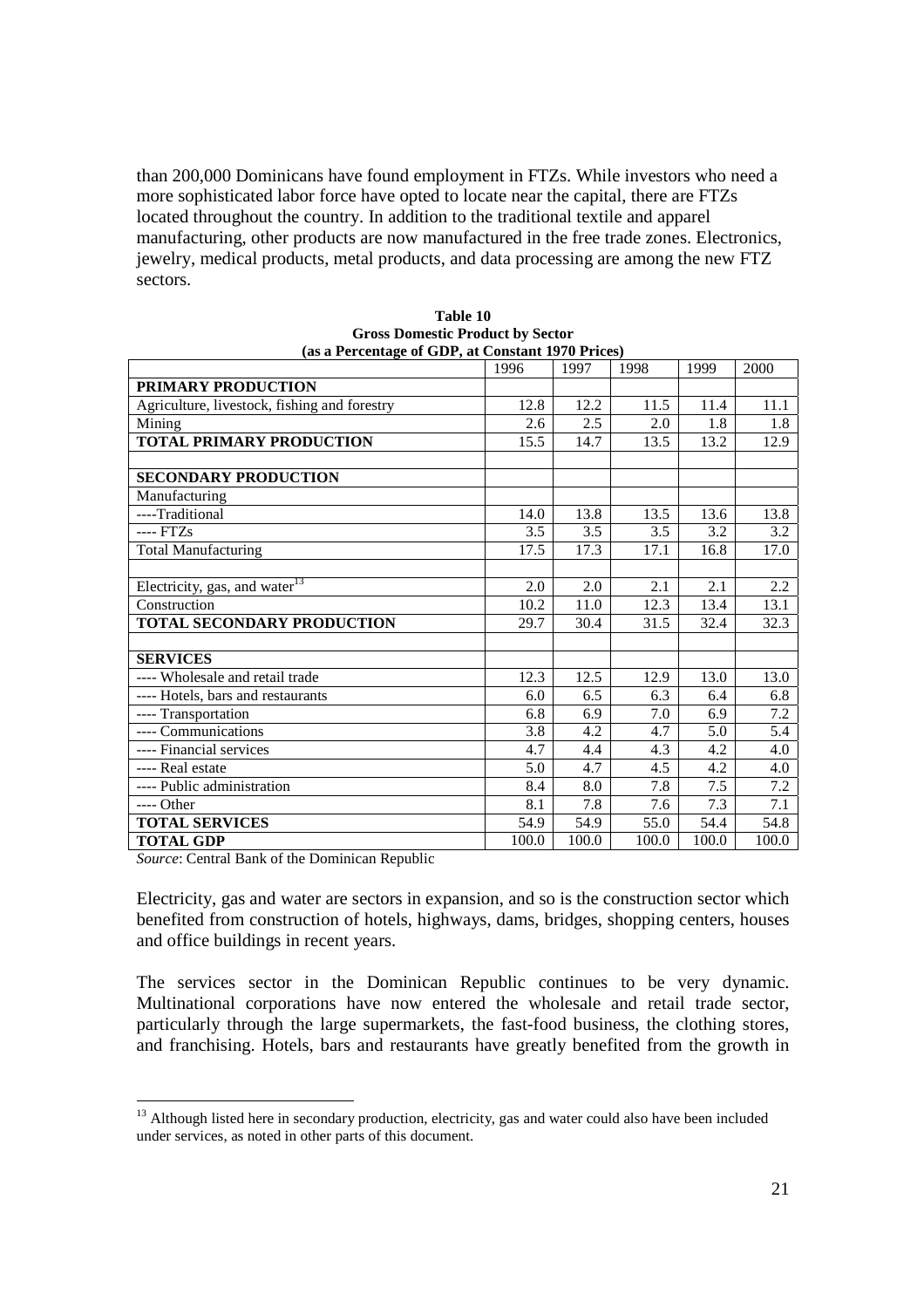than 200,000 Dominicans have found employment in FTZs. While investors who need a more sophisticated labor force have opted to locate near the capital, there are FTZs located throughout the country. In addition to the traditional textile and apparel manufacturing, other products are now manufactured in the free trade zones. Electronics, jewelry, medical products, metal products, and data processing are among the new FTZ sectors.

**Table 10**
**Gross Domestic Product by Sector**
**(as a Percentage of GDP, at Constant 1970 Prices)**

| | 1996 | 1997 | 1998 | 1999 | 2000 |
|---|---|---|---|---|---|
| **PRIMARY PRODUCTION** | | | | | |
| Agriculture, livestock, fishing and forestry | 12.8 | 12.2 | 11.5 | 11.4 | 11.1 |
| Mining | 2.6 | 2.5 | 2.0 | 1.8 | 1.8 |
| **TOTAL PRIMARY PRODUCTION** | 15.5 | 14.7 | 13.5 | 13.2 | 12.9 |
| | | | | | |
| **SECONDARY PRODUCTION** | | | | | |
| Manufacturing | | | | | |
| ----Traditional | 14.0 | 13.8 | 13.5 | 13.6 | 13.8 |
| ---- FTZs | 3.5 | 3.5 | 3.5 | 3.2 | 3.2 |
| Total Manufacturing | 17.5 | 17.3 | 17.1 | 16.8 | 17.0 |
| | | | | | |
| Electricity, gas, and water[13] | 2.0 | 2.0 | 2.1 | 2.1 | 2.2 |
| Construction | 10.2 | 11.0 | 12.3 | 13.4 | 13.1 |
| **TOTAL SECONDARY PRODUCTION** | 29.7 | 30.4 | 31.5 | 32.4 | 32.3 |
| | | | | | |
| **SERVICES** | | | | | |
| ---- Wholesale and retail trade | 12.3 | 12.5 | 12.9 | 13.0 | 13.0 |
| ---- Hotels, bars and restaurants | 6.0 | 6.5 | 6.3 | 6.4 | 6.8 |
| ---- Transportation | 6.8 | 6.9 | 7.0 | 6.9 | 7.2 |
| ---- Communications | 3.8 | 4.2 | 4.7 | 5.0 | 5.4 |
| ---- Financial services | 4.7 | 4.4 | 4.3 | 4.2 | 4.0 |
| ---- Real estate | 5.0 | 4.7 | 4.5 | 4.2 | 4.0 |
| ---- Public administration | 8.4 | 8.0 | 7.8 | 7.5 | 7.2 |
| ---- Other | 8.1 | 7.8 | 7.6 | 7.3 | 7.1 |
| **TOTAL SERVICES** | 54.9 | 54.9 | 55.0 | 54.4 | 54.8 |
| **TOTAL GDP** | 100.0 | 100.0 | 100.0 | 100.0 | 100.0 |

*Source*: Central Bank of the Dominican Republic

Electricity, gas and water are sectors in expansion, and so is the construction sector which benefited from construction of hotels, highways, dams, bridges, shopping centers, houses and office buildings in recent years.

The services sector in the Dominican Republic continues to be very dynamic. Multinational corporations have now entered the wholesale and retail trade sector, particularly through the large supermarkets, the fast-food business, the clothing stores, and franchising. Hotels, bars and restaurants have greatly benefited from the growth in

[13] Although listed here in secondary production, electricity, gas and water could also have been included under services, as noted in other parts of this document.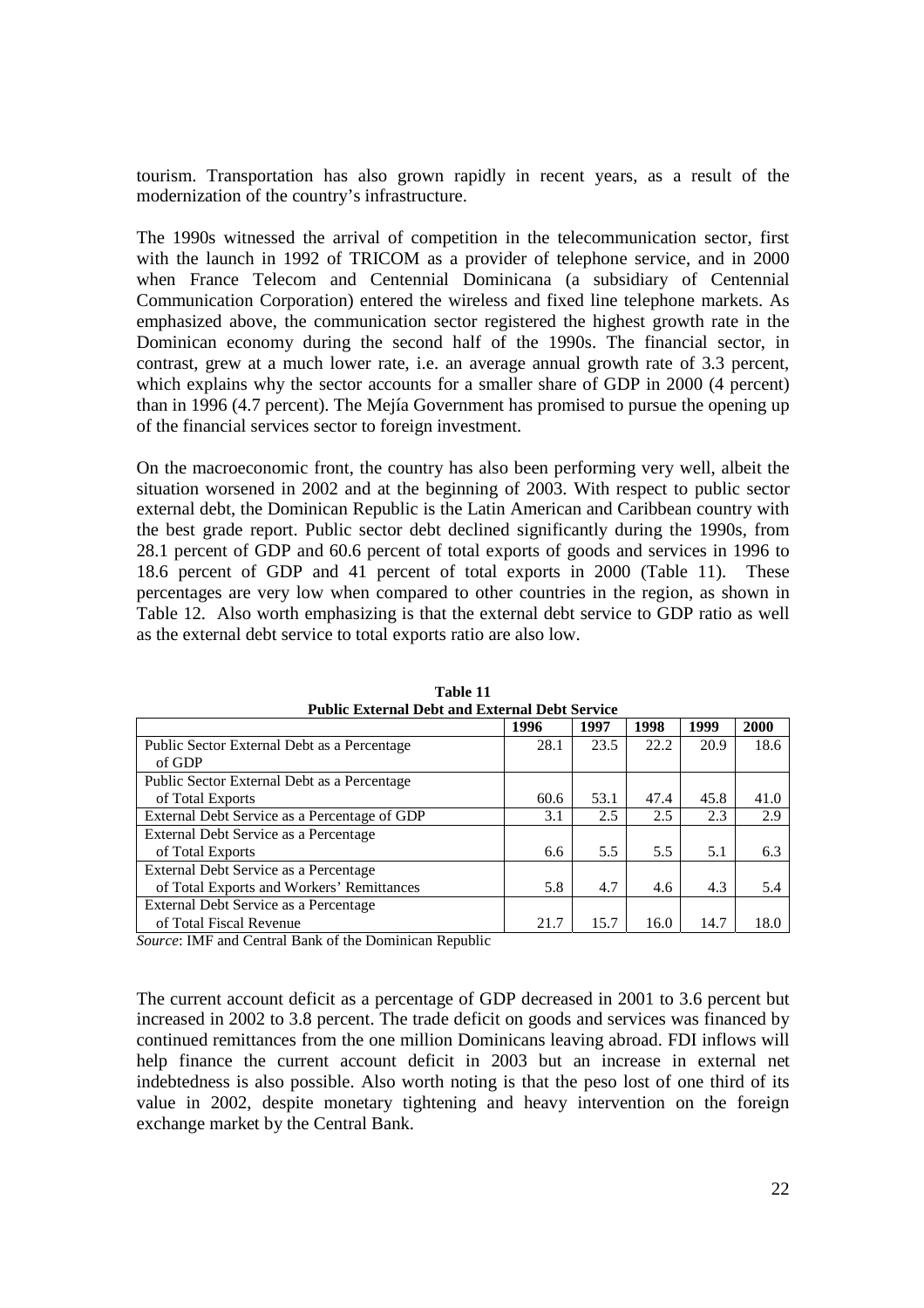tourism. Transportation has also grown rapidly in recent years, as a result of the modernization of the country's infrastructure.

The 1990s witnessed the arrival of competition in the telecommunication sector, first with the launch in 1992 of TRICOM as a provider of telephone service, and in 2000 when France Telecom and Centennial Dominicana (a subsidiary of Centennial Communication Corporation) entered the wireless and fixed line telephone markets. As emphasized above, the communication sector registered the highest growth rate in the Dominican economy during the second half of the 1990s. The financial sector, in contrast, grew at a much lower rate, i.e. an average annual growth rate of 3.3 percent, which explains why the sector accounts for a smaller share of GDP in 2000 (4 percent) than in 1996 (4.7 percent). The Mejía Government has promised to pursue the opening up of the financial services sector to foreign investment.

On the macroeconomic front, the country has also been performing very well, albeit the situation worsened in 2002 and at the beginning of 2003. With respect to public sector external debt, the Dominican Republic is the Latin American and Caribbean country with the best grade report. Public sector debt declined significantly during the 1990s, from 28.1 percent of GDP and 60.6 percent of total exports of goods and services in 1996 to 18.6 percent of GDP and 41 percent of total exports in 2000 (Table 11). These percentages are very low when compared to other countries in the region, as shown in Table 12. Also worth emphasizing is that the external debt service to GDP ratio as well as the external debt service to total exports ratio are also low.

**Table 11**
**Public External Debt and External Debt Service**

| | 1996 | 1997 | 1998 | 1999 | 2000 |
|---|---|---|---|---|---|
| Public Sector External Debt as a Percentage of GDP | 28.1 | 23.5 | 22.2 | 20.9 | 18.6 |
| Public Sector External Debt as a Percentage of Total Exports | 60.6 | 53.1 | 47.4 | 45.8 | 41.0 |
| External Debt Service as a Percentage of GDP | 3.1 | 2.5 | 2.5 | 2.3 | 2.9 |
| External Debt Service as a Percentage of Total Exports | 6.6 | 5.5 | 5.5 | 5.1 | 6.3 |
| External Debt Service as a Percentage of Total Exports and Workers' Remittances | 5.8 | 4.7 | 4.6 | 4.3 | 5.4 |
| External Debt Service as a Percentage of Total Fiscal Revenue | 21.7 | 15.7 | 16.0 | 14.7 | 18.0 |

*Source*: IMF and Central Bank of the Dominican Republic

The current account deficit as a percentage of GDP decreased in 2001 to 3.6 percent but increased in 2002 to 3.8 percent. The trade deficit on goods and services was financed by continued remittances from the one million Dominicans leaving abroad. FDI inflows will help finance the current account deficit in 2003 but an increase in external net indebtedness is also possible. Also worth noting is that the peso lost of one third of its value in 2002, despite monetary tightening and heavy intervention on the foreign exchange market by the Central Bank.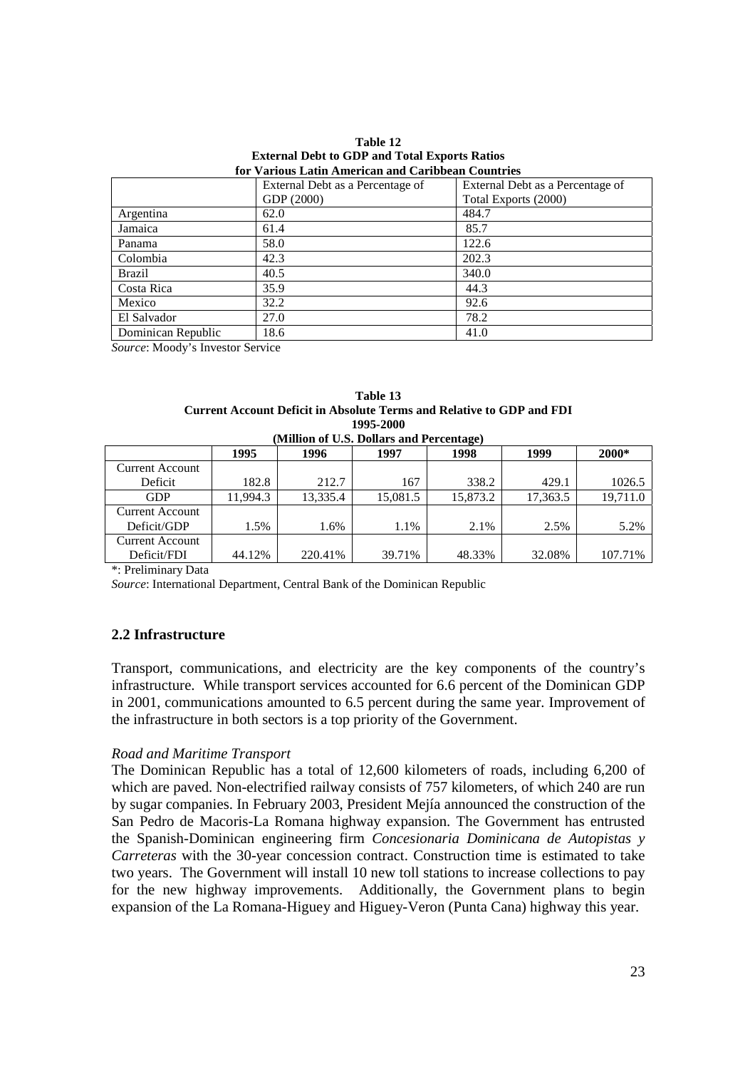**Table 12**
**External Debt to GDP and Total Exports Ratios**
**for Various Latin American and Caribbean Countries**

| | External Debt as a Percentage of GDP (2000) | External Debt as a Percentage of Total Exports (2000) |
|---|---|---|
| Argentina | 62.0 | 484.7 |
| Jamaica | 61.4 | 85.7 |
| Panama | 58.0 | 122.6 |
| Colombia | 42.3 | 202.3 |
| Brazil | 40.5 | 340.0 |
| Costa Rica | 35.9 | 44.3 |
| Mexico | 32.2 | 92.6 |
| El Salvador | 27.0 | 78.2 |
| Dominican Republic | 18.6 | 41.0 |

*Source*: Moody's Investor Service

**Table 13**
**Current Account Deficit in Absolute Terms and Relative to GDP and FDI**
**1995-2000**
**(Million of U.S. Dollars and Percentage)**

| | 1995 | 1996 | 1997 | 1998 | 1999 | 2000* |
|---|---|---|---|---|---|---|
| Current Account Deficit | 182.8 | 212.7 | 167 | 338.2 | 429.1 | 1026.5 |
| GDP | 11,994.3 | 13,335.4 | 15,081.5 | 15,873.2 | 17,363.5 | 19,711.0 |
| Current Account Deficit/GDP | 1.5% | 1.6% | 1.1% | 2.1% | 2.5% | 5.2% |
| Current Account Deficit/FDI | 44.12% | 220.41% | 39.71% | 48.33% | 32.08% | 107.71% |

*: Preliminary Data

*Source*: International Department, Central Bank of the Dominican Republic

## 2.2 Infrastructure

Transport, communications, and electricity are the key components of the country's infrastructure. While transport services accounted for 6.6 percent of the Dominican GDP in 2001, communications amounted to 6.5 percent during the same year. Improvement of the infrastructure in both sectors is a top priority of the Government.

*Road and Maritime Transport*

The Dominican Republic has a total of 12,600 kilometers of roads, including 6,200 of which are paved. Non-electrified railway consists of 757 kilometers, of which 240 are run by sugar companies. In February 2003, President Mejía announced the construction of the San Pedro de Macoris-La Romana highway expansion. The Government has entrusted the Spanish-Dominican engineering firm *Concesionaria Dominicana de Autopistas y Carreteras* with the 30-year concession contract. Construction time is estimated to take two years. The Government will install 10 new toll stations to increase collections to pay for the new highway improvements. Additionally, the Government plans to begin expansion of the La Romana-Higuey and Higuey-Veron (Punta Cana) highway this year.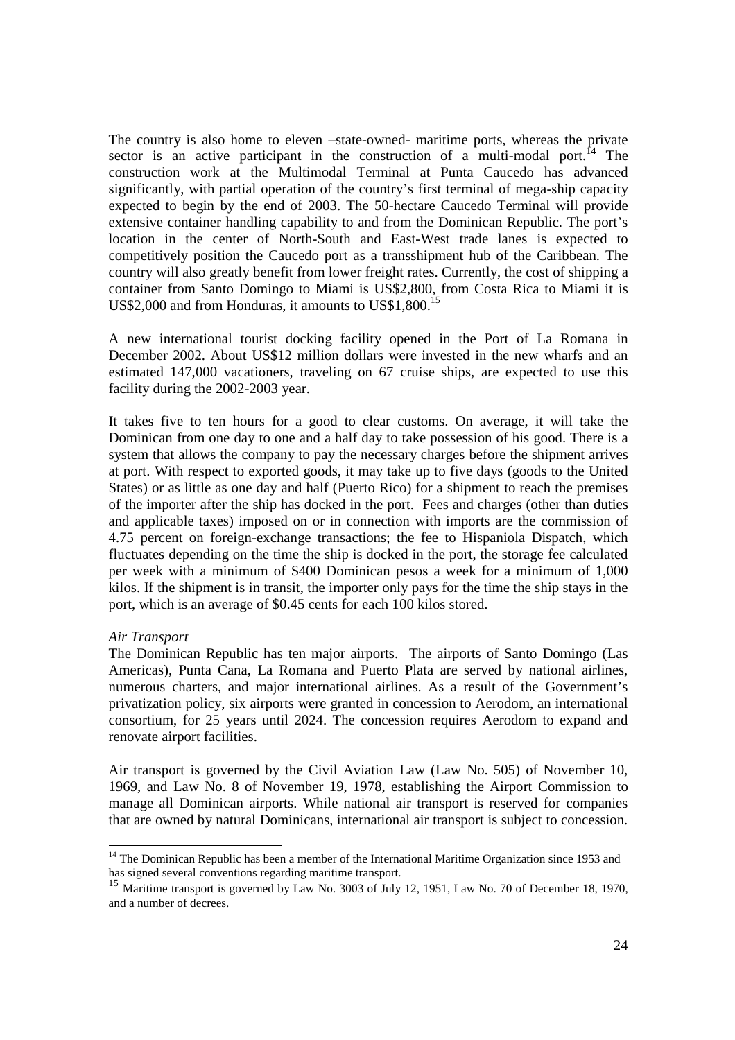The country is also home to eleven –state-owned- maritime ports, whereas the private sector is an active participant in the construction of a multi-modal port.[14] The construction work at the Multimodal Terminal at Punta Caucedo has advanced significantly, with partial operation of the country's first terminal of mega-ship capacity expected to begin by the end of 2003. The 50-hectare Caucedo Terminal will provide extensive container handling capability to and from the Dominican Republic. The port's location in the center of North-South and East-West trade lanes is expected to competitively position the Caucedo port as a transshipment hub of the Caribbean. The country will also greatly benefit from lower freight rates. Currently, the cost of shipping a container from Santo Domingo to Miami is US$2,800, from Costa Rica to Miami it is US$2,000 and from Honduras, it amounts to US$1,800.[15]

A new international tourist docking facility opened in the Port of La Romana in December 2002. About US$12 million dollars were invested in the new wharfs and an estimated 147,000 vacationers, traveling on 67 cruise ships, are expected to use this facility during the 2002-2003 year.

It takes five to ten hours for a good to clear customs. On average, it will take the Dominican from one day to one and a half day to take possession of his good. There is a system that allows the company to pay the necessary charges before the shipment arrives at port. With respect to exported goods, it may take up to five days (goods to the United States) or as little as one day and half (Puerto Rico) for a shipment to reach the premises of the importer after the ship has docked in the port. Fees and charges (other than duties and applicable taxes) imposed on or in connection with imports are the commission of 4.75 percent on foreign-exchange transactions; the fee to Hispaniola Dispatch, which fluctuates depending on the time the ship is docked in the port, the storage fee calculated per week with a minimum of $400 Dominican pesos a week for a minimum of 1,000 kilos. If the shipment is in transit, the importer only pays for the time the ship stays in the port, which is an average of $0.45 cents for each 100 kilos stored.

*Air Transport*

The Dominican Republic has ten major airports. The airports of Santo Domingo (Las Americas), Punta Cana, La Romana and Puerto Plata are served by national airlines, numerous charters, and major international airlines. As a result of the Government's privatization policy, six airports were granted in concession to Aerodom, an international consortium, for 25 years until 2024. The concession requires Aerodom to expand and renovate airport facilities.

Air transport is governed by the Civil Aviation Law (Law No. 505) of November 10, 1969, and Law No. 8 of November 19, 1978, establishing the Airport Commission to manage all Dominican airports. While national air transport is reserved for companies that are owned by natural Dominicans, international air transport is subject to concession.

---

[14] The Dominican Republic has been a member of the International Maritime Organization since 1953 and has signed several conventions regarding maritime transport.

[15] Maritime transport is governed by Law No. 3003 of July 12, 1951, Law No. 70 of December 18, 1970, and a number of decrees.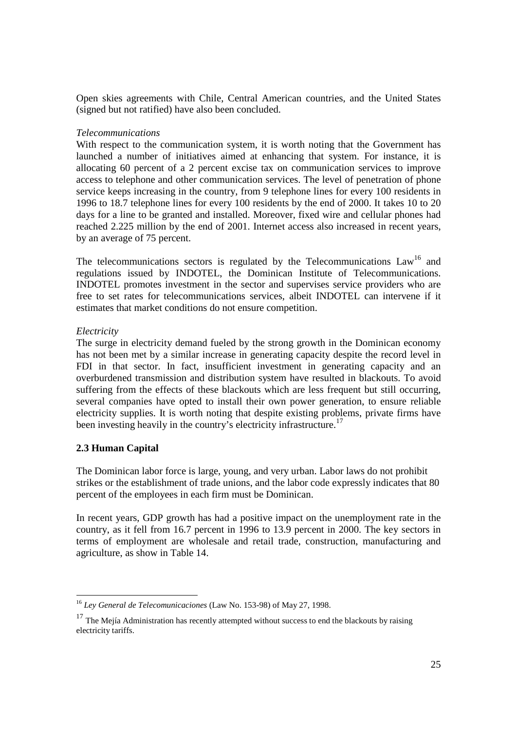Open skies agreements with Chile, Central American countries, and the United States (signed but not ratified) have also been concluded.

*Telecommunications*

With respect to the communication system, it is worth noting that the Government has launched a number of initiatives aimed at enhancing that system. For instance, it is allocating 60 percent of a 2 percent excise tax on communication services to improve access to telephone and other communication services. The level of penetration of phone service keeps increasing in the country, from 9 telephone lines for every 100 residents in 1996 to 18.7 telephone lines for every 100 residents by the end of 2000. It takes 10 to 20 days for a line to be granted and installed. Moreover, fixed wire and cellular phones had reached 2.225 million by the end of 2001. Internet access also increased in recent years, by an average of 75 percent.

The telecommunications sectors is regulated by the Telecommunications Law[16] and regulations issued by INDOTEL, the Dominican Institute of Telecommunications. INDOTEL promotes investment in the sector and supervises service providers who are free to set rates for telecommunications services, albeit INDOTEL can intervene if it estimates that market conditions do not ensure competition.

*Electricity*

The surge in electricity demand fueled by the strong growth in the Dominican economy has not been met by a similar increase in generating capacity despite the record level in FDI in that sector. In fact, insufficient investment in generating capacity and an overburdened transmission and distribution system have resulted in blackouts. To avoid suffering from the effects of these blackouts which are less frequent but still occurring, several companies have opted to install their own power generation, to ensure reliable electricity supplies. It is worth noting that despite existing problems, private firms have been investing heavily in the country's electricity infrastructure.[17]

### 2.3 Human Capital

The Dominican labor force is large, young, and very urban. Labor laws do not prohibit strikes or the establishment of trade unions, and the labor code expressly indicates that 80 percent of the employees in each firm must be Dominican.

In recent years, GDP growth has had a positive impact on the unemployment rate in the country, as it fell from 16.7 percent in 1996 to 13.9 percent in 2000. The key sectors in terms of employment are wholesale and retail trade, construction, manufacturing and agriculture, as show in Table 14.

---

[16] *Ley General de Telecomunicaciones* (Law No. 153-98) of May 27, 1998.

[17] The Mejía Administration has recently attempted without success to end the blackouts by raising electricity tariffs.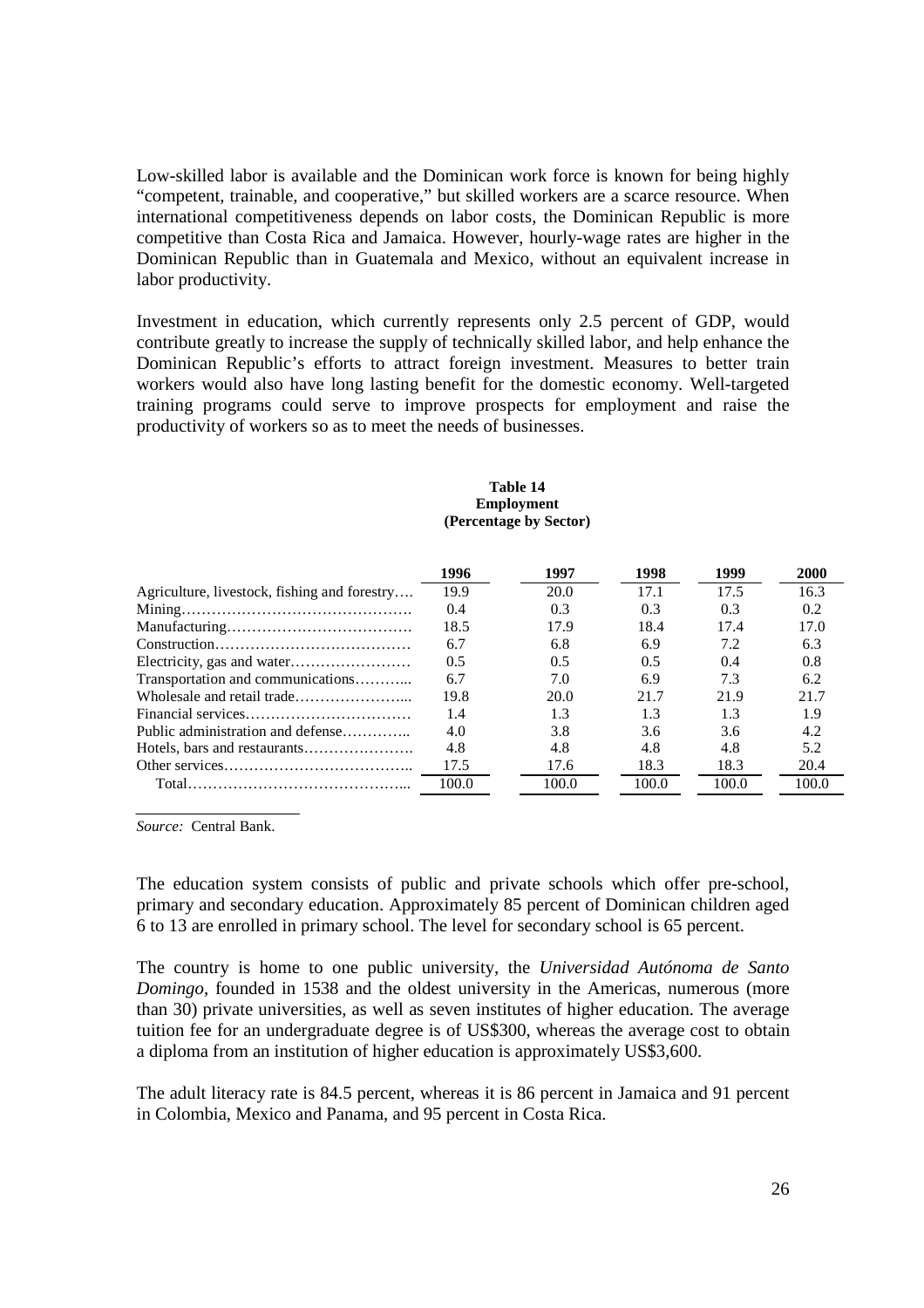Low-skilled labor is available and the Dominican work force is known for being highly "competent, trainable, and cooperative," but skilled workers are a scarce resource. When international competitiveness depends on labor costs, the Dominican Republic is more competitive than Costa Rica and Jamaica. However, hourly-wage rates are higher in the Dominican Republic than in Guatemala and Mexico, without an equivalent increase in labor productivity.

Investment in education, which currently represents only 2.5 percent of GDP, would contribute greatly to increase the supply of technically skilled labor, and help enhance the Dominican Republic's efforts to attract foreign investment. Measures to better train workers would also have long lasting benefit for the domestic economy. Well-targeted training programs could serve to improve prospects for employment and raise the productivity of workers so as to meet the needs of businesses.

**Table 14**
**Employment**
**(Percentage by Sector)**

| | 1996 | 1997 | 1998 | 1999 | 2000 |
|---|---|---|---|---|---|
| Agriculture, livestock, fishing and forestry | 19.9 | 20.0 | 17.1 | 17.5 | 16.3 |
| Mining | 0.4 | 0.3 | 0.3 | 0.3 | 0.2 |
| Manufacturing | 18.5 | 17.9 | 18.4 | 17.4 | 17.0 |
| Construction | 6.7 | 6.8 | 6.9 | 7.2 | 6.3 |
| Electricity, gas and water | 0.5 | 0.5 | 0.5 | 0.4 | 0.8 |
| Transportation and communications | 6.7 | 7.0 | 6.9 | 7.3 | 6.2 |
| Wholesale and retail trade | 19.8 | 20.0 | 21.7 | 21.9 | 21.7 |
| Financial services | 1.4 | 1.3 | 1.3 | 1.3 | 1.9 |
| Public administration and defense | 4.0 | 3.8 | 3.6 | 3.6 | 4.2 |
| Hotels, bars and restaurants | 4.8 | 4.8 | 4.8 | 4.8 | 5.2 |
| Other services | 17.5 | 17.6 | 18.3 | 18.3 | 20.4 |
| Total | 100.0 | 100.0 | 100.0 | 100.0 | 100.0 |

*Source:* Central Bank.

The education system consists of public and private schools which offer pre-school, primary and secondary education. Approximately 85 percent of Dominican children aged 6 to 13 are enrolled in primary school. The level for secondary school is 65 percent.

The country is home to one public university, the *Universidad Autónoma de Santo Domingo*, founded in 1538 and the oldest university in the Americas, numerous (more than 30) private universities, as well as seven institutes of higher education. The average tuition fee for an undergraduate degree is of US$300, whereas the average cost to obtain a diploma from an institution of higher education is approximately US$3,600.

The adult literacy rate is 84.5 percent, whereas it is 86 percent in Jamaica and 91 percent in Colombia, Mexico and Panama, and 95 percent in Costa Rica.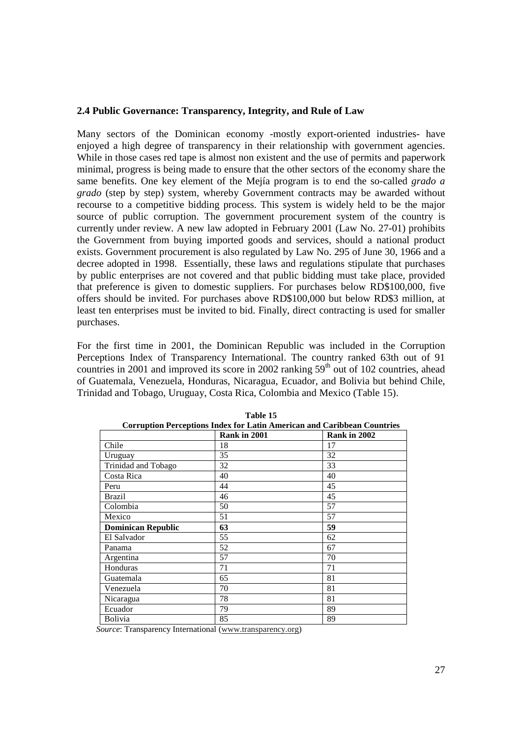## 2.4 Public Governance: Transparency, Integrity, and Rule of Law

Many sectors of the Dominican economy -mostly export-oriented industries- have enjoyed a high degree of transparency in their relationship with government agencies. While in those cases red tape is almost non existent and the use of permits and paperwork minimal, progress is being made to ensure that the other sectors of the economy share the same benefits. One key element of the Mejía program is to end the so-called *grado a grado* (step by step) system, whereby Government contracts may be awarded without recourse to a competitive bidding process. This system is widely held to be the major source of public corruption. The government procurement system of the country is currently under review. A new law adopted in February 2001 (Law No. 27-01) prohibits the Government from buying imported goods and services, should a national product exists. Government procurement is also regulated by Law No. 295 of June 30, 1966 and a decree adopted in 1998. Essentially, these laws and regulations stipulate that purchases by public enterprises are not covered and that public bidding must take place, provided that preference is given to domestic suppliers. For purchases below RD$100,000, five offers should be invited. For purchases above RD$100,000 but below RD$3 million, at least ten enterprises must be invited to bid. Finally, direct contracting is used for smaller purchases.

For the first time in 2001, the Dominican Republic was included in the Corruption Perceptions Index of Transparency International. The country ranked 63th out of 91 countries in 2001 and improved its score in 2002 ranking 59th out of 102 countries, ahead of Guatemala, Venezuela, Honduras, Nicaragua, Ecuador, and Bolivia but behind Chile, Trinidad and Tobago, Uruguay, Costa Rica, Colombia and Mexico (Table 15).

**Table 15**
**Corruption Perceptions Index for Latin American and Caribbean Countries**

| | Rank in 2001 | Rank in 2002 |
|---|---|---|
| Chile | 18 | 17 |
| Uruguay | 35 | 32 |
| Trinidad and Tobago | 32 | 33 |
| Costa Rica | 40 | 40 |
| Peru | 44 | 45 |
| Brazil | 46 | 45 |
| Colombia | 50 | 57 |
| Mexico | 51 | 57 |
| **Dominican Republic** | **63** | **59** |
| El Salvador | 55 | 62 |
| Panama | 52 | 67 |
| Argentina | 57 | 70 |
| Honduras | 71 | 71 |
| Guatemala | 65 | 81 |
| Venezuela | 70 | 81 |
| Nicaragua | 78 | 81 |
| Ecuador | 79 | 89 |
| Bolivia | 85 | 89 |

*Source*: Transparency International (www.transparency.org)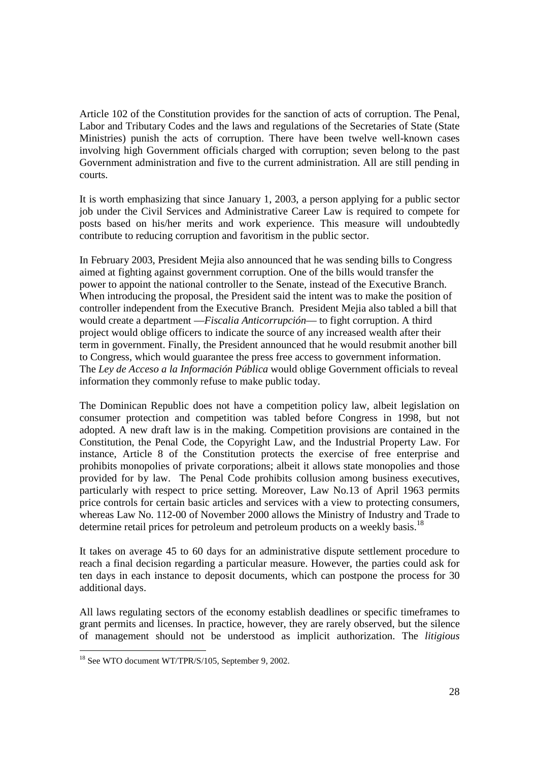Article 102 of the Constitution provides for the sanction of acts of corruption. The Penal, Labor and Tributary Codes and the laws and regulations of the Secretaries of State (State Ministries) punish the acts of corruption. There have been twelve well-known cases involving high Government officials charged with corruption; seven belong to the past Government administration and five to the current administration. All are still pending in courts.

It is worth emphasizing that since January 1, 2003, a person applying for a public sector job under the Civil Services and Administrative Career Law is required to compete for posts based on his/her merits and work experience. This measure will undoubtedly contribute to reducing corruption and favoritism in the public sector.

In February 2003, President Mejia also announced that he was sending bills to Congress aimed at fighting against government corruption. One of the bills would transfer the power to appoint the national controller to the Senate, instead of the Executive Branch. When introducing the proposal, the President said the intent was to make the position of controller independent from the Executive Branch. President Mejia also tabled a bill that would create a department —*Fiscalia Anticorrupción*— to fight corruption. A third project would oblige officers to indicate the source of any increased wealth after their term in government. Finally, the President announced that he would resubmit another bill to Congress, which would guarantee the press free access to government information. The *Ley de Acceso a la Información Pública* would oblige Government officials to reveal information they commonly refuse to make public today.

The Dominican Republic does not have a competition policy law, albeit legislation on consumer protection and competition was tabled before Congress in 1998, but not adopted. A new draft law is in the making. Competition provisions are contained in the Constitution, the Penal Code, the Copyright Law, and the Industrial Property Law. For instance, Article 8 of the Constitution protects the exercise of free enterprise and prohibits monopolies of private corporations; albeit it allows state monopolies and those provided for by law. The Penal Code prohibits collusion among business executives, particularly with respect to price setting. Moreover, Law No.13 of April 1963 permits price controls for certain basic articles and services with a view to protecting consumers, whereas Law No. 112-00 of November 2000 allows the Ministry of Industry and Trade to determine retail prices for petroleum and petroleum products on a weekly basis.[18]

It takes on average 45 to 60 days for an administrative dispute settlement procedure to reach a final decision regarding a particular measure. However, the parties could ask for ten days in each instance to deposit documents, which can postpone the process for 30 additional days.

All laws regulating sectors of the economy establish deadlines or specific timeframes to grant permits and licenses. In practice, however, they are rarely observed, but the silence of management should not be understood as implicit authorization. The *litigious*

[18] See WTO document WT/TPR/S/105, September 9, 2002.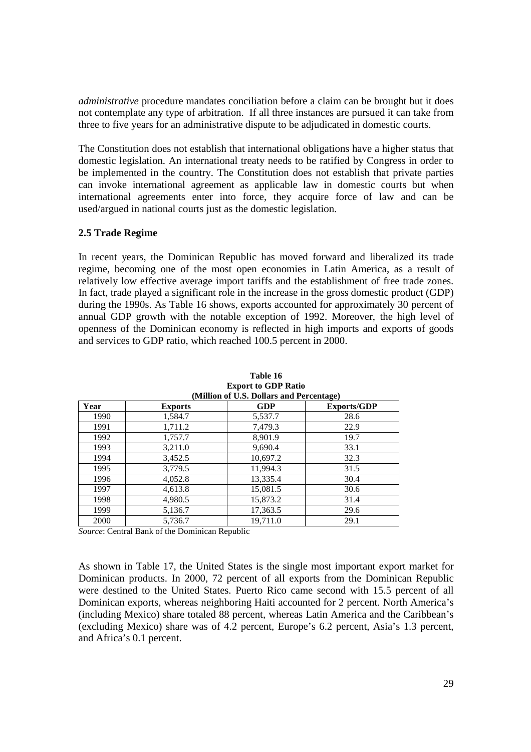*administrative* procedure mandates conciliation before a claim can be brought but it does not contemplate any type of arbitration. If all three instances are pursued it can take from three to five years for an administrative dispute to be adjudicated in domestic courts.

The Constitution does not establish that international obligations have a higher status that domestic legislation. An international treaty needs to be ratified by Congress in order to be implemented in the country. The Constitution does not establish that private parties can invoke international agreement as applicable law in domestic courts but when international agreements enter into force, they acquire force of law and can be used/argued in national courts just as the domestic legislation.

### 2.5 Trade Regime

In recent years, the Dominican Republic has moved forward and liberalized its trade regime, becoming one of the most open economies in Latin America, as a result of relatively low effective average import tariffs and the establishment of free trade zones. In fact, trade played a significant role in the increase in the gross domestic product (GDP) during the 1990s. As Table 16 shows, exports accounted for approximately 30 percent of annual GDP growth with the notable exception of 1992. Moreover, the high level of openness of the Dominican economy is reflected in high imports and exports of goods and services to GDP ratio, which reached 100.5 percent in 2000.

**Table 16**
**Export to GDP Ratio**
**(Million of U.S. Dollars and Percentage)**

| Year | Exports | GDP | Exports/GDP |
|---|---|---|---|
| 1990 | 1,584.7 | 5,537.7 | 28.6 |
| 1991 | 1,711.2 | 7,479.3 | 22.9 |
| 1992 | 1,757.7 | 8,901.9 | 19.7 |
| 1993 | 3,211.0 | 9,690.4 | 33.1 |
| 1994 | 3,452.5 | 10,697.2 | 32.3 |
| 1995 | 3,779.5 | 11,994.3 | 31.5 |
| 1996 | 4,052.8 | 13,335.4 | 30.4 |
| 1997 | 4,613.8 | 15,081.5 | 30.6 |
| 1998 | 4,980.5 | 15,873.2 | 31.4 |
| 1999 | 5,136.7 | 17,363.5 | 29.6 |
| 2000 | 5,736.7 | 19,711.0 | 29.1 |

*Source*: Central Bank of the Dominican Republic

As shown in Table 17, the United States is the single most important export market for Dominican products. In 2000, 72 percent of all exports from the Dominican Republic were destined to the United States. Puerto Rico came second with 15.5 percent of all Dominican exports, whereas neighboring Haiti accounted for 2 percent. North America's (including Mexico) share totaled 88 percent, whereas Latin America and the Caribbean's (excluding Mexico) share was of 4.2 percent, Europe's 6.2 percent, Asia's 1.3 percent, and Africa's 0.1 percent.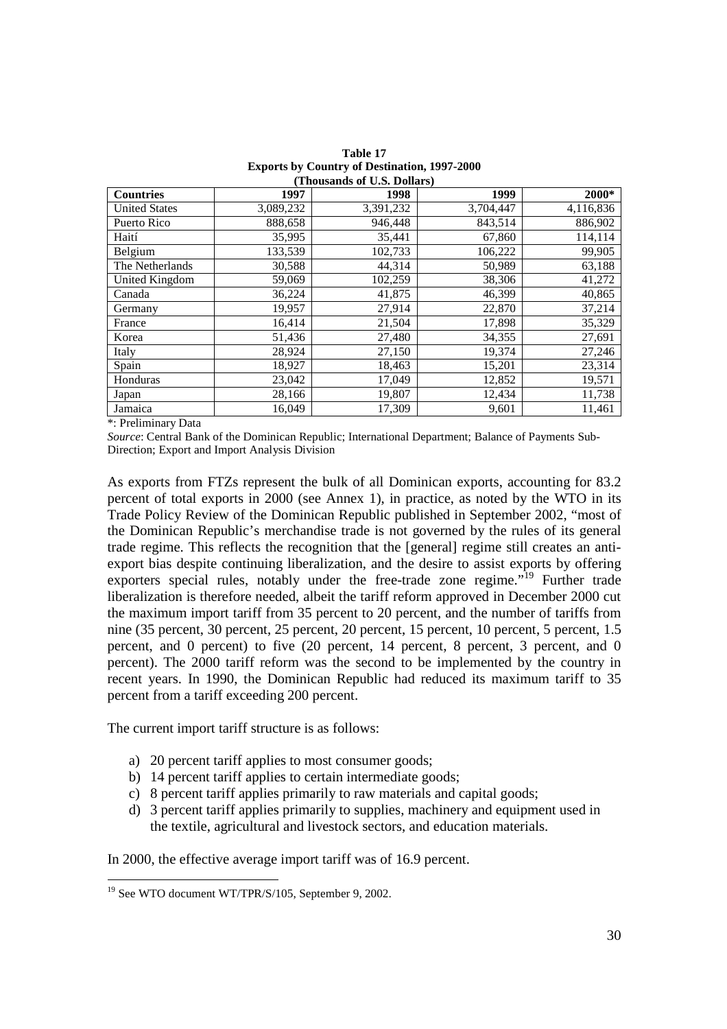**Table 17**
**Exports by Country of Destination, 1997-2000**
**(Thousands of U.S. Dollars)**

| Countries | 1997 | 1998 | 1999 | 2000* |
|---|---|---|---|---|
| United States | 3,089,232 | 3,391,232 | 3,704,447 | 4,116,836 |
| Puerto Rico | 888,658 | 946,448 | 843,514 | 886,902 |
| Haití | 35,995 | 35,441 | 67,860 | 114,114 |
| Belgium | 133,539 | 102,733 | 106,222 | 99,905 |
| The Netherlands | 30,588 | 44,314 | 50,989 | 63,188 |
| United Kingdom | 59,069 | 102,259 | 38,306 | 41,272 |
| Canada | 36,224 | 41,875 | 46,399 | 40,865 |
| Germany | 19,957 | 27,914 | 22,870 | 37,214 |
| France | 16,414 | 21,504 | 17,898 | 35,329 |
| Korea | 51,436 | 27,480 | 34,355 | 27,691 |
| Italy | 28,924 | 27,150 | 19,374 | 27,246 |
| Spain | 18,927 | 18,463 | 15,201 | 23,314 |
| Honduras | 23,042 | 17,049 | 12,852 | 19,571 |
| Japan | 28,166 | 19,807 | 12,434 | 11,738 |
| Jamaica | 16,049 | 17,309 | 9,601 | 11,461 |

*: Preliminary Data

*Source*: Central Bank of the Dominican Republic; International Department; Balance of Payments Sub-Direction; Export and Import Analysis Division

As exports from FTZs represent the bulk of all Dominican exports, accounting for 83.2 percent of total exports in 2000 (see Annex 1), in practice, as noted by the WTO in its Trade Policy Review of the Dominican Republic published in September 2002, "most of the Dominican Republic's merchandise trade is not governed by the rules of its general trade regime. This reflects the recognition that the [general] regime still creates an anti-export bias despite continuing liberalization, and the desire to assist exports by offering exporters special rules, notably under the free-trade zone regime."[19] Further trade liberalization is therefore needed, albeit the tariff reform approved in December 2000 cut the maximum import tariff from 35 percent to 20 percent, and the number of tariffs from nine (35 percent, 30 percent, 25 percent, 20 percent, 15 percent, 10 percent, 5 percent, 1.5 percent, and 0 percent) to five (20 percent, 14 percent, 8 percent, 3 percent, and 0 percent). The 2000 tariff reform was the second to be implemented by the country in recent years. In 1990, the Dominican Republic had reduced its maximum tariff to 35 percent from a tariff exceeding 200 percent.

The current import tariff structure is as follows:

a) 20 percent tariff applies to most consumer goods;
b) 14 percent tariff applies to certain intermediate goods;
c) 8 percent tariff applies primarily to raw materials and capital goods;
d) 3 percent tariff applies primarily to supplies, machinery and equipment used in the textile, agricultural and livestock sectors, and education materials.

In 2000, the effective average import tariff was of 16.9 percent.

[19] See WTO document WT/TPR/S/105, September 9, 2002.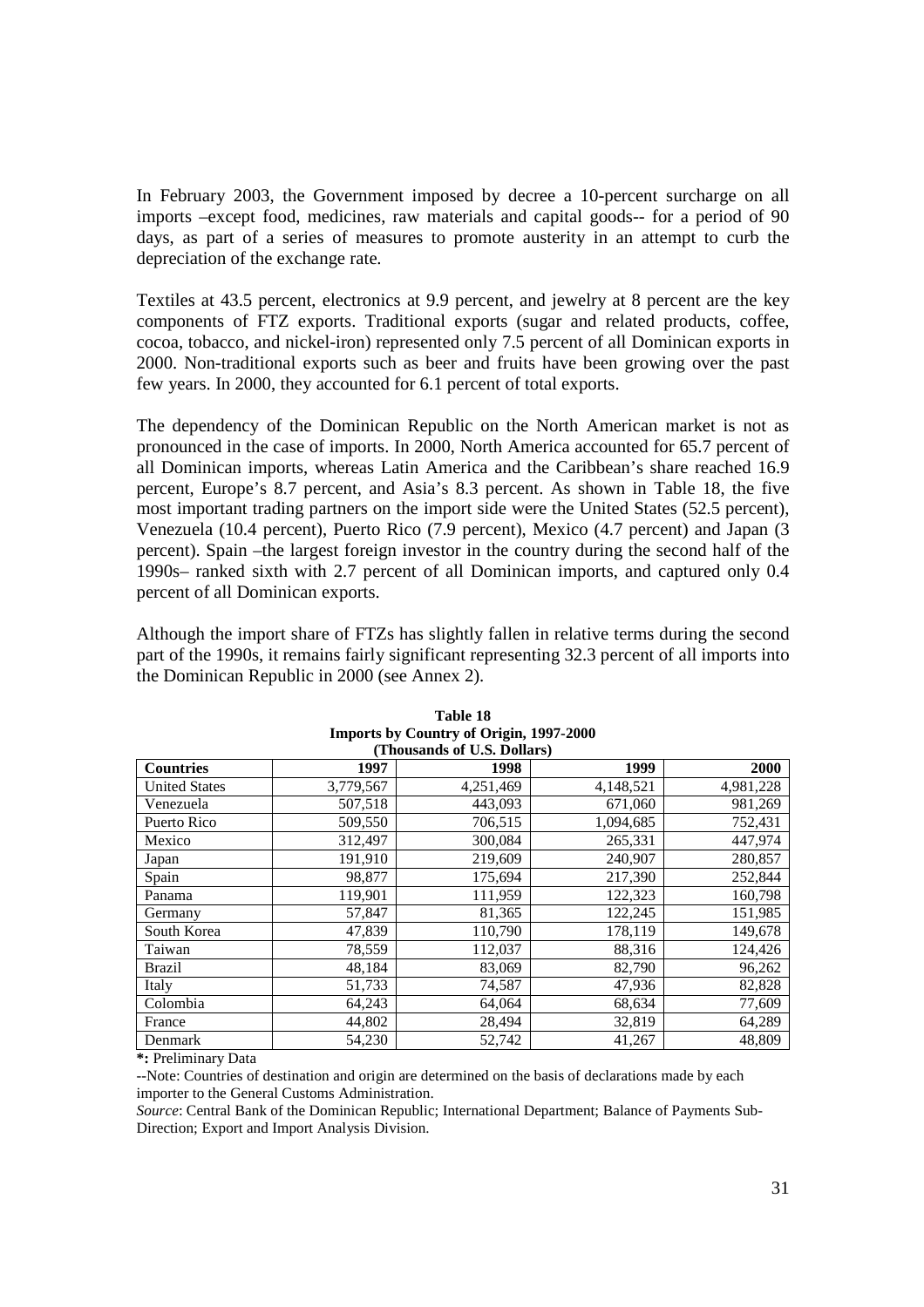In February 2003, the Government imposed by decree a 10-percent surcharge on all imports –except food, medicines, raw materials and capital goods-- for a period of 90 days, as part of a series of measures to promote austerity in an attempt to curb the depreciation of the exchange rate.

Textiles at 43.5 percent, electronics at 9.9 percent, and jewelry at 8 percent are the key components of FTZ exports. Traditional exports (sugar and related products, coffee, cocoa, tobacco, and nickel-iron) represented only 7.5 percent of all Dominican exports in 2000. Non-traditional exports such as beer and fruits have been growing over the past few years. In 2000, they accounted for 6.1 percent of total exports.

The dependency of the Dominican Republic on the North American market is not as pronounced in the case of imports. In 2000, North America accounted for 65.7 percent of all Dominican imports, whereas Latin America and the Caribbean's share reached 16.9 percent, Europe's 8.7 percent, and Asia's 8.3 percent. As shown in Table 18, the five most important trading partners on the import side were the United States (52.5 percent), Venezuela (10.4 percent), Puerto Rico (7.9 percent), Mexico (4.7 percent) and Japan (3 percent). Spain –the largest foreign investor in the country during the second half of the 1990s– ranked sixth with 2.7 percent of all Dominican imports, and captured only 0.4 percent of all Dominican exports.

Although the import share of FTZs has slightly fallen in relative terms during the second part of the 1990s, it remains fairly significant representing 32.3 percent of all imports into the Dominican Republic in 2000 (see Annex 2).

**Table 18**
**Imports by Country of Origin, 1997-2000**
**(Thousands of U.S. Dollars)**

| Countries | 1997 | 1998 | 1999 | 2000 |
|---|---|---|---|---|
| United States | 3,779,567 | 4,251,469 | 4,148,521 | 4,981,228 |
| Venezuela | 507,518 | 443,093 | 671,060 | 981,269 |
| Puerto Rico | 509,550 | 706,515 | 1,094,685 | 752,431 |
| Mexico | 312,497 | 300,084 | 265,331 | 447,974 |
| Japan | 191,910 | 219,609 | 240,907 | 280,857 |
| Spain | 98,877 | 175,694 | 217,390 | 252,844 |
| Panama | 119,901 | 111,959 | 122,323 | 160,798 |
| Germany | 57,847 | 81,365 | 122,245 | 151,985 |
| South Korea | 47,839 | 110,790 | 178,119 | 149,678 |
| Taiwan | 78,559 | 112,037 | 88,316 | 124,426 |
| Brazil | 48,184 | 83,069 | 82,790 | 96,262 |
| Italy | 51,733 | 74,587 | 47,936 | 82,828 |
| Colombia | 64,243 | 64,064 | 68,634 | 77,609 |
| France | 44,802 | 28,494 | 32,819 | 64,289 |
| Denmark | 54,230 | 52,742 | 41,267 | 48,809 |

**\*:** Preliminary Data

--Note: Countries of destination and origin are determined on the basis of declarations made by each importer to the General Customs Administration.

*Source*: Central Bank of the Dominican Republic; International Department; Balance of Payments Sub-Direction; Export and Import Analysis Division.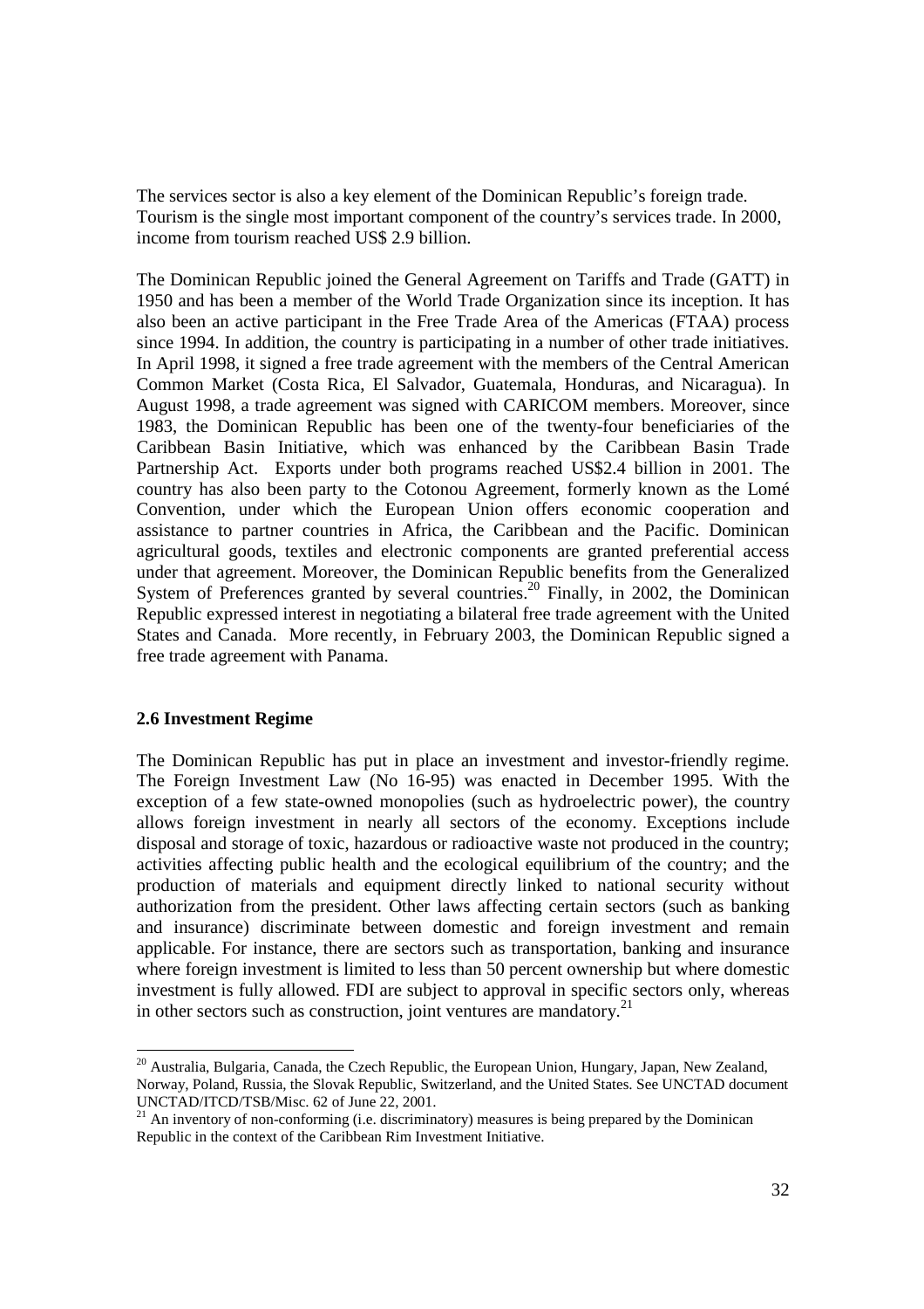The services sector is also a key element of the Dominican Republic's foreign trade. Tourism is the single most important component of the country's services trade. In 2000, income from tourism reached US$ 2.9 billion.

The Dominican Republic joined the General Agreement on Tariffs and Trade (GATT) in 1950 and has been a member of the World Trade Organization since its inception. It has also been an active participant in the Free Trade Area of the Americas (FTAA) process since 1994. In addition, the country is participating in a number of other trade initiatives. In April 1998, it signed a free trade agreement with the members of the Central American Common Market (Costa Rica, El Salvador, Guatemala, Honduras, and Nicaragua). In August 1998, a trade agreement was signed with CARICOM members. Moreover, since 1983, the Dominican Republic has been one of the twenty-four beneficiaries of the Caribbean Basin Initiative, which was enhanced by the Caribbean Basin Trade Partnership Act. Exports under both programs reached US$2.4 billion in 2001. The country has also been party to the Cotonou Agreement, formerly known as the Lomé Convention, under which the European Union offers economic cooperation and assistance to partner countries in Africa, the Caribbean and the Pacific. Dominican agricultural goods, textiles and electronic components are granted preferential access under that agreement. Moreover, the Dominican Republic benefits from the Generalized System of Preferences granted by several countries.[20] Finally, in 2002, the Dominican Republic expressed interest in negotiating a bilateral free trade agreement with the United States and Canada. More recently, in February 2003, the Dominican Republic signed a free trade agreement with Panama.

### 2.6 Investment Regime

The Dominican Republic has put in place an investment and investor-friendly regime. The Foreign Investment Law (No 16-95) was enacted in December 1995. With the exception of a few state-owned monopolies (such as hydroelectric power), the country allows foreign investment in nearly all sectors of the economy. Exceptions include disposal and storage of toxic, hazardous or radioactive waste not produced in the country; activities affecting public health and the ecological equilibrium of the country; and the production of materials and equipment directly linked to national security without authorization from the president. Other laws affecting certain sectors (such as banking and insurance) discriminate between domestic and foreign investment and remain applicable. For instance, there are sectors such as transportation, banking and insurance where foreign investment is limited to less than 50 percent ownership but where domestic investment is fully allowed. FDI are subject to approval in specific sectors only, whereas in other sectors such as construction, joint ventures are mandatory.[21]

---

[20] Australia, Bulgaria, Canada, the Czech Republic, the European Union, Hungary, Japan, New Zealand, Norway, Poland, Russia, the Slovak Republic, Switzerland, and the United States. See UNCTAD document UNCTAD/ITCD/TSB/Misc. 62 of June 22, 2001.

[21] An inventory of non-conforming (i.e. discriminatory) measures is being prepared by the Dominican Republic in the context of the Caribbean Rim Investment Initiative.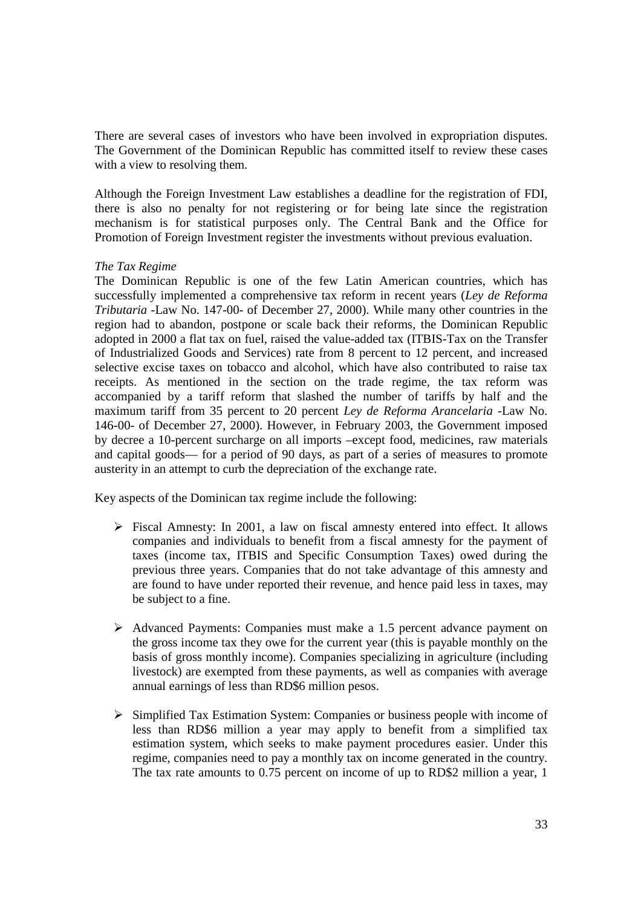There are several cases of investors who have been involved in expropriation disputes. The Government of the Dominican Republic has committed itself to review these cases with a view to resolving them.

Although the Foreign Investment Law establishes a deadline for the registration of FDI, there is also no penalty for not registering or for being late since the registration mechanism is for statistical purposes only. The Central Bank and the Office for Promotion of Foreign Investment register the investments without previous evaluation.

*The Tax Regime*

The Dominican Republic is one of the few Latin American countries, which has successfully implemented a comprehensive tax reform in recent years (*Ley de Reforma Tributaria* -Law No. 147-00- of December 27, 2000). While many other countries in the region had to abandon, postpone or scale back their reforms, the Dominican Republic adopted in 2000 a flat tax on fuel, raised the value-added tax (ITBIS-Tax on the Transfer of Industrialized Goods and Services) rate from 8 percent to 12 percent, and increased selective excise taxes on tobacco and alcohol, which have also contributed to raise tax receipts. As mentioned in the section on the trade regime, the tax reform was accompanied by a tariff reform that slashed the number of tariffs by half and the maximum tariff from 35 percent to 20 percent *Ley de Reforma Arancelaria* -Law No. 146-00- of December 27, 2000). However, in February 2003, the Government imposed by decree a 10-percent surcharge on all imports –except food, medicines, raw materials and capital goods— for a period of 90 days, as part of a series of measures to promote austerity in an attempt to curb the depreciation of the exchange rate.

Key aspects of the Dominican tax regime include the following:

- Fiscal Amnesty: In 2001, a law on fiscal amnesty entered into effect. It allows companies and individuals to benefit from a fiscal amnesty for the payment of taxes (income tax, ITBIS and Specific Consumption Taxes) owed during the previous three years. Companies that do not take advantage of this amnesty and are found to have under reported their revenue, and hence paid less in taxes, may be subject to a fine.

- Advanced Payments: Companies must make a 1.5 percent advance payment on the gross income tax they owe for the current year (this is payable monthly on the basis of gross monthly income). Companies specializing in agriculture (including livestock) are exempted from these payments, as well as companies with average annual earnings of less than RD$6 million pesos.

- Simplified Tax Estimation System: Companies or business people with income of less than RD$6 million a year may apply to benefit from a simplified tax estimation system, which seeks to make payment procedures easier. Under this regime, companies need to pay a monthly tax on income generated in the country. The tax rate amounts to 0.75 percent on income of up to RD$2 million a year, 1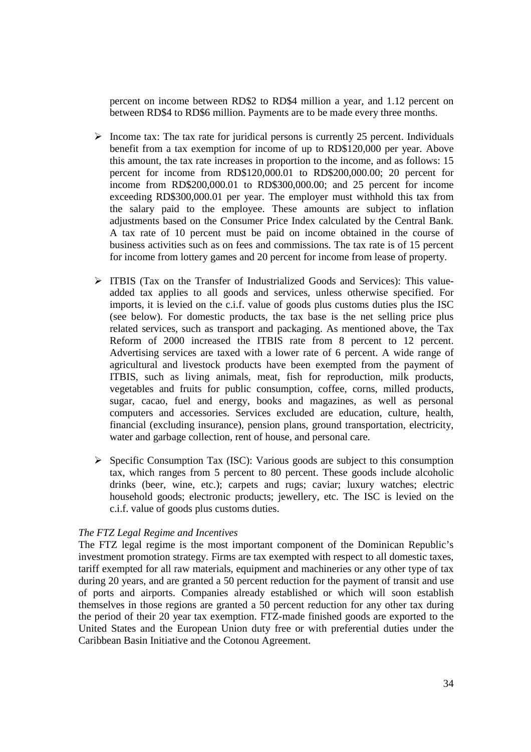percent on income between RD$2 to RD$4 million a year, and 1.12 percent on between RD$4 to RD$6 million. Payments are to be made every three months.

- Income tax: The tax rate for juridical persons is currently 25 percent. Individuals benefit from a tax exemption for income of up to RD$120,000 per year. Above this amount, the tax rate increases in proportion to the income, and as follows: 15 percent for income from RD$120,000.01 to RD$200,000.00; 20 percent for income from RD$200,000.01 to RD$300,000.00; and 25 percent for income exceeding RD$300,000.01 per year. The employer must withhold this tax from the salary paid to the employee. These amounts are subject to inflation adjustments based on the Consumer Price Index calculated by the Central Bank. A tax rate of 10 percent must be paid on income obtained in the course of business activities such as on fees and commissions. The tax rate is of 15 percent for income from lottery games and 20 percent for income from lease of property.

- ITBIS (Tax on the Transfer of Industrialized Goods and Services): This value-added tax applies to all goods and services, unless otherwise specified. For imports, it is levied on the c.i.f. value of goods plus customs duties plus the ISC (see below). For domestic products, the tax base is the net selling price plus related services, such as transport and packaging. As mentioned above, the Tax Reform of 2000 increased the ITBIS rate from 8 percent to 12 percent. Advertising services are taxed with a lower rate of 6 percent. A wide range of agricultural and livestock products have been exempted from the payment of ITBIS, such as living animals, meat, fish for reproduction, milk products, vegetables and fruits for public consumption, coffee, corns, milled products, sugar, cacao, fuel and energy, books and magazines, as well as personal computers and accessories. Services excluded are education, culture, health, financial (excluding insurance), pension plans, ground transportation, electricity, water and garbage collection, rent of house, and personal care.

- Specific Consumption Tax (ISC): Various goods are subject to this consumption tax, which ranges from 5 percent to 80 percent. These goods include alcoholic drinks (beer, wine, etc.); carpets and rugs; caviar; luxury watches; electric household goods; electronic products; jewellery, etc. The ISC is levied on the c.i.f. value of goods plus customs duties.

*The FTZ Legal Regime and Incentives*

The FTZ legal regime is the most important component of the Dominican Republic's investment promotion strategy. Firms are tax exempted with respect to all domestic taxes, tariff exempted for all raw materials, equipment and machineries or any other type of tax during 20 years, and are granted a 50 percent reduction for the payment of transit and use of ports and airports. Companies already established or which will soon establish themselves in those regions are granted a 50 percent reduction for any other tax during the period of their 20 year tax exemption. FTZ-made finished goods are exported to the United States and the European Union duty free or with preferential duties under the Caribbean Basin Initiative and the Cotonou Agreement.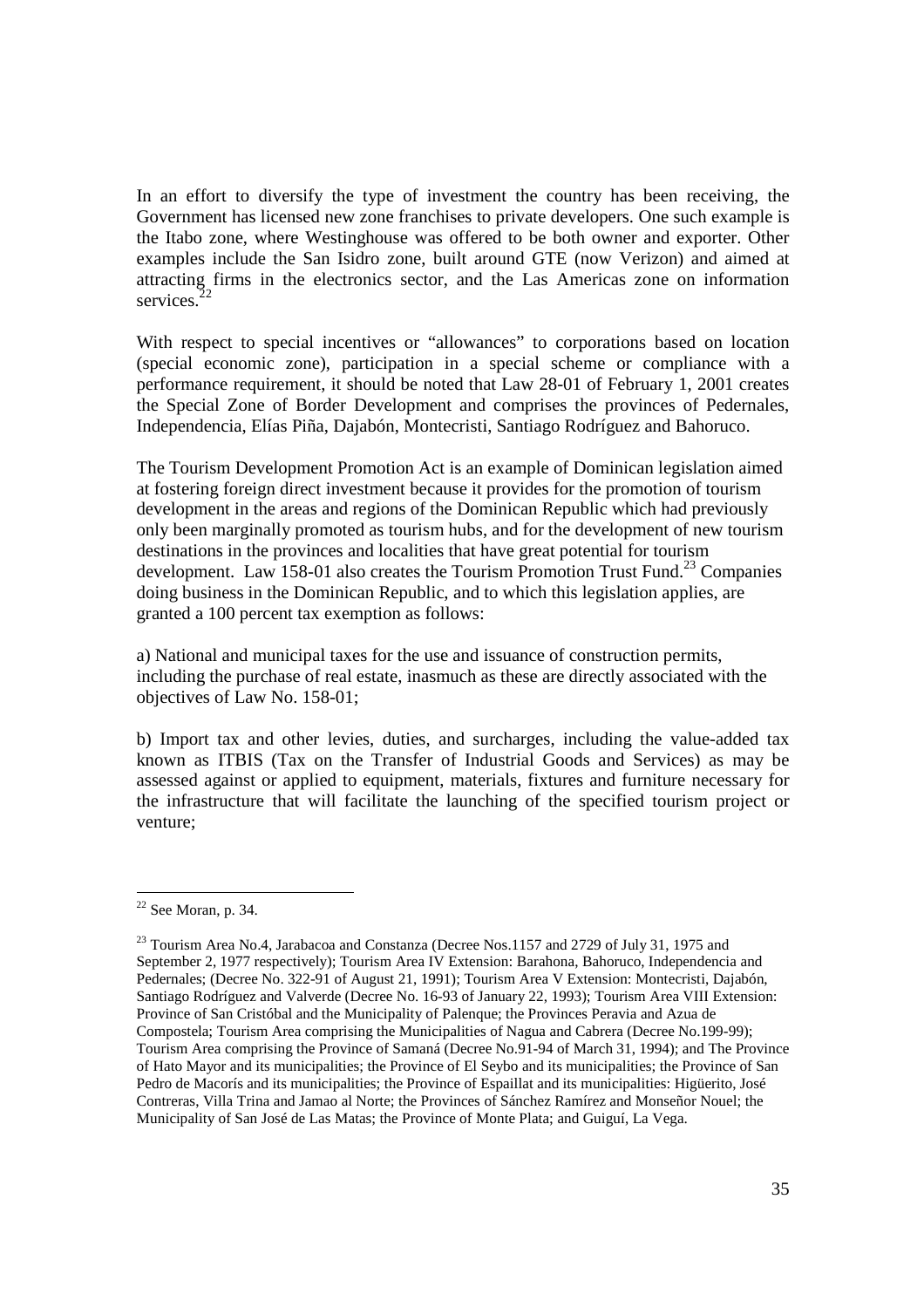In an effort to diversify the type of investment the country has been receiving, the Government has licensed new zone franchises to private developers. One such example is the Itabo zone, where Westinghouse was offered to be both owner and exporter. Other examples include the San Isidro zone, built around GTE (now Verizon) and aimed at attracting firms in the electronics sector, and the Las Americas zone on information services.[22]

With respect to special incentives or "allowances" to corporations based on location (special economic zone), participation in a special scheme or compliance with a performance requirement, it should be noted that Law 28-01 of February 1, 2001 creates the Special Zone of Border Development and comprises the provinces of Pedernales, Independencia, Elías Piña, Dajabón, Montecristi, Santiago Rodríguez and Bahoruco.

The Tourism Development Promotion Act is an example of Dominican legislation aimed at fostering foreign direct investment because it provides for the promotion of tourism development in the areas and regions of the Dominican Republic which had previously only been marginally promoted as tourism hubs, and for the development of new tourism destinations in the provinces and localities that have great potential for tourism development. Law 158-01 also creates the Tourism Promotion Trust Fund.[23] Companies doing business in the Dominican Republic, and to which this legislation applies, are granted a 100 percent tax exemption as follows:

a) National and municipal taxes for the use and issuance of construction permits, including the purchase of real estate, inasmuch as these are directly associated with the objectives of Law No. 158-01;

b) Import tax and other levies, duties, and surcharges, including the value-added tax known as ITBIS (Tax on the Transfer of Industrial Goods and Services) as may be assessed against or applied to equipment, materials, fixtures and furniture necessary for the infrastructure that will facilitate the launching of the specified tourism project or venture;

---

[22] See Moran, p. 34.

[23] Tourism Area No.4, Jarabacoa and Constanza (Decree Nos.1157 and 2729 of July 31, 1975 and September 2, 1977 respectively); Tourism Area IV Extension: Barahona, Bahoruco, Independencia and Pedernales; (Decree No. 322-91 of August 21, 1991); Tourism Area V Extension: Montecristi, Dajabón, Santiago Rodríguez and Valverde (Decree No. 16-93 of January 22, 1993); Tourism Area VIII Extension: Province of San Cristóbal and the Municipality of Palenque; the Provinces Peravia and Azua de Compostela; Tourism Area comprising the Municipalities of Nagua and Cabrera (Decree No.199-99); Tourism Area comprising the Province of Samaná (Decree No.91-94 of March 31, 1994); and The Province of Hato Mayor and its municipalities; the Province of El Seybo and its municipalities; the Province of San Pedro de Macorís and its municipalities; the Province of Espaillat and its municipalities: Higüerito, José Contreras, Villa Trina and Jamao al Norte; the Provinces of Sánchez Ramírez and Monseñor Nouel; the Municipality of San José de Las Matas; the Province of Monte Plata; and Guiguí, La Vega.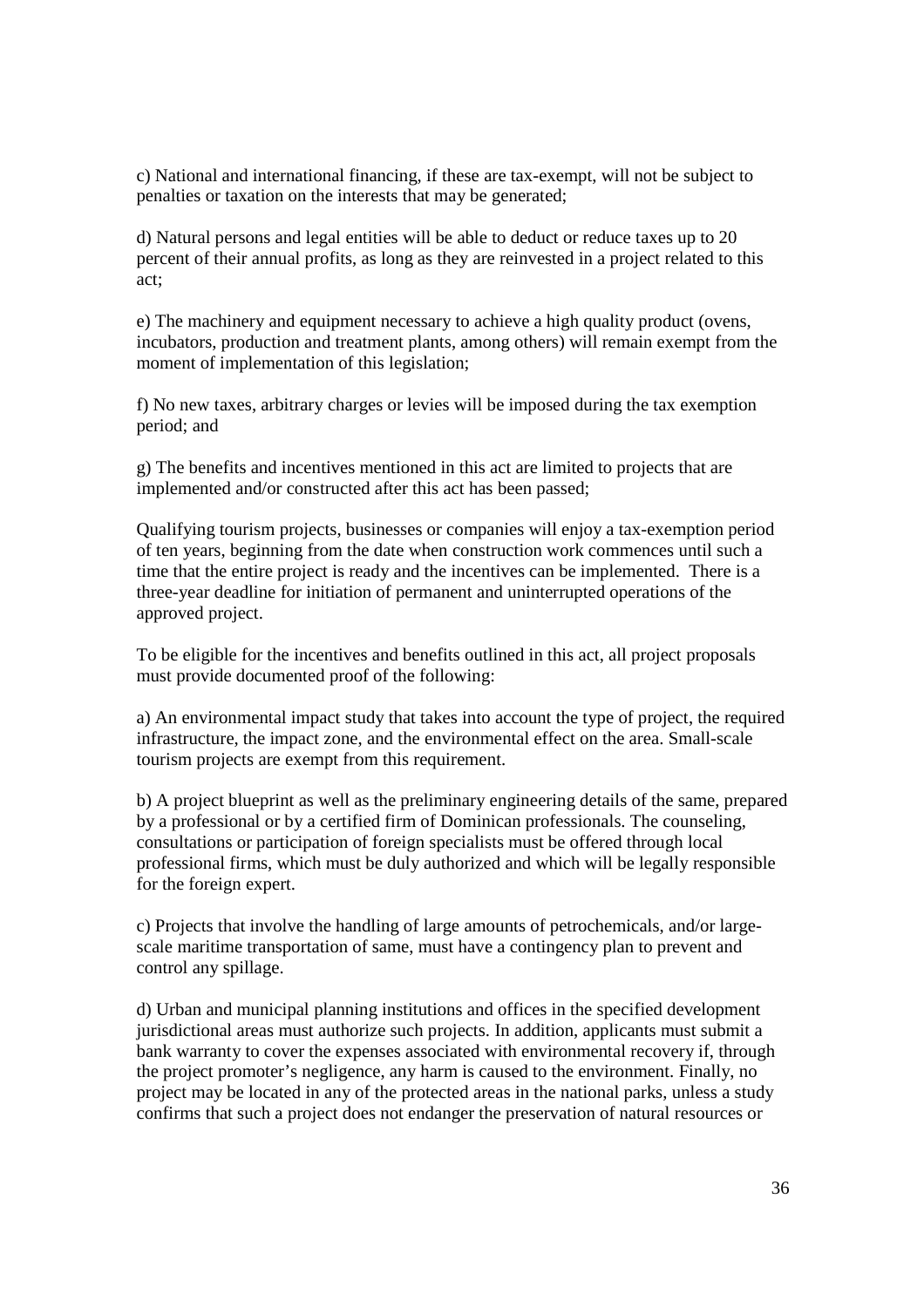c) National and international financing, if these are tax-exempt, will not be subject to penalties or taxation on the interests that may be generated;

d) Natural persons and legal entities will be able to deduct or reduce taxes up to 20 percent of their annual profits, as long as they are reinvested in a project related to this act;

e) The machinery and equipment necessary to achieve a high quality product (ovens, incubators, production and treatment plants, among others) will remain exempt from the moment of implementation of this legislation;

f) No new taxes, arbitrary charges or levies will be imposed during the tax exemption period; and

g) The benefits and incentives mentioned in this act are limited to projects that are implemented and/or constructed after this act has been passed;

Qualifying tourism projects, businesses or companies will enjoy a tax-exemption period of ten years, beginning from the date when construction work commences until such a time that the entire project is ready and the incentives can be implemented. There is a three-year deadline for initiation of permanent and uninterrupted operations of the approved project.

To be eligible for the incentives and benefits outlined in this act, all project proposals must provide documented proof of the following:

a) An environmental impact study that takes into account the type of project, the required infrastructure, the impact zone, and the environmental effect on the area. Small-scale tourism projects are exempt from this requirement.

b) A project blueprint as well as the preliminary engineering details of the same, prepared by a professional or by a certified firm of Dominican professionals. The counseling, consultations or participation of foreign specialists must be offered through local professional firms, which must be duly authorized and which will be legally responsible for the foreign expert.

c) Projects that involve the handling of large amounts of petrochemicals, and/or large-scale maritime transportation of same, must have a contingency plan to prevent and control any spillage.

d) Urban and municipal planning institutions and offices in the specified development jurisdictional areas must authorize such projects. In addition, applicants must submit a bank warranty to cover the expenses associated with environmental recovery if, through the project promoter's negligence, any harm is caused to the environment. Finally, no project may be located in any of the protected areas in the national parks, unless a study confirms that such a project does not endanger the preservation of natural resources or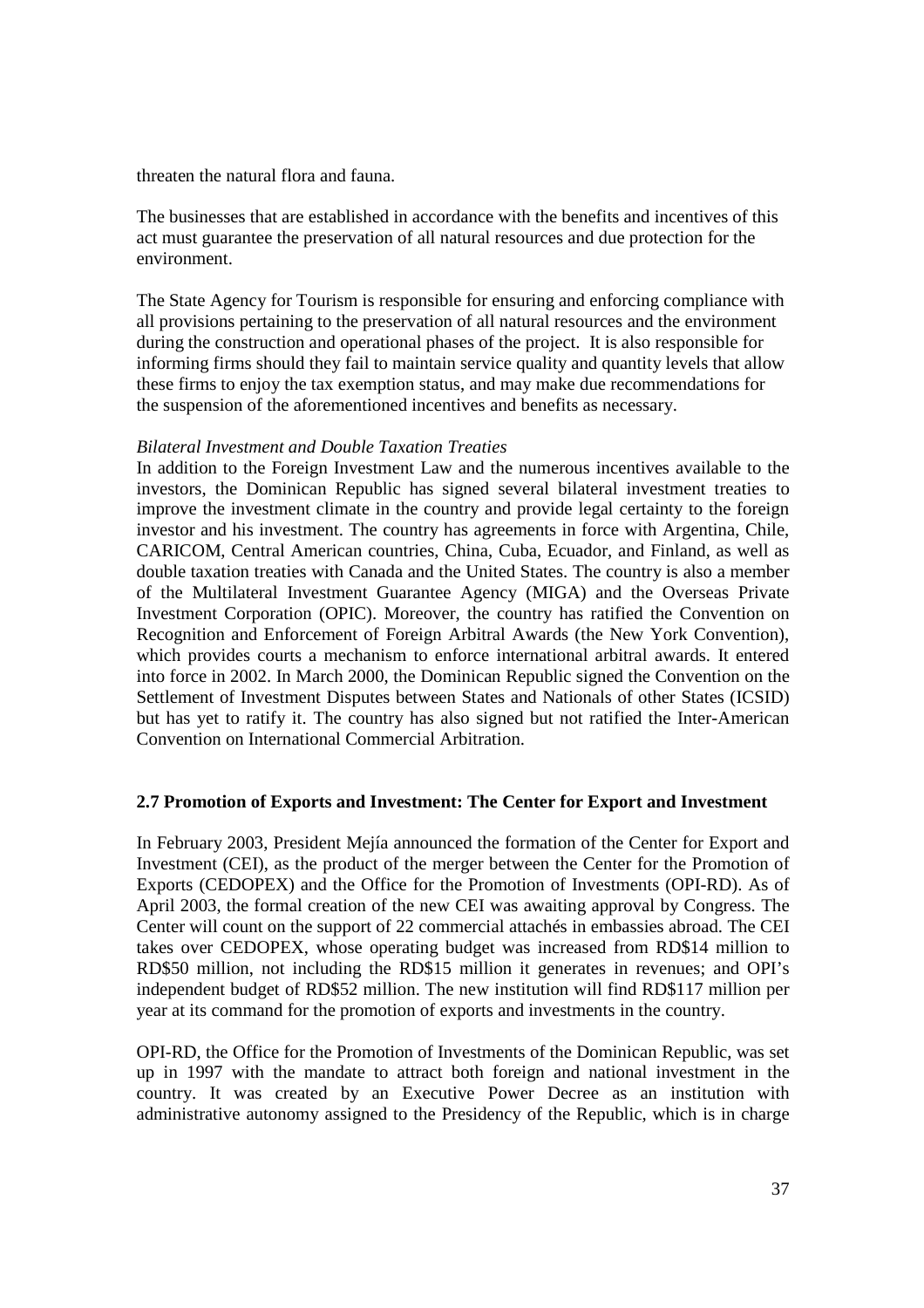threaten the natural flora and fauna.

The businesses that are established in accordance with the benefits and incentives of this act must guarantee the preservation of all natural resources and due protection for the environment.

The State Agency for Tourism is responsible for ensuring and enforcing compliance with all provisions pertaining to the preservation of all natural resources and the environment during the construction and operational phases of the project. It is also responsible for informing firms should they fail to maintain service quality and quantity levels that allow these firms to enjoy the tax exemption status, and may make due recommendations for the suspension of the aforementioned incentives and benefits as necessary.

*Bilateral Investment and Double Taxation Treaties*

In addition to the Foreign Investment Law and the numerous incentives available to the investors, the Dominican Republic has signed several bilateral investment treaties to improve the investment climate in the country and provide legal certainty to the foreign investor and his investment. The country has agreements in force with Argentina, Chile, CARICOM, Central American countries, China, Cuba, Ecuador, and Finland, as well as double taxation treaties with Canada and the United States. The country is also a member of the Multilateral Investment Guarantee Agency (MIGA) and the Overseas Private Investment Corporation (OPIC). Moreover, the country has ratified the Convention on Recognition and Enforcement of Foreign Arbitral Awards (the New York Convention), which provides courts a mechanism to enforce international arbitral awards. It entered into force in 2002. In March 2000, the Dominican Republic signed the Convention on the Settlement of Investment Disputes between States and Nationals of other States (ICSID) but has yet to ratify it. The country has also signed but not ratified the Inter-American Convention on International Commercial Arbitration.

### 2.7 Promotion of Exports and Investment: The Center for Export and Investment

In February 2003, President Mejía announced the formation of the Center for Export and Investment (CEI), as the product of the merger between the Center for the Promotion of Exports (CEDOPEX) and the Office for the Promotion of Investments (OPI-RD). As of April 2003, the formal creation of the new CEI was awaiting approval by Congress. The Center will count on the support of 22 commercial attachés in embassies abroad. The CEI takes over CEDOPEX, whose operating budget was increased from RD$14 million to RD$50 million, not including the RD$15 million it generates in revenues; and OPI's independent budget of RD$52 million. The new institution will find RD$117 million per year at its command for the promotion of exports and investments in the country.

OPI-RD, the Office for the Promotion of Investments of the Dominican Republic, was set up in 1997 with the mandate to attract both foreign and national investment in the country. It was created by an Executive Power Decree as an institution with administrative autonomy assigned to the Presidency of the Republic, which is in charge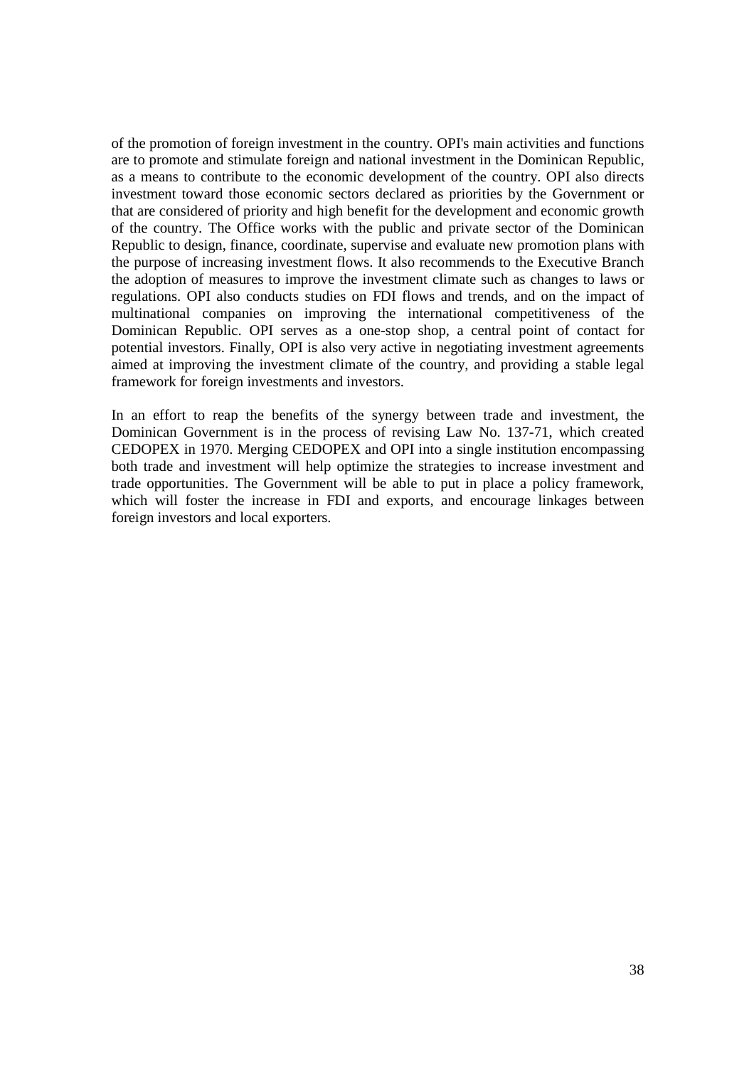of the promotion of foreign investment in the country. OPI's main activities and functions are to promote and stimulate foreign and national investment in the Dominican Republic, as a means to contribute to the economic development of the country. OPI also directs investment toward those economic sectors declared as priorities by the Government or that are considered of priority and high benefit for the development and economic growth of the country. The Office works with the public and private sector of the Dominican Republic to design, finance, coordinate, supervise and evaluate new promotion plans with the purpose of increasing investment flows. It also recommends to the Executive Branch the adoption of measures to improve the investment climate such as changes to laws or regulations. OPI also conducts studies on FDI flows and trends, and on the impact of multinational companies on improving the international competitiveness of the Dominican Republic. OPI serves as a one-stop shop, a central point of contact for potential investors. Finally, OPI is also very active in negotiating investment agreements aimed at improving the investment climate of the country, and providing a stable legal framework for foreign investments and investors.

In an effort to reap the benefits of the synergy between trade and investment, the Dominican Government is in the process of revising Law No. 137-71, which created CEDOPEX in 1970. Merging CEDOPEX and OPI into a single institution encompassing both trade and investment will help optimize the strategies to increase investment and trade opportunities. The Government will be able to put in place a policy framework, which will foster the increase in FDI and exports, and encourage linkages between foreign investors and local exporters.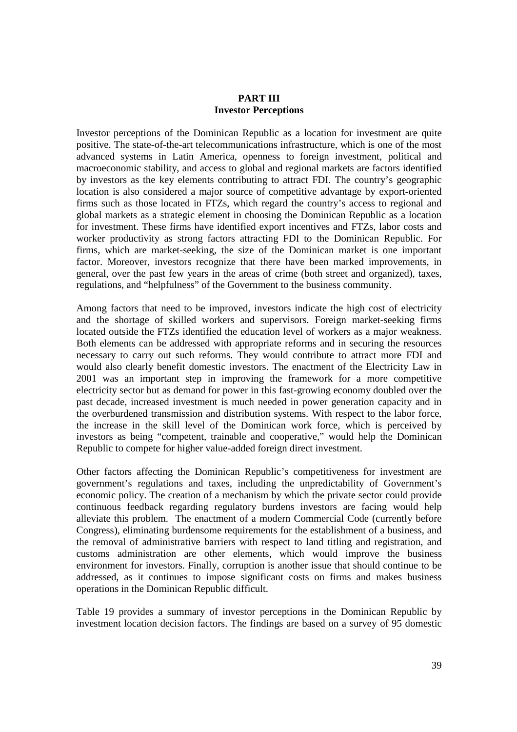# PART III
## Investor Perceptions

Investor perceptions of the Dominican Republic as a location for investment are quite positive. The state-of-the-art telecommunications infrastructure, which is one of the most advanced systems in Latin America, openness to foreign investment, political and macroeconomic stability, and access to global and regional markets are factors identified by investors as the key elements contributing to attract FDI. The country's geographic location is also considered a major source of competitive advantage by export-oriented firms such as those located in FTZs, which regard the country's access to regional and global markets as a strategic element in choosing the Dominican Republic as a location for investment. These firms have identified export incentives and FTZs, labor costs and worker productivity as strong factors attracting FDI to the Dominican Republic. For firms, which are market-seeking, the size of the Dominican market is one important factor. Moreover, investors recognize that there have been marked improvements, in general, over the past few years in the areas of crime (both street and organized), taxes, regulations, and "helpfulness" of the Government to the business community.

Among factors that need to be improved, investors indicate the high cost of electricity and the shortage of skilled workers and supervisors. Foreign market-seeking firms located outside the FTZs identified the education level of workers as a major weakness. Both elements can be addressed with appropriate reforms and in securing the resources necessary to carry out such reforms. They would contribute to attract more FDI and would also clearly benefit domestic investors. The enactment of the Electricity Law in 2001 was an important step in improving the framework for a more competitive electricity sector but as demand for power in this fast-growing economy doubled over the past decade, increased investment is much needed in power generation capacity and in the overburdened transmission and distribution systems. With respect to the labor force, the increase in the skill level of the Dominican work force, which is perceived by investors as being "competent, trainable and cooperative," would help the Dominican Republic to compete for higher value-added foreign direct investment.

Other factors affecting the Dominican Republic's competitiveness for investment are government's regulations and taxes, including the unpredictability of Government's economic policy. The creation of a mechanism by which the private sector could provide continuous feedback regarding regulatory burdens investors are facing would help alleviate this problem. The enactment of a modern Commercial Code (currently before Congress), eliminating burdensome requirements for the establishment of a business, and the removal of administrative barriers with respect to land titling and registration, and customs administration are other elements, which would improve the business environment for investors. Finally, corruption is another issue that should continue to be addressed, as it continues to impose significant costs on firms and makes business operations in the Dominican Republic difficult.

Table 19 provides a summary of investor perceptions in the Dominican Republic by investment location decision factors. The findings are based on a survey of 95 domestic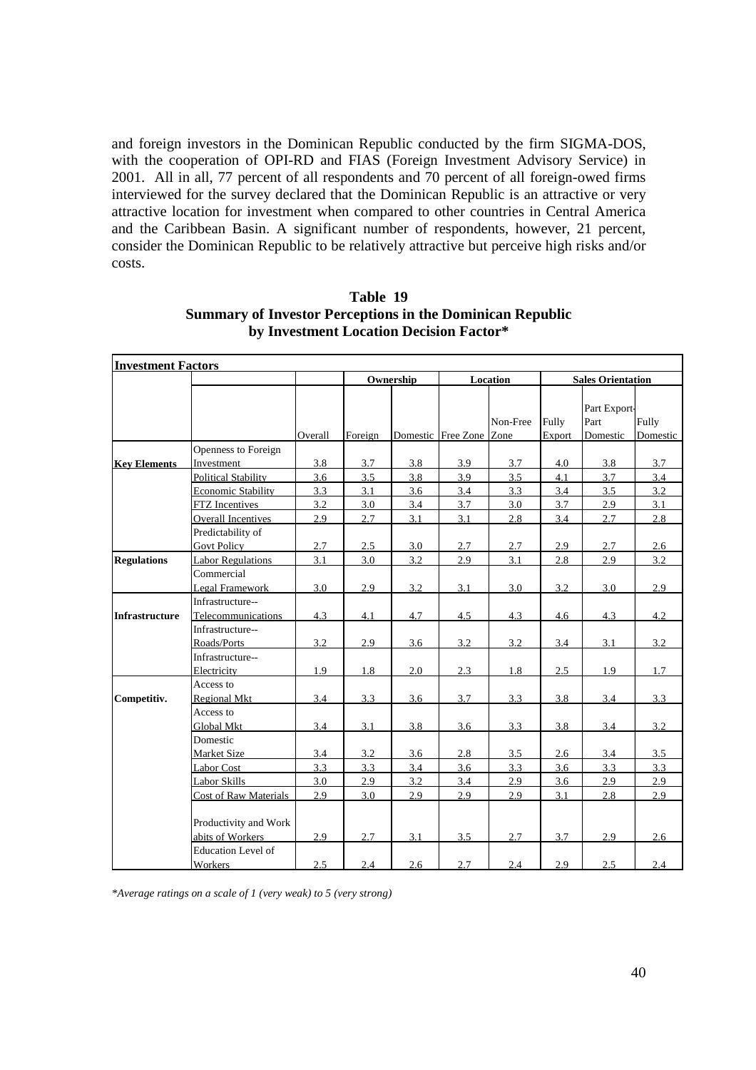and foreign investors in the Dominican Republic conducted by the firm SIGMA-DOS, with the cooperation of OPI-RD and FIAS (Foreign Investment Advisory Service) in 2001. All in all, 77 percent of all respondents and 70 percent of all foreign-owed firms interviewed for the survey declared that the Dominican Republic is an attractive or very attractive location for investment when compared to other countries in Central America and the Caribbean Basin. A significant number of respondents, however, 21 percent, consider the Dominican Republic to be relatively attractive but perceive high risks and/or costs.

**Table 19**
**Summary of Investor Perceptions in the Dominican Republic by Investment Location Decision Factor***

| **Investment Factors** | | | | | | | | | |
|---|---|---|---|---|---|---|---|---|---|
| | | | **Ownership** | | **Location** | | **Sales Orientation** | | |
| | | Overall | Foreign | Domestic | Free Zone | Non-Free Zone | Fully Export | Part Export-Part Domestic | Fully Domestic |
| **Key Elements** | Openness to Foreign Investment | 3.8 | 3.7 | 3.8 | 3.9 | 3.7 | 4.0 | 3.8 | 3.7 |
| | Political Stability | 3.6 | 3.5 | 3.8 | 3.9 | 3.5 | 4.1 | 3.7 | 3.4 |
| | Economic Stability | 3.3 | 3.1 | 3.6 | 3.4 | 3.3 | 3.4 | 3.5 | 3.2 |
| | FTZ Incentives | 3.2 | 3.0 | 3.4 | 3.7 | 3.0 | 3.7 | 2.9 | 3.1 |
| | Overall Incentives | 2.9 | 2.7 | 3.1 | 3.1 | 2.8 | 3.4 | 2.7 | 2.8 |
| | Predictability of Govt Policy | 2.7 | 2.5 | 3.0 | 2.7 | 2.7 | 2.9 | 2.7 | 2.6 |
| **Regulations** | Labor Regulations | 3.1 | 3.0 | 3.2 | 2.9 | 3.1 | 2.8 | 2.9 | 3.2 |
| | Commercial Legal Framework | 3.0 | 2.9 | 3.2 | 3.1 | 3.0 | 3.2 | 3.0 | 2.9 |
| **Infrastructure** | Infrastructure--Telecommunications | 4.3 | 4.1 | 4.7 | 4.5 | 4.3 | 4.6 | 4.3 | 4.2 |
| | Infrastructure--Roads/Ports | 3.2 | 2.9 | 3.6 | 3.2 | 3.2 | 3.4 | 3.1 | 3.2 |
| | Infrastructure--Electricity | 1.9 | 1.8 | 2.0 | 2.3 | 1.8 | 2.5 | 1.9 | 1.7 |
| **Competitiv.** | Access to Regional Mkt | 3.4 | 3.3 | 3.6 | 3.7 | 3.3 | 3.8 | 3.4 | 3.3 |
| | Access to Global Mkt | 3.4 | 3.1 | 3.8 | 3.6 | 3.3 | 3.8 | 3.4 | 3.2 |
| | Domestic Market Size | 3.4 | 3.2 | 3.6 | 2.8 | 3.5 | 2.6 | 3.4 | 3.5 |
| | Labor Cost | 3.3 | 3.3 | 3.4 | 3.6 | 3.3 | 3.6 | 3.3 | 3.3 |
| | Labor Skills | 3.0 | 2.9 | 3.2 | 3.4 | 2.9 | 3.6 | 2.9 | 2.9 |
| | Cost of Raw Materials | 2.9 | 3.0 | 2.9 | 2.9 | 2.9 | 3.1 | 2.8 | 2.9 |
| | Productivity and Work abits of Workers | 2.9 | 2.7 | 3.1 | 3.5 | 2.7 | 3.7 | 2.9 | 2.6 |
| | Education Level of Workers | 2.5 | 2.4 | 2.6 | 2.7 | 2.4 | 2.9 | 2.5 | 2.4 |

*\*Average ratings on a scale of 1 (very weak) to 5 (very strong)*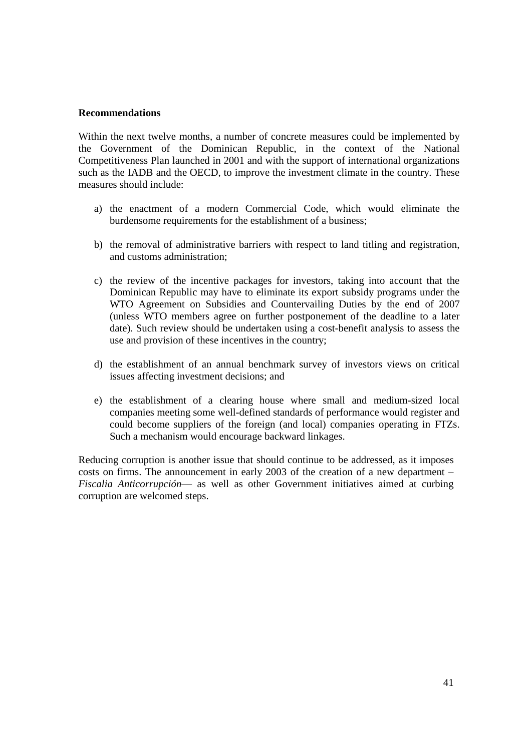**Recommendations**

Within the next twelve months, a number of concrete measures could be implemented by the Government of the Dominican Republic, in the context of the National Competitiveness Plan launched in 2001 and with the support of international organizations such as the IADB and the OECD, to improve the investment climate in the country. These measures should include:

a) the enactment of a modern Commercial Code, which would eliminate the burdensome requirements for the establishment of a business;

b) the removal of administrative barriers with respect to land titling and registration, and customs administration;

c) the review of the incentive packages for investors, taking into account that the Dominican Republic may have to eliminate its export subsidy programs under the WTO Agreement on Subsidies and Countervailing Duties by the end of 2007 (unless WTO members agree on further postponement of the deadline to a later date). Such review should be undertaken using a cost-benefit analysis to assess the use and provision of these incentives in the country;

d) the establishment of an annual benchmark survey of investors views on critical issues affecting investment decisions; and

e) the establishment of a clearing house where small and medium-sized local companies meeting some well-defined standards of performance would register and could become suppliers of the foreign (and local) companies operating in FTZs. Such a mechanism would encourage backward linkages.

Reducing corruption is another issue that should continue to be addressed, as it imposes costs on firms. The announcement in early 2003 of the creation of a new department – *Fiscalia Anticorrupción*— as well as other Government initiatives aimed at curbing corruption are welcomed steps.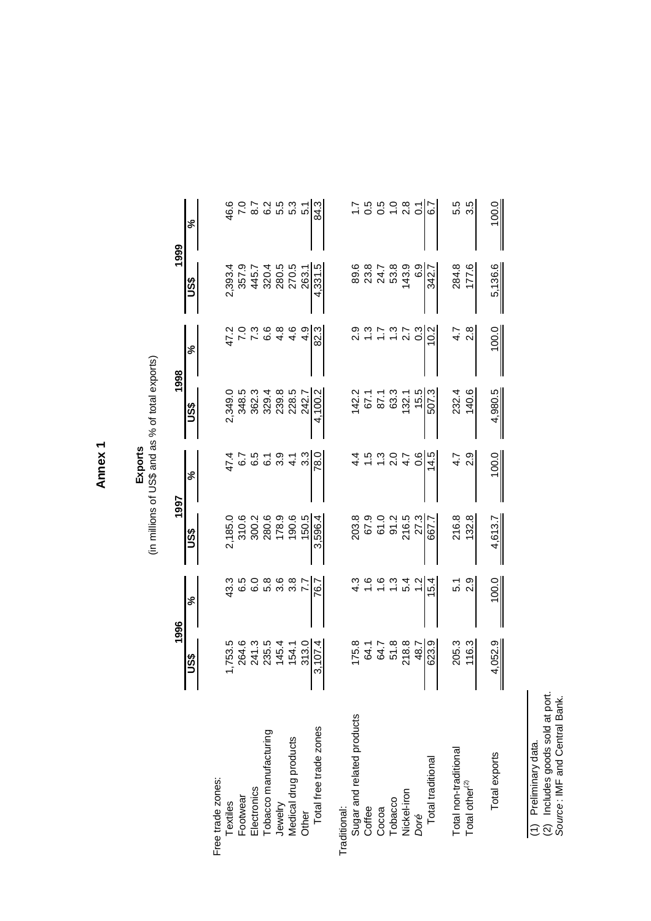# Annex 1

**Exports**
(in millions of US$ and as % of total exports)

| | 1996 | | 1997 | | 1998 | | 1999 | |
|---|---|---|---|---|---|---|---|---|
| | US$ | % | US$ | % | US$ | % | US$ | % |
| Free trade zones: | | | | | | | | |
| Textiles | 1,753.5 | 43.3 | 2,185.0 | 47.4 | 2,349.0 | 47.2 | 2,393.4 | 46.6 |
| Footwear | 264.6 | 6.5 | 310.6 | 6.7 | 348.5 | 7.0 | 357.9 | 7.0 |
| Electronics | 241.3 | 6.0 | 300.2 | 6.5 | 362.3 | 7.3 | 445.7 | 8.7 |
| Tobacco manufacturing | 235.5 | 5.8 | 280.6 | 6.1 | 329.4 | 6.6 | 320.4 | 6.2 |
| Jewelry | 145.4 | 3.6 | 178.9 | 3.9 | 239.8 | 4.8 | 280.5 | 5.5 |
| Medical drug products | 154.1 | 3.8 | 190.6 | 4.1 | 228.5 | 4.6 | 270.5 | 5.3 |
| Other | 313.0 | 7.7 | 150.5 | 3.3 | 242.7 | 4.9 | 263.1 | 5.1 |
| Total free trade zones | 3,107.4 | 76.7 | 3,596.4 | 78.0 | 4,100.2 | 82.3 | 4,331.5 | 84.3 |
| Traditional: | | | | | | | | |
| Sugar and related products | 175.8 | 4.3 | 203.8 | 4.4 | 142.2 | 2.9 | 89.6 | 1.7 |
| Coffee | 64.1 | 1.6 | 67.9 | 1.5 | 67.1 | 1.3 | 23.8 | 0.5 |
| Cocoa | 64.7 | 1.6 | 61.0 | 1.3 | 87.1 | 1.7 | 24.7 | 0.5 |
| Tobacco | 51.8 | 1.3 | 91.2 | 2.0 | 63.3 | 1.3 | 53.8 | 1.0 |
| Nickel-iron | 218.8 | 5.4 | 216.5 | 4.7 | 132.1 | 2.7 | 143.9 | 2.8 |
| *Doré* | 48.7 | 1.2 | 27.3 | 0.6 | 15.5 | 0.3 | 6.9 | 0.1 |
| Total traditional | 623.9 | 15.4 | 667.7 | 14.5 | 507.3 | 10.2 | 342.7 | 6.7 |
| Total non-traditional | 205.3 | 5.1 | 216.8 | 4.7 | 232.4 | 4.7 | 284.8 | 5.5 |
| Total other[2] | 116.3 | 2.9 | 132.8 | 2.9 | 140.6 | 2.8 | 177.6 | 3.5 |
| Total exports | 4,052.9 | 100.0 | 4,613.7 | 100.0 | 4,980.5 | 100.0 | 5,136.6 | 100.0 |

(1) Preliminary data.
(2) Includes goods sold at port.
*Source*: IMF and Central Bank.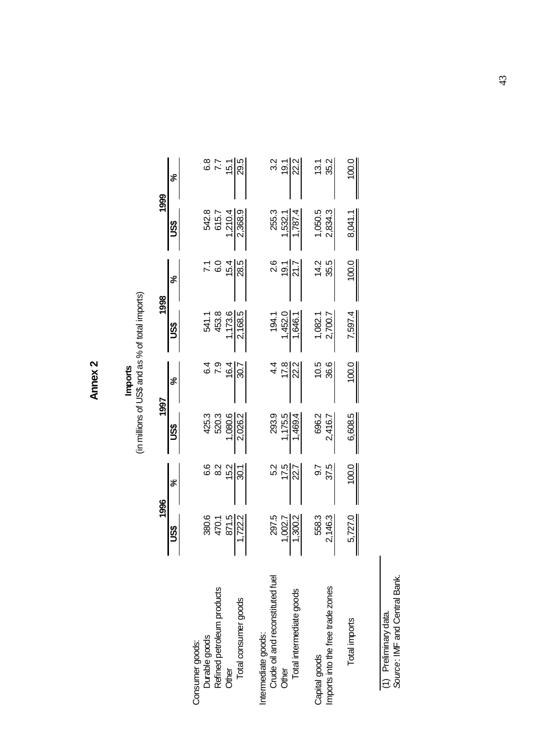# Annex 2

**Imports**

(in millions of US$ and as % of total imports)

| | 1996 | | 1997 | | 1998 | | 1999 | |
|---|---|---|---|---|---|---|---|---|
| | US$ | % | US$ | % | US$ | % | US$ | % |
| Consumer goods: | | | | | | | | |
| Durable goods | 380.6 | 6.6 | 425.3 | 6.4 | 541.1 | 7.1 | 542.8 | 6.8 |
| Refined petroleum products | 470.1 | 8.2 | 520.3 | 7.9 | 453.8 | 6.0 | 615.7 | 7.7 |
| Other | 871.5 | 15.2 | 1,080.6 | 16.4 | 1,173.6 | 15.4 | 1,210.4 | 15.1 |
| Total consumer goods | 1,722.2 | 30.1 | 2,026.2 | 30.7 | 2,168.5 | 28.5 | 2,368.9 | 29.5 |
| Intermediate goods: | | | | | | | | |
| Crude oil and reconstituted fuel | 297.5 | 5.2 | 293.9 | 4.4 | 194.1 | 2.6 | 255.3 | 3.2 |
| Other | 1,002.7 | 17.5 | 1,175.5 | 17.8 | 1,452.0 | 19.1 | 1,532.1 | 19.1 |
| Total intermediate goods | 1,300.2 | 22.7 | 1,469.4 | 22.2 | 1,646.1 | 21.7 | 1,787.4 | 22.2 |
| Capital goods | 558.3 | 9.7 | 696.2 | 10.5 | 1,082.1 | 14.2 | 1,050.5 | 13.1 |
| Imports into the free trade zones | 2,146.3 | 37.5 | 2,416.7 | 36.6 | 2,700.7 | 35.5 | 2,834.3 | 35.2 |
| Total imports | 5,727.0 | 100.0 | 6,608.5 | 100.0 | 7,597.4 | 100.0 | 8,041.1 | 100.0 |

(1) Preliminary data.
*Source*: IMF and Central Bank.